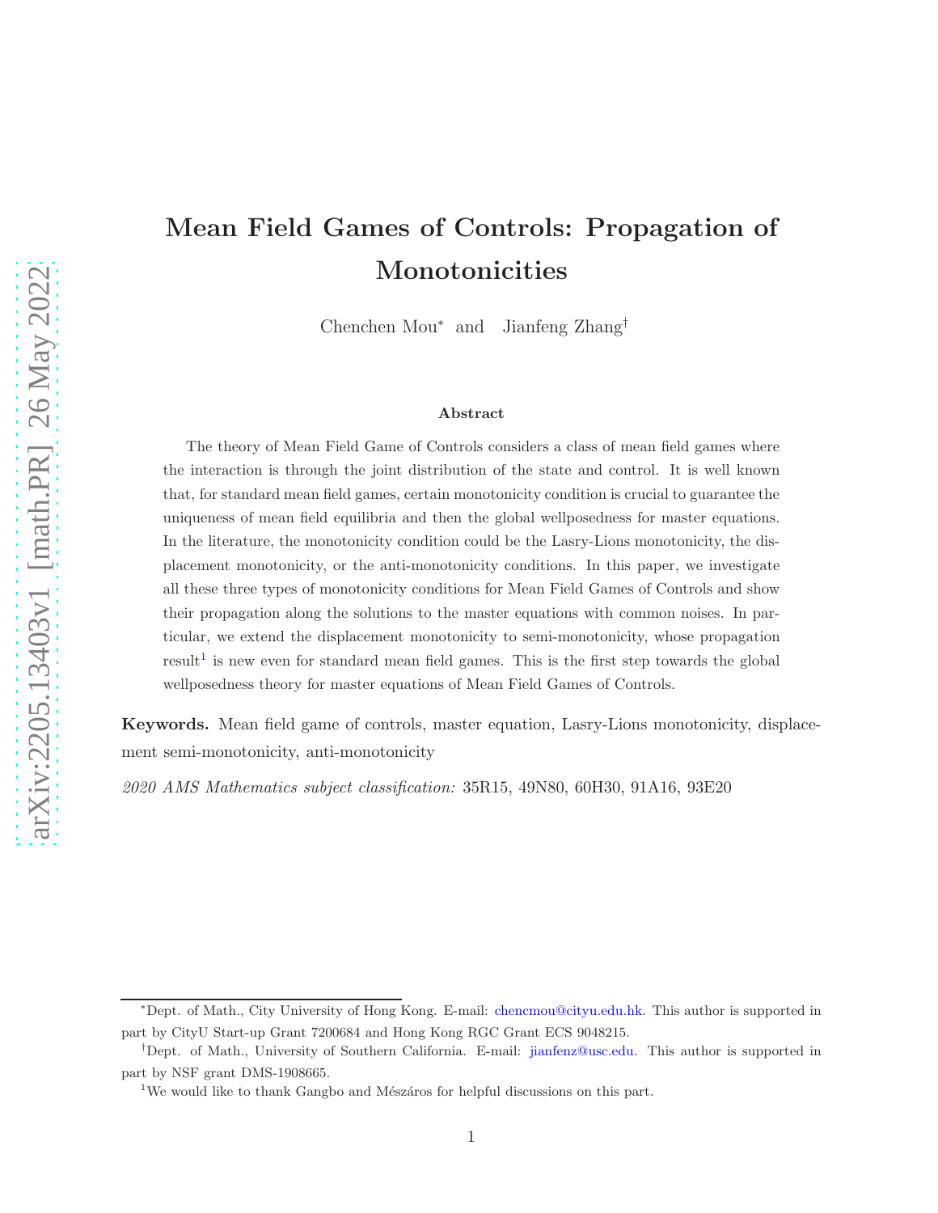# Mean Field Games of Controls: Propagation of Monotonicities

Chenchen Mou* and Jianfeng Zhang†

### Abstract

The theory of Mean Field Game of Controls considers a class of mean field games where the interaction is through the joint distribution of the state and control. It is well known that, for standard mean field games, certain monotonicity condition is crucial to guarantee the uniqueness of mean field equilibria and then the global wellposedness for master equations. In the literature, the monotonicity condition could be the Lasry-Lions monotonicity, the displacement monotonicity, or the anti-monotonicity conditions. In this paper, we investigate all these three types of monotonicity conditions for Mean Field Games of Controls and show their propagation along the solutions to the master equations with common noises. In particular, we extend the displacement monotonicity to semi-monotonicity, whose propagation result[1] is new even for standard mean field games. This is the first step towards the global wellposedness theory for master equations of Mean Field Games of Controls.

**Keywords.** Mean field game of controls, master equation, Lasry-Lions monotonicity, displacement semi-monotonicity, anti-monotonicity

*2020 AMS Mathematics subject classification:* 35R15, 49N80, 60H30, 91A16, 93E20

---

*Dept. of Math., City University of Hong Kong. E-mail: chencmou@cityu.edu.hk. This author is supported in part by CityU Start-up Grant 7200684 and Hong Kong RGC Grant ECS 9048215.

†Dept. of Math., University of Southern California. E-mail: jianfenz@usc.edu. This author is supported in part by NSF grant DMS-1908665.

[1] We would like to thank Gangbo and Mészáros for helpful discussions on this part.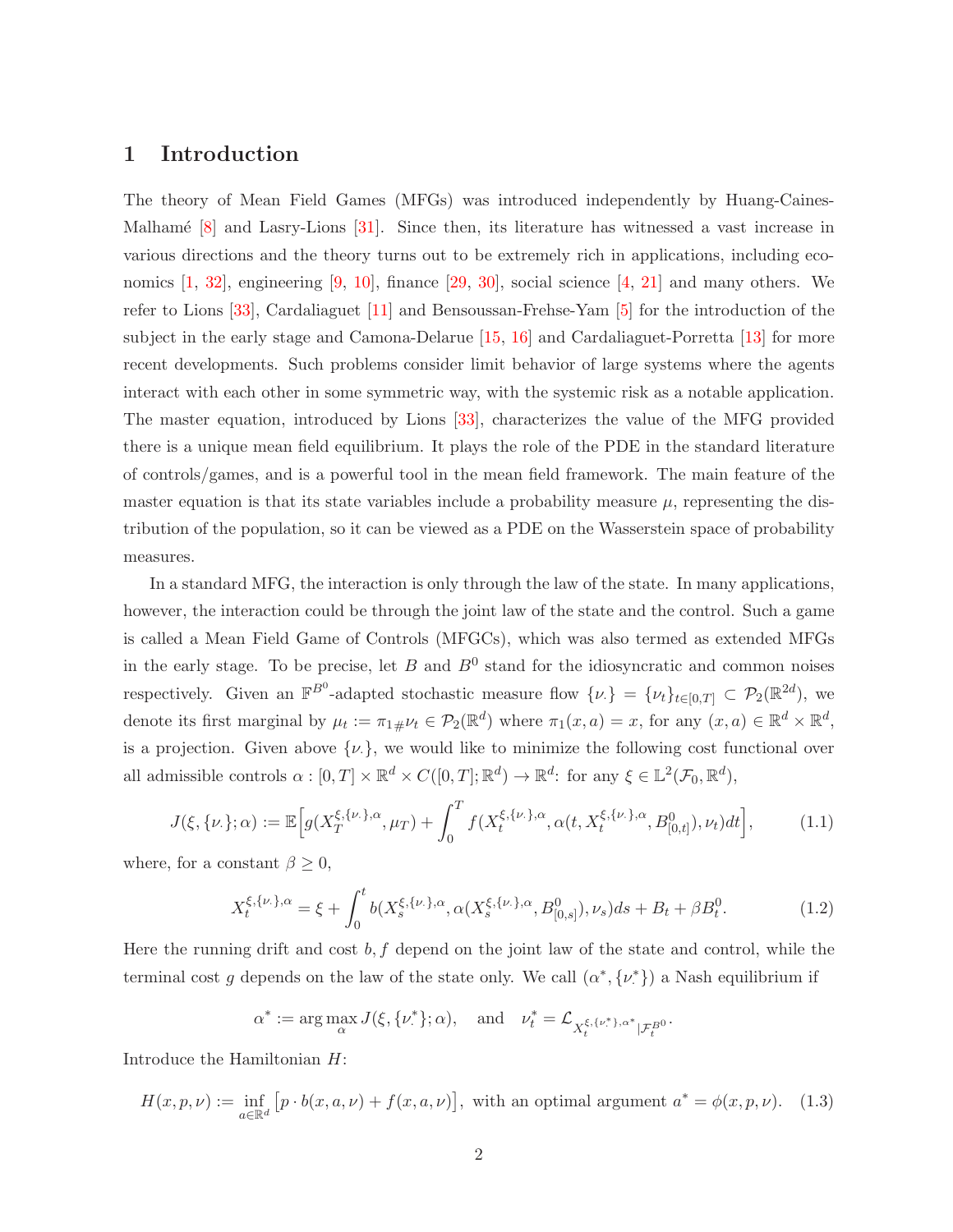# 1 Introduction

The theory of Mean Field Games (MFGs) was introduced independently by Huang-Caines-Malhamé [8] and Lasry-Lions [31]. Since then, its literature has witnessed a vast increase in various directions and the theory turns out to be extremely rich in applications, including economics [1, 32], engineering [9, 10], finance [29, 30], social science [4, 21] and many others. We refer to Lions [33], Cardaliaguet [11] and Bensoussan-Frehse-Yam [5] for the introduction of the subject in the early stage and Camona-Delarue [15, 16] and Cardaliaguet-Porretta [13] for more recent developments. Such problems consider limit behavior of large systems where the agents interact with each other in some symmetric way, with the systemic risk as a notable application. The master equation, introduced by Lions [33], characterizes the value of the MFG provided there is a unique mean field equilibrium. It plays the role of the PDE in the standard literature of controls/games, and is a powerful tool in the mean field framework. The main feature of the master equation is that its state variables include a probability measure $\mu$, representing the distribution of the population, so it can be viewed as a PDE on the Wasserstein space of probability measures.

In a standard MFG, the interaction is only through the law of the state. In many applications, however, the interaction could be through the joint law of the state and the control. Such a game is called a Mean Field Game of Controls (MFGCs), which was also termed as extended MFGs in the early stage. To be precise, let $B$ and $B^0$ stand for the idiosyncratic and common noises respectively. Given an $\mathbb{F}^{B^0}$-adapted stochastic measure flow $\{\nu_\cdot\} = \{\nu_t\}_{t\in[0,T]} \subset \mathcal{P}_2(\mathbb{R}^{2d})$, we denote its first marginal by $\mu_t := \pi_{1\#}\nu_t \in \mathcal{P}_2(\mathbb{R}^d)$ where $\pi_1(x,a) = x$, for any $(x,a) \in \mathbb{R}^d \times \mathbb{R}^d$, is a projection. Given above $\{\nu_\cdot\}$, we would like to minimize the following cost functional over all admissible controls $\alpha : [0,T] \times \mathbb{R}^d \times C([0,T];\mathbb{R}^d) \to \mathbb{R}^d$: for any $\xi \in \mathbb{L}^2(\mathcal{F}_0, \mathbb{R}^d)$,

$$J(\xi, \{\nu_\cdot\}; \alpha) := \mathbb{E}\Big[g(X_T^{\xi,\{\nu_\cdot\},\alpha}, \mu_T) + \int_0^T f(X_t^{\xi,\{\nu_\cdot\},\alpha}, \alpha(t, X_t^{\xi,\{\nu_\cdot\},\alpha}, B^0_{[0,t]}), \nu_t)dt\Big], \tag{1.1}$$

where, for a constant $\beta \geq 0$,

$$X_t^{\xi,\{\nu_\cdot\},\alpha} = \xi + \int_0^t b(X_s^{\xi,\{\nu_\cdot\},\alpha}, \alpha(X_s^{\xi,\{\nu_\cdot\},\alpha}, B^0_{[0,s]}), \nu_s)ds + B_t + \beta B^0_t. \tag{1.2}$$

Here the running drift and cost $b, f$ depend on the joint law of the state and control, while the terminal cost $g$ depends on the law of the state only. We call $(\alpha^*, \{\nu^*_\cdot\})$ a Nash equilibrium if

$$\alpha^* := \arg\max_\alpha J(\xi, \{\nu^*_\cdot\}; \alpha), \quad \text{and} \quad \nu^*_t = \mathcal{L}_{X_t^{\xi,\{\nu^*_\cdot\},\alpha^*}|\mathcal{F}_t^{B^0}}.$$

Introduce the Hamiltonian $H$:

$$H(x,p,\nu) := \inf_{a\in\mathbb{R}^d}\big[p\cdot b(x,a,\nu) + f(x,a,\nu)\big], \text{ with an optimal argument } a^* = \phi(x,p,\nu). \tag{1.3}$$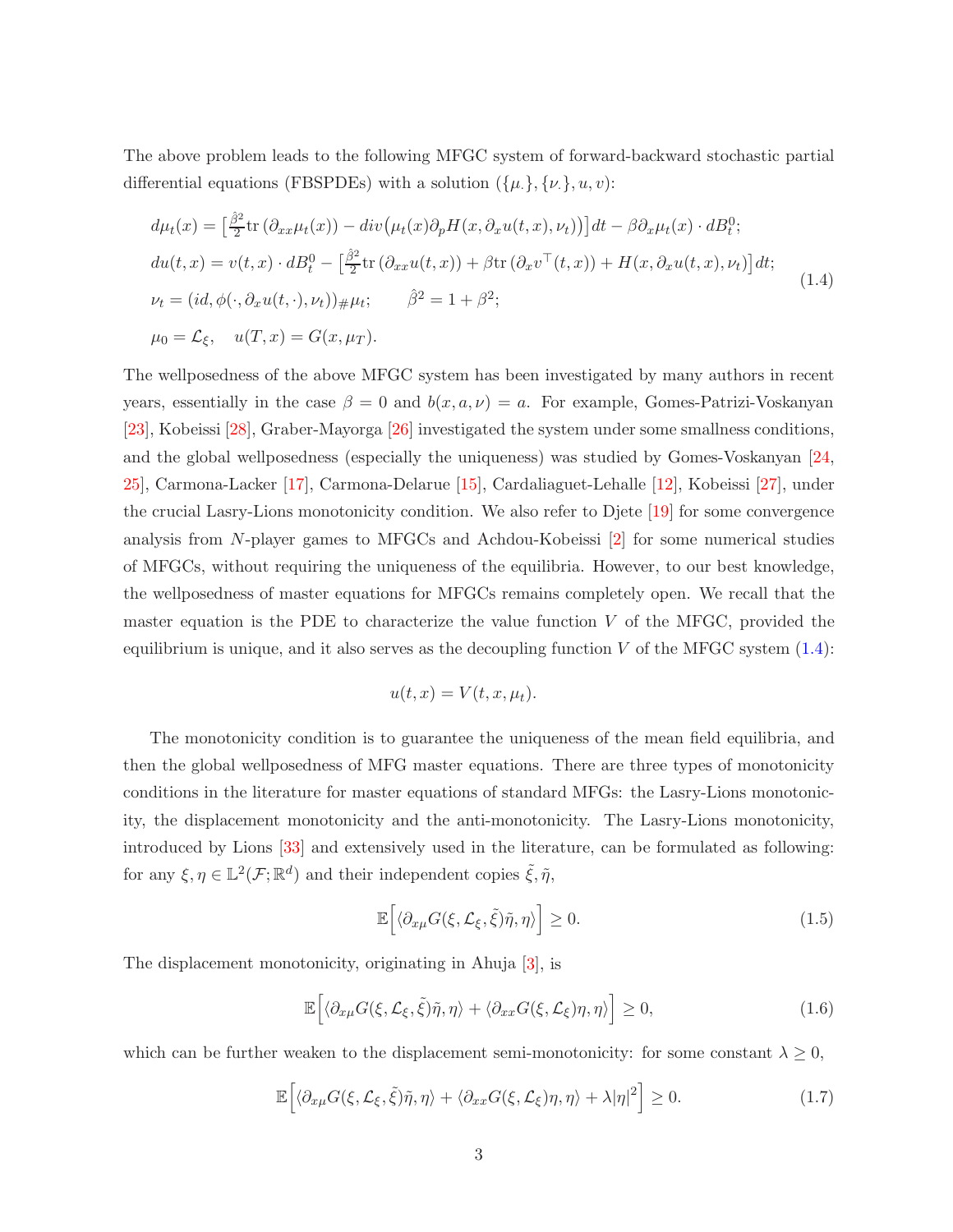The above problem leads to the following MFGC system of forward-backward stochastic partial differential equations (FBSPDEs) with a solution $(\{\mu_\cdot\}, \{\nu_\cdot\}, u, v)$:

$$
\begin{aligned}
&d\mu_t(x) = \Big[\frac{\hat\beta^2}{2}\text{tr}\left(\partial_{xx}\mu_t(x)\right) - div\big(\mu_t(x)\partial_p H(x, \partial_x u(t,x), \nu_t)\big)\Big]dt - \beta \partial_x \mu_t(x)\cdot dB_t^0;\\
&du(t,x) = v(t,x)\cdot dB_t^0 - \Big[\frac{\hat\beta^2}{2}\text{tr}\left(\partial_{xx}u(t,x)\right) + \beta \text{tr}\left(\partial_x v^\top(t,x)\right) + H(x, \partial_x u(t,x), \nu_t)\Big]dt;\\
&\nu_t = (id, \phi(\cdot, \partial_x u(t,\cdot), \nu_t))_{\#}\mu_t; \qquad \hat\beta^2 = 1+\beta^2;\\
&\mu_0 = \mathcal{L}_\xi, \quad u(T,x) = G(x, \mu_T).
\end{aligned}
\tag{1.4}
$$

The wellposedness of the above MFGC system has been investigated by many authors in recent years, essentially in the case $\beta = 0$ and $b(x,a,\nu) = a$. For example, Gomes-Patrizi-Voskanyan [23], Kobeissi [28], Graber-Mayorga [26] investigated the system under some smallness conditions, and the global wellposedness (especially the uniqueness) was studied by Gomes-Voskanyan [24, 25], Carmona-Lacker [17], Carmona-Delarue [15], Cardaliaguet-Lehalle [12], Kobeissi [27], under the crucial Lasry-Lions monotonicity condition. We also refer to Djete [19] for some convergence analysis from $N$-player games to MFGCs and Achdou-Kobeissi [2] for some numerical studies of MFGCs, without requiring the uniqueness of the equilibria. However, to our best knowledge, the wellposedness of master equations for MFGCs remains completely open. We recall that the master equation is the PDE to characterize the value function $V$ of the MFGC, provided the equilibrium is unique, and it also serves as the decoupling function $V$ of the MFGC system (1.4):

$$
u(t,x) = V(t,x,\mu_t).
$$

The monotonicity condition is to guarantee the uniqueness of the mean field equilibria, and then the global wellposedness of MFG master equations. There are three types of monotonicity conditions in the literature for master equations of standard MFGs: the Lasry-Lions monotonicity, the displacement monotonicity and the anti-monotonicity. The Lasry-Lions monotonicity, introduced by Lions [33] and extensively used in the literature, can be formulated as following: for any $\xi, \eta \in \mathbb{L}^2(\mathcal{F}; \mathbb{R}^d)$ and their independent copies $\tilde\xi, \tilde\eta$,

$$
\mathbb{E}\Big[\langle \partial_{x\mu} G(\xi, \mathcal{L}_\xi, \tilde\xi)\tilde\eta, \eta\rangle\Big] \geq 0. \tag{1.5}
$$

The displacement monotonicity, originating in Ahuja [3], is

$$
\mathbb{E}\Big[\langle \partial_{x\mu} G(\xi, \mathcal{L}_\xi, \tilde\xi)\tilde\eta, \eta\rangle + \langle \partial_{xx} G(\xi, \mathcal{L}_\xi)\eta, \eta\rangle\Big] \geq 0, \tag{1.6}
$$

which can be further weaken to the displacement semi-monotonicity: for some constant $\lambda \geq 0$,

$$
\mathbb{E}\Big[\langle \partial_{x\mu} G(\xi, \mathcal{L}_\xi, \tilde\xi)\tilde\eta, \eta\rangle + \langle \partial_{xx} G(\xi, \mathcal{L}_\xi)\eta, \eta\rangle + \lambda|\eta|^2\Big] \geq 0. \tag{1.7}
$$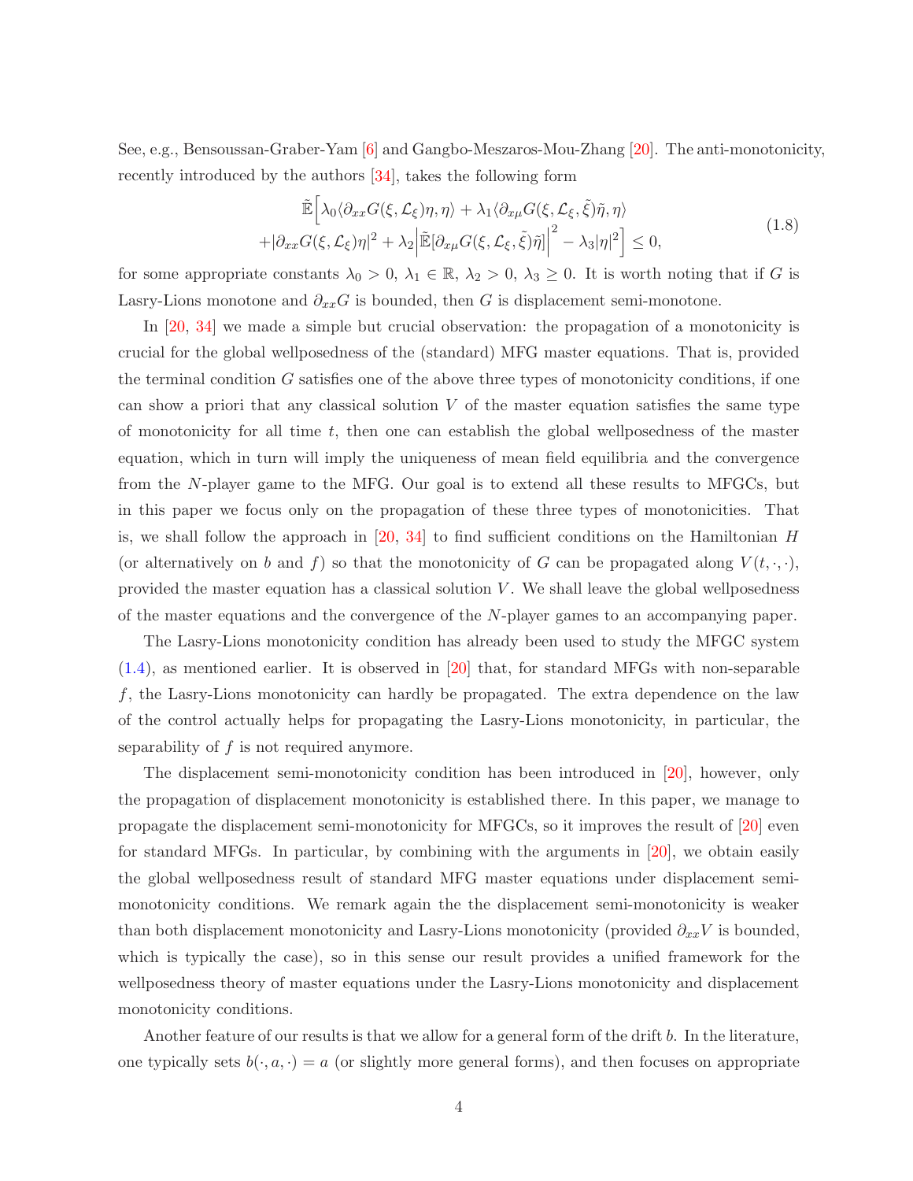See, e.g., Bensoussan-Graber-Yam [6] and Gangbo-Meszaros-Mou-Zhang [20]. The anti-monotonicity, recently introduced by the authors [34], takes the following form

$$
\begin{aligned}
&\tilde{\mathbb{E}}\Big[\lambda_0\langle\partial_{xx}G(\xi,\mathcal{L}_\xi)\eta,\eta\rangle+\lambda_1\langle\partial_{x\mu}G(\xi,\mathcal{L}_\xi,\tilde{\xi})\tilde{\eta},\eta\rangle \\
&+|\partial_{xx}G(\xi,\mathcal{L}_\xi)\eta|^2+\lambda_2\Big|\tilde{\mathbb{E}}[\partial_{x\mu}G(\xi,\mathcal{L}_\xi,\tilde{\xi})\tilde{\eta}]\Big|^2-\lambda_3|\eta|^2\Big]\le 0,
\end{aligned}
\tag{1.8}
$$

for some appropriate constants $\lambda_0>0$, $\lambda_1\in\mathbb{R}$, $\lambda_2>0$, $\lambda_3\ge 0$. It is worth noting that if $G$ is Lasry-Lions monotone and $\partial_{xx}G$ is bounded, then $G$ is displacement semi-monotone.

In [20, 34] we made a simple but crucial observation: the propagation of a monotonicity is crucial for the global wellposedness of the (standard) MFG master equations. That is, provided the terminal condition $G$ satisfies one of the above three types of monotonicity conditions, if one can show a priori that any classical solution $V$ of the master equation satisfies the same type of monotonicity for all time $t$, then one can establish the global wellposedness of the master equation, which in turn will imply the uniqueness of mean field equilibria and the convergence from the $N$-player game to the MFG. Our goal is to extend all these results to MFGCs, but in this paper we focus only on the propagation of these three types of monotonicities. That is, we shall follow the approach in [20, 34] to find sufficient conditions on the Hamiltonian $H$ (or alternatively on $b$ and $f$) so that the monotonicity of $G$ can be propagated along $V(t,\cdot,\cdot)$, provided the master equation has a classical solution $V$. We shall leave the global wellposedness of the master equations and the convergence of the $N$-player games to an accompanying paper.

The Lasry-Lions monotonicity condition has already been used to study the MFGC system (1.4), as mentioned earlier. It is observed in [20] that, for standard MFGs with non-separable $f$, the Lasry-Lions monotonicity can hardly be propagated. The extra dependence on the law of the control actually helps for propagating the Lasry-Lions monotonicity, in particular, the separability of $f$ is not required anymore.

The displacement semi-monotonicity condition has been introduced in [20], however, only the propagation of displacement monotonicity is established there. In this paper, we manage to propagate the displacement semi-monotonicity for MFGCs, so it improves the result of [20] even for standard MFGs. In particular, by combining with the arguments in [20], we obtain easily the global wellposedness result of standard MFG master equations under displacement semi-monotonicity conditions. We remark again the the displacement semi-monotonicity is weaker than both displacement monotonicity and Lasry-Lions monotonicity (provided $\partial_{xx}V$ is bounded, which is typically the case), so in this sense our result provides a unified framework for the wellposedness theory of master equations under the Lasry-Lions monotonicity and displacement monotonicity conditions.

Another feature of our results is that we allow for a general form of the drift $b$. In the literature, one typically sets $b(\cdot,a,\cdot)=a$ (or slightly more general forms), and then focuses on appropriate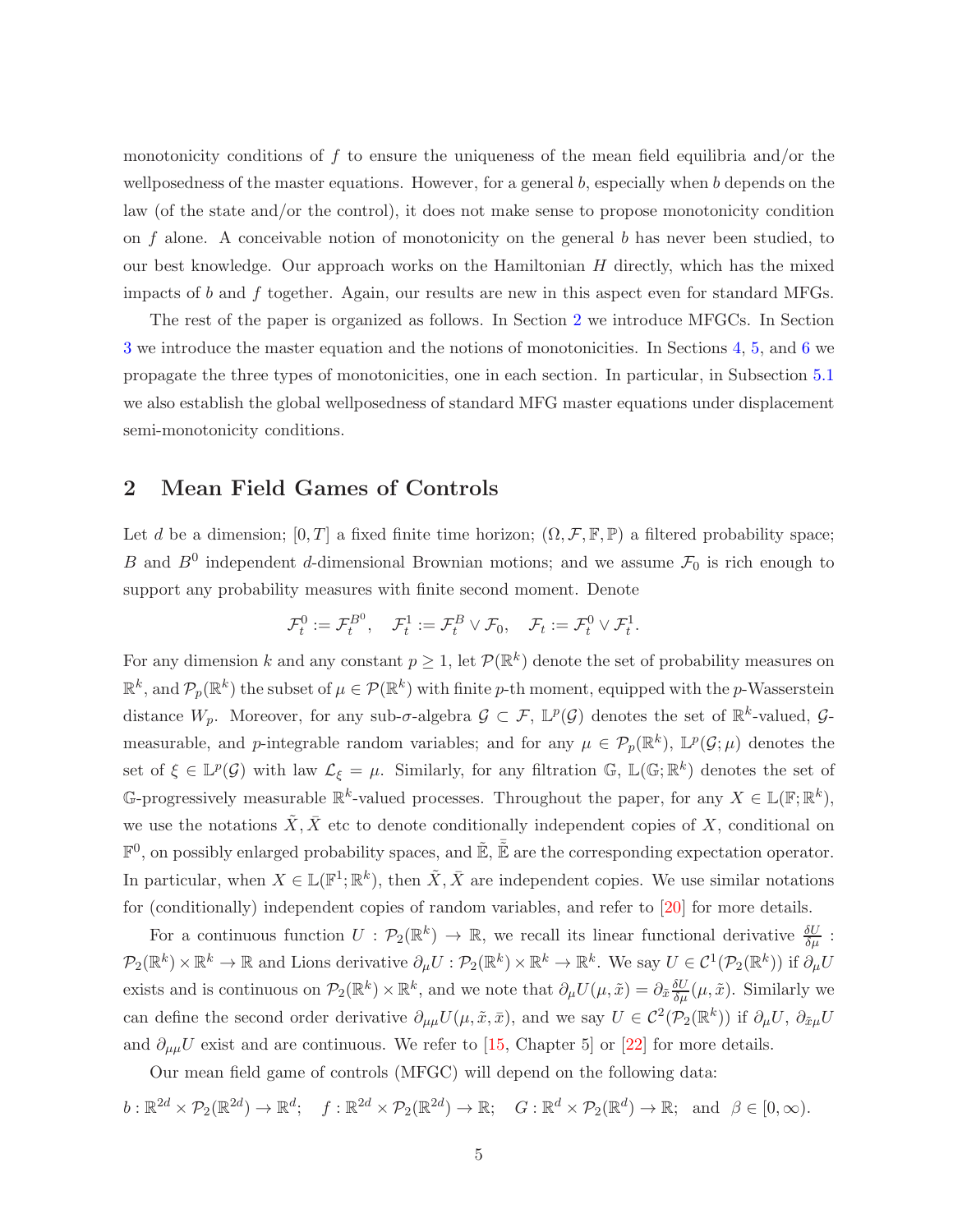monotonicity conditions of $f$ to ensure the uniqueness of the mean field equilibria and/or the wellposedness of the master equations. However, for a general $b$, especially when $b$ depends on the law (of the state and/or the control), it does not make sense to propose monotonicity condition on $f$ alone. A conceivable notion of monotonicity on the general $b$ has never been studied, to our best knowledge. Our approach works on the Hamiltonian $H$ directly, which has the mixed impacts of $b$ and $f$ together. Again, our results are new in this aspect even for standard MFGs.

The rest of the paper is organized as follows. In Section 2 we introduce MFGCs. In Section 3 we introduce the master equation and the notions of monotonicities. In Sections 4, 5, and 6 we propagate the three types of monotonicities, one in each section. In particular, in Subsection 5.1 we also establish the global wellposedness of standard MFG master equations under displacement semi-monotonicity conditions.

## 2 Mean Field Games of Controls

Let $d$ be a dimension; $[0,T]$ a fixed finite time horizon; $(\Omega, \mathcal{F}, \mathbb{F}, \mathbb{P})$ a filtered probability space; $B$ and $B^0$ independent $d$-dimensional Brownian motions; and we assume $\mathcal{F}_0$ is rich enough to support any probability measures with finite second moment. Denote

$$\mathcal{F}_t^0 := \mathcal{F}_t^{B^0}, \quad \mathcal{F}_t^1 := \mathcal{F}_t^B \vee \mathcal{F}_0, \quad \mathcal{F}_t := \mathcal{F}_t^0 \vee \mathcal{F}_t^1.$$

For any dimension $k$ and any constant $p \geq 1$, let $\mathcal{P}(\mathbb{R}^k)$ denote the set of probability measures on $\mathbb{R}^k$, and $\mathcal{P}_p(\mathbb{R}^k)$ the subset of $\mu \in \mathcal{P}(\mathbb{R}^k)$ with finite $p$-th moment, equipped with the $p$-Wasserstein distance $W_p$. Moreover, for any sub-$\sigma$-algebra $\mathcal{G} \subset \mathcal{F}$, $\mathbb{L}^p(\mathcal{G})$ denotes the set of $\mathbb{R}^k$-valued, $\mathcal{G}$-measurable, and $p$-integrable random variables; and for any $\mu \in \mathcal{P}_p(\mathbb{R}^k)$, $\mathbb{L}^p(\mathcal{G};\mu)$ denotes the set of $\xi \in \mathbb{L}^p(\mathcal{G})$ with law $\mathcal{L}_\xi = \mu$. Similarly, for any filtration $\mathbb{G}$, $\mathbb{L}(\mathbb{G};\mathbb{R}^k)$ denotes the set of $\mathbb{G}$-progressively measurable $\mathbb{R}^k$-valued processes. Throughout the paper, for any $X \in \mathbb{L}(\mathbb{F};\mathbb{R}^k)$, we use the notations $\tilde{X}, \bar{X}$ etc to denote conditionally independent copies of $X$, conditional on $\mathbb{F}^0$, on possibly enlarged probability spaces, and $\tilde{\mathbb{E}}, \bar{\tilde{\mathbb{E}}}$ are the corresponding expectation operator. In particular, when $X \in \mathbb{L}(\mathbb{F}^1;\mathbb{R}^k)$, then $\tilde{X}, \bar{X}$ are independent copies. We use similar notations for (conditionally) independent copies of random variables, and refer to [20] for more details.

For a continuous function $U : \mathcal{P}_2(\mathbb{R}^k) \to \mathbb{R}$, we recall its linear functional derivative $\frac{\delta U}{\delta \mu} : \mathcal{P}_2(\mathbb{R}^k) \times \mathbb{R}^k \to \mathbb{R}$ and Lions derivative $\partial_\mu U : \mathcal{P}_2(\mathbb{R}^k) \times \mathbb{R}^k \to \mathbb{R}^k$. We say $U \in \mathcal{C}^1(\mathcal{P}_2(\mathbb{R}^k))$ if $\partial_\mu U$ exists and is continuous on $\mathcal{P}_2(\mathbb{R}^k) \times \mathbb{R}^k$, and we note that $\partial_\mu U(\mu, \tilde{x}) = \partial_{\tilde{x}} \frac{\delta U}{\delta \mu}(\mu, \tilde{x})$. Similarly we can define the second order derivative $\partial_{\mu\mu} U(\mu, \tilde{x}, \bar{x})$, and we say $U \in \mathcal{C}^2(\mathcal{P}_2(\mathbb{R}^k))$ if $\partial_\mu U$, $\partial_{\tilde{x}\mu} U$ and $\partial_{\mu\mu} U$ exist and are continuous. We refer to [15, Chapter 5] or [22] for more details.

Our mean field game of controls (MFGC) will depend on the following data:

$$b : \mathbb{R}^{2d} \times \mathcal{P}_2(\mathbb{R}^{2d}) \to \mathbb{R}^d; \quad f : \mathbb{R}^{2d} \times \mathcal{P}_2(\mathbb{R}^{2d}) \to \mathbb{R}; \quad G : \mathbb{R}^d \times \mathcal{P}_2(\mathbb{R}^d) \to \mathbb{R}; \text{ and } \beta \in [0, \infty).$$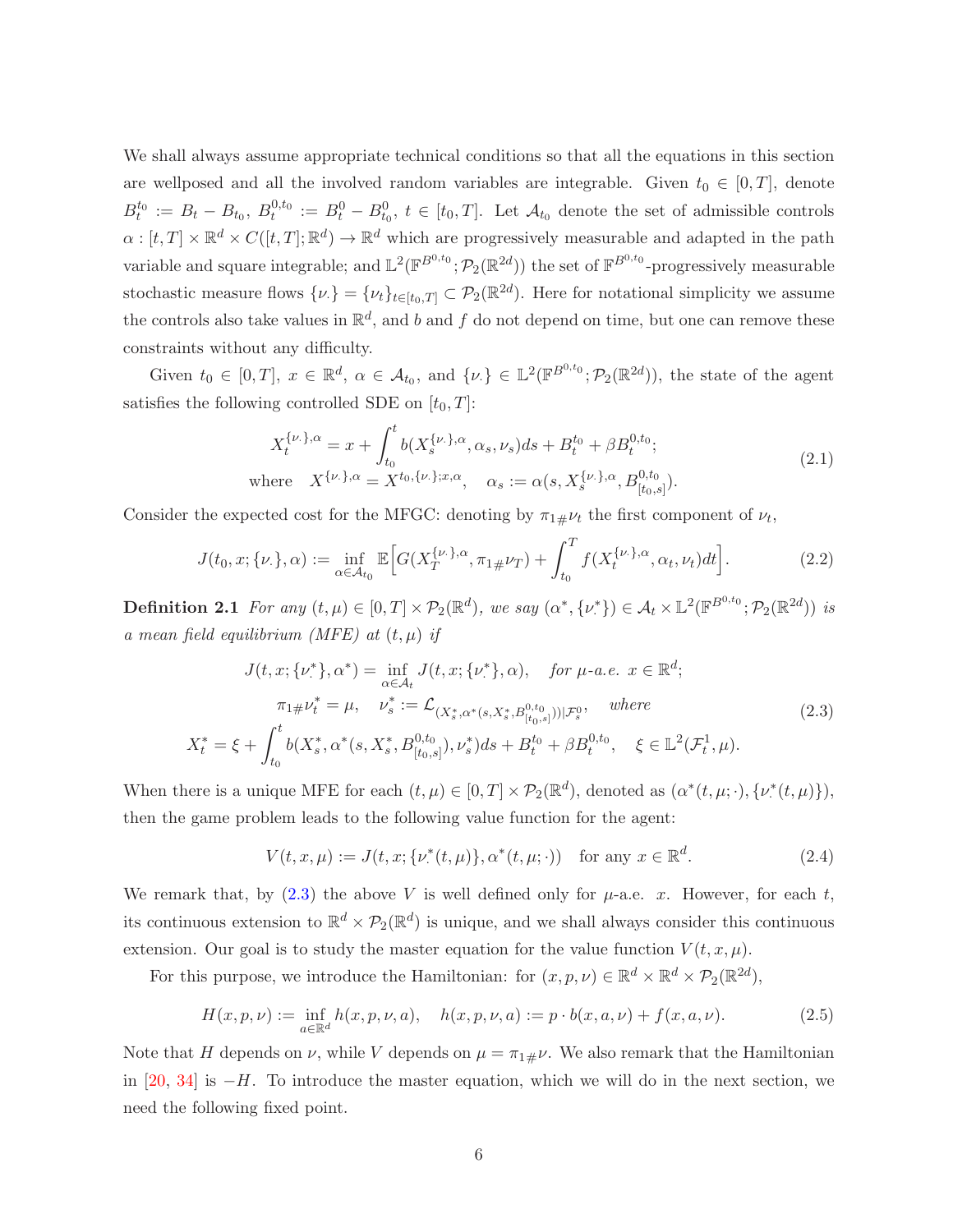We shall always assume appropriate technical conditions so that all the equations in this section are wellposed and all the involved random variables are integrable. Given $t_0 \in [0,T]$, denote $B^{t_0}_t := B_t - B_{t_0}$, $B^{0,t_0}_t := B^0_t - B^0_{t_0}$, $t \in [t_0, T]$. Let $\mathcal{A}_{t_0}$ denote the set of admissible controls $\alpha : [t,T] \times \mathbb{R}^d \times C([t,T];\mathbb{R}^d) \to \mathbb{R}^d$ which are progressively measurable and adapted in the path variable and square integrable; and $\mathbb{L}^2(\mathbb{F}^{B^{0,t_0}}; \mathcal{P}_2(\mathbb{R}^{2d}))$ the set of $\mathbb{F}^{B^{0,t_0}}$-progressively measurable stochastic measure flows $\{\nu_\cdot\} = \{\nu_t\}_{t\in[t_0,T]} \subset \mathcal{P}_2(\mathbb{R}^{2d})$. Here for notational simplicity we assume the controls also take values in $\mathbb{R}^d$, and $b$ and $f$ do not depend on time, but one can remove these constraints without any difficulty.

Given $t_0 \in [0,T]$, $x \in \mathbb{R}^d$, $\alpha \in \mathcal{A}_{t_0}$, and $\{\nu_\cdot\} \in \mathbb{L}^2(\mathbb{F}^{B^{0,t_0}}; \mathcal{P}_2(\mathbb{R}^{2d}))$, the state of the agent satisfies the following controlled SDE on $[t_0, T]$:

$$
\begin{aligned}
X^{\{\nu_\cdot\},\alpha}_t &= x + \int_{t_0}^t b(X^{\{\nu_\cdot\},\alpha}_s, \alpha_s, \nu_s)ds + B^{t_0}_t + \beta B^{0,t_0}_t;\\
\text{where} \quad X^{\{\nu_\cdot\},\alpha} &= X^{t_0,\{\nu_\cdot\};x,\alpha}, \quad \alpha_s := \alpha(s, X^{\{\nu_\cdot\},\alpha}_s, B^{0,t_0}_{[t_0,s]}).
\end{aligned}
\tag{2.1}
$$

Consider the expected cost for the MFGC: denoting by $\pi_{1\#}\nu_t$ the first component of $\nu_t$,

$$
J(t_0, x; \{\nu_\cdot\}, \alpha) := \inf_{\alpha\in\mathcal{A}_{t_0}} \mathbb{E}\Big[G(X^{\{\nu_\cdot\},\alpha}_T, \pi_{1\#}\nu_T) + \int_{t_0}^T f(X^{\{\nu_\cdot\},\alpha}_t, \alpha_t, \nu_t)dt\Big]. \tag{2.2}
$$

**Definition 2.1** *For any $(t,\mu) \in [0,T] \times \mathcal{P}_2(\mathbb{R}^d)$, we say $(\alpha^*, \{\nu^*_\cdot\}) \in \mathcal{A}_t \times \mathbb{L}^2(\mathbb{F}^{B^{0,t_0}}; \mathcal{P}_2(\mathbb{R}^{2d}))$ is a mean field equilibrium (MFE) at $(t,\mu)$ if*

$$
\begin{aligned}
J(t, x; \{\nu^*_\cdot\}, \alpha^*) &= \inf_{\alpha\in\mathcal{A}_t} J(t, x; \{\nu^*_\cdot\}, \alpha), \quad \text{for } \mu\text{-a.e. } x \in \mathbb{R}^d;\\
\pi_{1\#}\nu^*_t &= \mu, \quad \nu^*_s := \mathcal{L}_{(X^*_s, \alpha^*(s, X^*_s, B^{0,t_0}_{[t_0,s]}))|\mathcal{F}^0_s}, \quad \text{where}\\
X^*_t = \xi + \int_{t_0}^t b(X^*_s, &\alpha^*(s, X^*_s, B^{0,t_0}_{[t_0,s]}), \nu^*_s)ds + B^{t_0}_t + \beta B^{0,t_0}_t, \quad \xi \in \mathbb{L}^2(\mathcal{F}^1_t, \mu).
\end{aligned}
\tag{2.3}
$$

When there is a unique MFE for each $(t,\mu) \in [0,T] \times \mathcal{P}_2(\mathbb{R}^d)$, denoted as $(\alpha^*(t,\mu;\cdot), \{\nu^*_\cdot(t,\mu)\})$, then the game problem leads to the following value function for the agent:

$$
V(t,x,\mu) := J(t, x; \{\nu^*_\cdot(t,\mu)\}, \alpha^*(t,\mu;\cdot)) \quad \text{for any } x \in \mathbb{R}^d. \tag{2.4}
$$

We remark that, by (2.3) the above $V$ is well defined only for $\mu$-a.e. $x$. However, for each $t$, its continuous extension to $\mathbb{R}^d \times \mathcal{P}_2(\mathbb{R}^d)$ is unique, and we shall always consider this continuous extension. Our goal is to study the master equation for the value function $V(t,x,\mu)$.

For this purpose, we introduce the Hamiltonian: for $(x,p,\nu) \in \mathbb{R}^d \times \mathbb{R}^d \times \mathcal{P}_2(\mathbb{R}^{2d})$,

$$
H(x,p,\nu) := \inf_{a\in\mathbb{R}^d} h(x,p,\nu,a), \quad h(x,p,\nu,a) := p\cdot b(x,a,\nu) + f(x,a,\nu). \tag{2.5}
$$

Note that $H$ depends on $\nu$, while $V$ depends on $\mu = \pi_{1\#}\nu$. We also remark that the Hamiltonian in [20, 34] is $-H$. To introduce the master equation, which we will do in the next section, we need the following fixed point.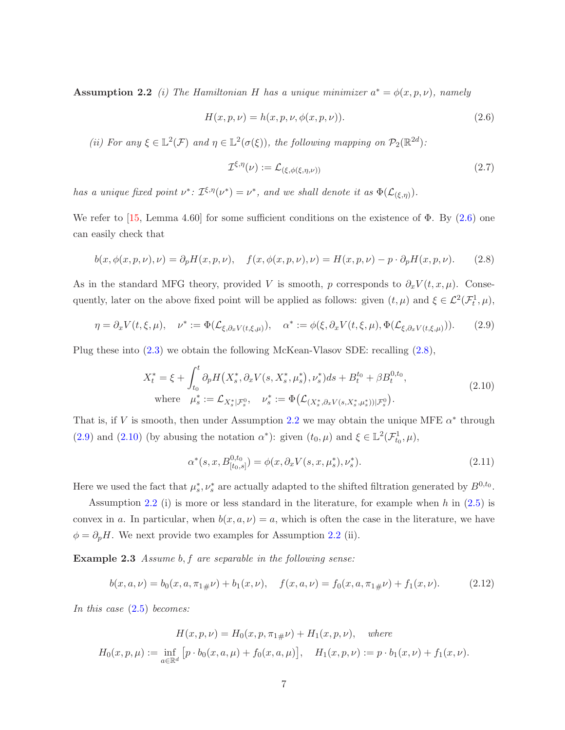**Assumption 2.2** *(i) The Hamiltonian $H$ has a unique minimizer $a^* = \phi(x,p,\nu)$, namely*

$$H(x,p,\nu) = h(x,p,\nu,\phi(x,p,\nu)). \tag{2.6}$$

*(ii) For any $\xi \in \mathbb{L}^2(\mathcal{F})$ and $\eta \in \mathbb{L}^2(\sigma(\xi))$, the following mapping on $\mathcal{P}_2(\mathbb{R}^{2d})$:*

$$\mathcal{I}^{\xi,\eta}(\nu) := \mathcal{L}_{(\xi,\phi(\xi,\eta,\nu))} \tag{2.7}$$

*has a unique fixed point $\nu^*$: $\mathcal{I}^{\xi,\eta}(\nu^*) = \nu^*$, and we shall denote it as $\Phi(\mathcal{L}_{(\xi,\eta)})$.*

We refer to [15, Lemma 4.60] for some sufficient conditions on the existence of $\Phi$. By (2.6) one can easily check that

$$b(x,\phi(x,p,\nu),\nu) = \partial_p H(x,p,\nu), \quad f(x,\phi(x,p,\nu),\nu) = H(x,p,\nu) - p\cdot\partial_p H(x,p,\nu). \tag{2.8}$$

As in the standard MFG theory, provided $V$ is smooth, $p$ corresponds to $\partial_x V(t,x,\mu)$. Consequently, later on the above fixed point will be applied as follows: given $(t,\mu)$ and $\xi \in \mathcal{L}^2(\mathcal{F}_t^1,\mu)$,

$$\eta = \partial_x V(t,\xi,\mu), \quad \nu^* := \Phi(\mathcal{L}_{\xi,\partial_x V(t,\xi,\mu)}), \quad \alpha^* := \phi(\xi,\partial_x V(t,\xi,\mu),\Phi(\mathcal{L}_{\xi,\partial_x V(t,\xi,\mu)})). \tag{2.9}$$

Plug these into (2.3) we obtain the following McKean-Vlasov SDE: recalling (2.8),

$$\begin{aligned} X_t^* = \xi + \int_{t_0}^t \partial_p H\big(X_s^*, \partial_x V(s,X_s^*,\mu_s^*),\nu_s^*\big)ds + B_t^{t_0} + \beta B_t^{0,t_0},\\ \text{where} \quad \mu_s^* := \mathcal{L}_{X_s^*|\mathcal{F}_s^0}, \quad \nu_s^* := \Phi\big(\mathcal{L}_{(X_s^*,\partial_x V(s,X_s^*,\mu_s^*))|\mathcal{F}_s^0}\big). \end{aligned} \tag{2.10}$$

That is, if $V$ is smooth, then under Assumption 2.2 we may obtain the unique MFE $\alpha^*$ through (2.9) and (2.10) (by abusing the notation $\alpha^*$): given $(t_0,\mu)$ and $\xi \in \mathbb{L}^2(\mathcal{F}_{t_0}^1,\mu)$,

$$\alpha^*(s,x,B^{0,t_0}_{[t_0,s]}) = \phi(x,\partial_x V(s,x,\mu_s^*),\nu_s^*). \tag{2.11}$$

Here we used the fact that $\mu_s^*,\nu_s^*$ are actually adapted to the shifted filtration generated by $B^{0,t_0}$.

Assumption 2.2 (i) is more or less standard in the literature, for example when $h$ in (2.5) is convex in $a$. In particular, when $b(x,a,\nu) = a$, which is often the case in the literature, we have $\phi = \partial_p H$. We next provide two examples for Assumption 2.2 (ii).

**Example 2.3** *Assume $b,f$ are separable in the following sense:*

$$b(x,a,\nu) = b_0(x,a,\pi_{1\#}\nu) + b_1(x,\nu), \quad f(x,a,\nu) = f_0(x,a,\pi_{1\#}\nu) + f_1(x,\nu). \tag{2.12}$$

*In this case (2.5) becomes:*

$$\begin{gathered} H(x,p,\nu) = H_0(x,p,\pi_{1\#}\nu) + H_1(x,p,\nu), \quad \text{where} \\ H_0(x,p,\mu) := \inf_{a\in\mathbb{R}^d}\big[p\cdot b_0(x,a,\mu) + f_0(x,a,\mu)\big], \quad H_1(x,p,\nu) := p\cdot b_1(x,\nu) + f_1(x,\nu). \end{gathered}$$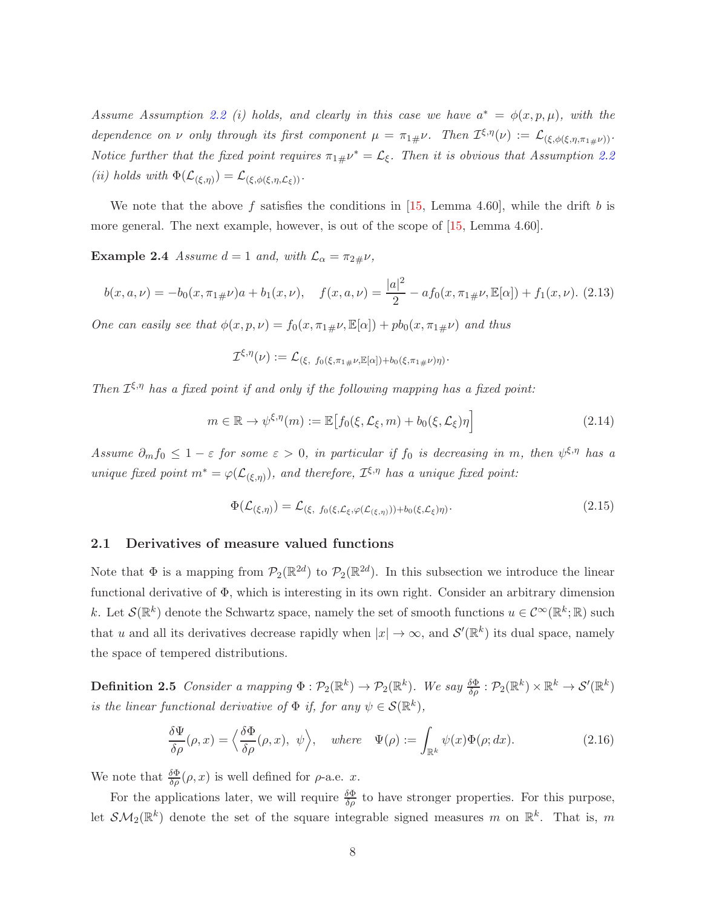*Assume Assumption 2.2 (i) holds, and clearly in this case we have $a^* = \phi(x, p, \mu)$, with the dependence on $\nu$ only through its first component $\mu = \pi_{1\#}\nu$. Then $\mathcal{I}^{\xi,\eta}(\nu) := \mathcal{L}_{(\xi, \phi(\xi,\eta,\pi_{1\#}\nu))}$. Notice further that the fixed point requires $\pi_{1\#}\nu^* = \mathcal{L}_\xi$. Then it is obvious that Assumption 2.2 (ii) holds with $\Phi(\mathcal{L}_{(\xi,\eta)}) = \mathcal{L}_{(\xi,\phi(\xi,\eta,\mathcal{L}_\xi))}$.*

We note that the above $f$ satisfies the conditions in [15, Lemma 4.60], while the drift $b$ is more general. The next example, however, is out of the scope of [15, Lemma 4.60].

**Example 2.4** *Assume $d = 1$ and, with $\mathcal{L}_\alpha = \pi_{2\#}\nu$,*

$$b(x, a, \nu) = -b_0(x, \pi_{1\#}\nu)a + b_1(x, \nu), \quad f(x, a, \nu) = \frac{|a|^2}{2} - af_0(x, \pi_{1\#}\nu, \mathbb{E}[\alpha]) + f_1(x, \nu). \tag{2.13}$$

*One can easily see that $\phi(x, p, \nu) = f_0(x, \pi_{1\#}\nu, \mathbb{E}[\alpha]) + pb_0(x, \pi_{1\#}\nu)$ and thus*

$$\mathcal{I}^{\xi,\eta}(\nu) := \mathcal{L}_{(\xi,\ f_0(\xi,\pi_{1\#}\nu,\mathbb{E}[\alpha]) + b_0(\xi,\pi_{1\#}\nu)\eta)}.$$

*Then $\mathcal{I}^{\xi,\eta}$ has a fixed point if and only if the following mapping has a fixed point:*

$$m \in \mathbb{R} \to \psi^{\xi,\eta}(m) := \mathbb{E}\big[f_0(\xi, \mathcal{L}_\xi, m) + b_0(\xi, \mathcal{L}_\xi)\eta\big] \tag{2.14}$$

*Assume $\partial_m f_0 \le 1 - \varepsilon$ for some $\varepsilon > 0$, in particular if $f_0$ is decreasing in $m$, then $\psi^{\xi,\eta}$ has a unique fixed point $m^* = \varphi(\mathcal{L}_{(\xi,\eta)})$, and therefore, $\mathcal{I}^{\xi,\eta}$ has a unique fixed point:*

$$\Phi(\mathcal{L}_{(\xi,\eta)}) = \mathcal{L}_{(\xi,\ f_0(\xi,\mathcal{L}_\xi,\varphi(\mathcal{L}_{(\xi,\eta)})) + b_0(\xi,\mathcal{L}_\xi)\eta)}. \tag{2.15}$$

## 2.1 Derivatives of measure valued functions

Note that $\Phi$ is a mapping from $\mathcal{P}_2(\mathbb{R}^{2d})$ to $\mathcal{P}_2(\mathbb{R}^{2d})$. In this subsection we introduce the linear functional derivative of $\Phi$, which is interesting in its own right. Consider an arbitrary dimension $k$. Let $\mathcal{S}(\mathbb{R}^k)$ denote the Schwartz space, namely the set of smooth functions $u \in \mathcal{C}^\infty(\mathbb{R}^k; \mathbb{R})$ such that $u$ and all its derivatives decrease rapidly when $|x| \to \infty$, and $\mathcal{S}'(\mathbb{R}^k)$ its dual space, namely the space of tempered distributions.

**Definition 2.5** *Consider a mapping $\Phi : \mathcal{P}_2(\mathbb{R}^k) \to \mathcal{P}_2(\mathbb{R}^k)$. We say $\frac{\delta\Phi}{\delta\rho} : \mathcal{P}_2(\mathbb{R}^k) \times \mathbb{R}^k \to \mathcal{S}'(\mathbb{R}^k)$ is the linear functional derivative of $\Phi$ if, for any $\psi \in \mathcal{S}(\mathbb{R}^k)$,*

$$\frac{\delta\Psi}{\delta\rho}(\rho, x) = \Big\langle \frac{\delta\Phi}{\delta\rho}(\rho, x),\ \psi \Big\rangle, \quad \text{where} \quad \Psi(\rho) := \int_{\mathbb{R}^k} \psi(x)\Phi(\rho; dx). \tag{2.16}$$

We note that $\frac{\delta\Phi}{\delta\rho}(\rho, x)$ is well defined for $\rho$-a.e. $x$.

For the applications later, we will require $\frac{\delta\Phi}{\delta\rho}$ to have stronger properties. For this purpose, let $\mathcal{SM}_2(\mathbb{R}^k)$ denote the set of the square integrable signed measures $m$ on $\mathbb{R}^k$. That is, $m$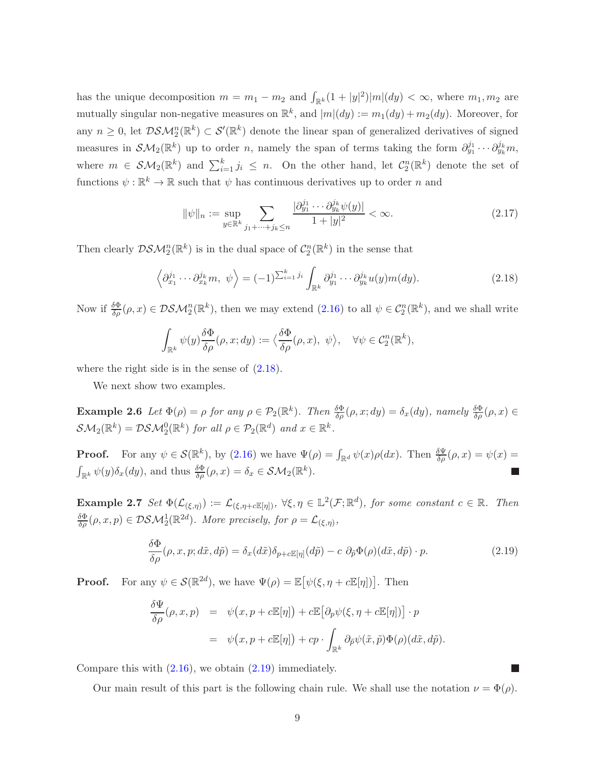has the unique decomposition $m = m_1 - m_2$ and $\int_{\mathbb{R}^k}(1+|y|^2)|m|(dy) < \infty$, where $m_1, m_2$ are mutually singular non-negative measures on $\mathbb{R}^k$, and $|m|(dy) := m_1(dy) + m_2(dy)$. Moreover, for any $n \geq 0$, let $\mathcal{DSM}_2^n(\mathbb{R}^k) \subset \mathcal{S}'(\mathbb{R}^k)$ denote the linear span of generalized derivatives of signed measures in $\mathcal{SM}_2(\mathbb{R}^k)$ up to order $n$, namely the span of terms taking the form $\partial_{y_1}^{j_1} \cdots \partial_{y_k}^{j_k} m$, where $m \in \mathcal{SM}_2(\mathbb{R}^k)$ and $\sum_{i=1}^k j_i \leq n$. On the other hand, let $\mathcal{C}_2^n(\mathbb{R}^k)$ denote the set of functions $\psi : \mathbb{R}^k \to \mathbb{R}$ such that $\psi$ has continuous derivatives up to order $n$ and

$$\|\psi\|_n := \sup_{y\in\mathbb{R}^k} \sum_{j_1+\cdots+j_k\leq n} \frac{|\partial_{y_1}^{j_1}\cdots\partial_{y_k}^{j_k}\psi(y)|}{1+|y|^2} < \infty. \tag{2.17}$$

Then clearly $\mathcal{DSM}_2^n(\mathbb{R}^k)$ is in the dual space of $\mathcal{C}_2^n(\mathbb{R}^k)$ in the sense that

$$\Big\langle \partial_{x_1}^{j_1}\cdots\partial_{x_k}^{j_k} m,\ \psi\Big\rangle = (-1)^{\sum_{i=1}^k j_i}\int_{\mathbb{R}^k} \partial_{y_1}^{j_1}\cdots\partial_{y_k}^{j_k} u(y) m(dy). \tag{2.18}$$

Now if $\frac{\delta\Phi}{\delta\rho}(\rho,x) \in \mathcal{DSM}_2^n(\mathbb{R}^k)$, then we may extend (2.16) to all $\psi \in \mathcal{C}_2^n(\mathbb{R}^k)$, and we shall write

$$\int_{\mathbb{R}^k} \psi(y)\frac{\delta\Phi}{\delta\rho}(\rho,x;dy) := \big\langle \frac{\delta\Phi}{\delta\rho}(\rho,x),\ \psi\big\rangle, \quad \forall \psi\in\mathcal{C}_2^n(\mathbb{R}^k),$$

where the right side is in the sense of (2.18).

We next show two examples.

**Example 2.6** *Let $\Phi(\rho) = \rho$ for any $\rho \in \mathcal{P}_2(\mathbb{R}^k)$. Then $\frac{\delta\Phi}{\delta\rho}(\rho,x;dy) = \delta_x(dy)$, namely $\frac{\delta\Phi}{\delta\rho}(\rho,x) \in \mathcal{SM}_2(\mathbb{R}^k) = \mathcal{DSM}_2^0(\mathbb{R}^k)$ for all $\rho\in\mathcal{P}_2(\mathbb{R}^d)$ and $x \in \mathbb{R}^k$.*

**Proof.** For any $\psi \in \mathcal{S}(\mathbb{R}^k)$, by (2.16) we have $\Psi(\rho) = \int_{\mathbb{R}^d}\psi(x)\rho(dx)$. Then $\frac{\delta\Psi}{\delta\rho}(\rho,x) = \psi(x) = \int_{\mathbb{R}^k}\psi(y)\delta_x(dy)$, and thus $\frac{\delta\Phi}{\delta\rho}(\rho,x) = \delta_x \in \mathcal{SM}_2(\mathbb{R}^k)$. ∎

**Example 2.7** *Set $\Phi(\mathcal{L}_{(\xi,\eta)}) := \mathcal{L}_{(\xi,\eta+c\mathbb{E}[\eta])}$, $\forall \xi,\eta \in \mathbb{L}^2(\mathcal{F};\mathbb{R}^d)$, for some constant $c\in\mathbb{R}$. Then $\frac{\delta\Phi}{\delta\rho}(\rho,x,p) \in \mathcal{DSM}_2^1(\mathbb{R}^{2d})$. More precisely, for $\rho = \mathcal{L}_{(\xi,\eta)}$,*

$$\frac{\delta\Phi}{\delta\rho}(\rho,x,p;d\tilde x,d\tilde p) = \delta_x(d\tilde x)\delta_{p+c\mathbb{E}[\eta]}(d\tilde p) - c\ \partial_{\tilde p}\Phi(\rho)(d\tilde x,d\tilde p)\cdot p. \tag{2.19}$$

**Proof.** For any $\psi \in \mathcal{S}(\mathbb{R}^{2d})$, we have $\Psi(\rho) = \mathbb{E}\big[\psi(\xi,\eta+c\mathbb{E}[\eta])\big]$. Then

$$\begin{aligned}\frac{\delta\Psi}{\delta\rho}(\rho,x,p) &= \psi\big(x,p+c\mathbb{E}[\eta]\big) + c\mathbb{E}\big[\partial_p\psi(\xi,\eta+c\mathbb{E}[\eta])\big]\cdot p\\ &= \psi\big(x,p+c\mathbb{E}[\eta]\big) + cp\cdot\int_{\mathbb{R}^k}\partial_{\tilde p}\psi(\tilde x,\tilde p)\Phi(\rho)(d\tilde x,d\tilde p).\end{aligned}$$

Compare this with (2.16), we obtain (2.19) immediately. ∎

Our main result of this part is the following chain rule. We shall use the notation $\nu = \Phi(\rho)$.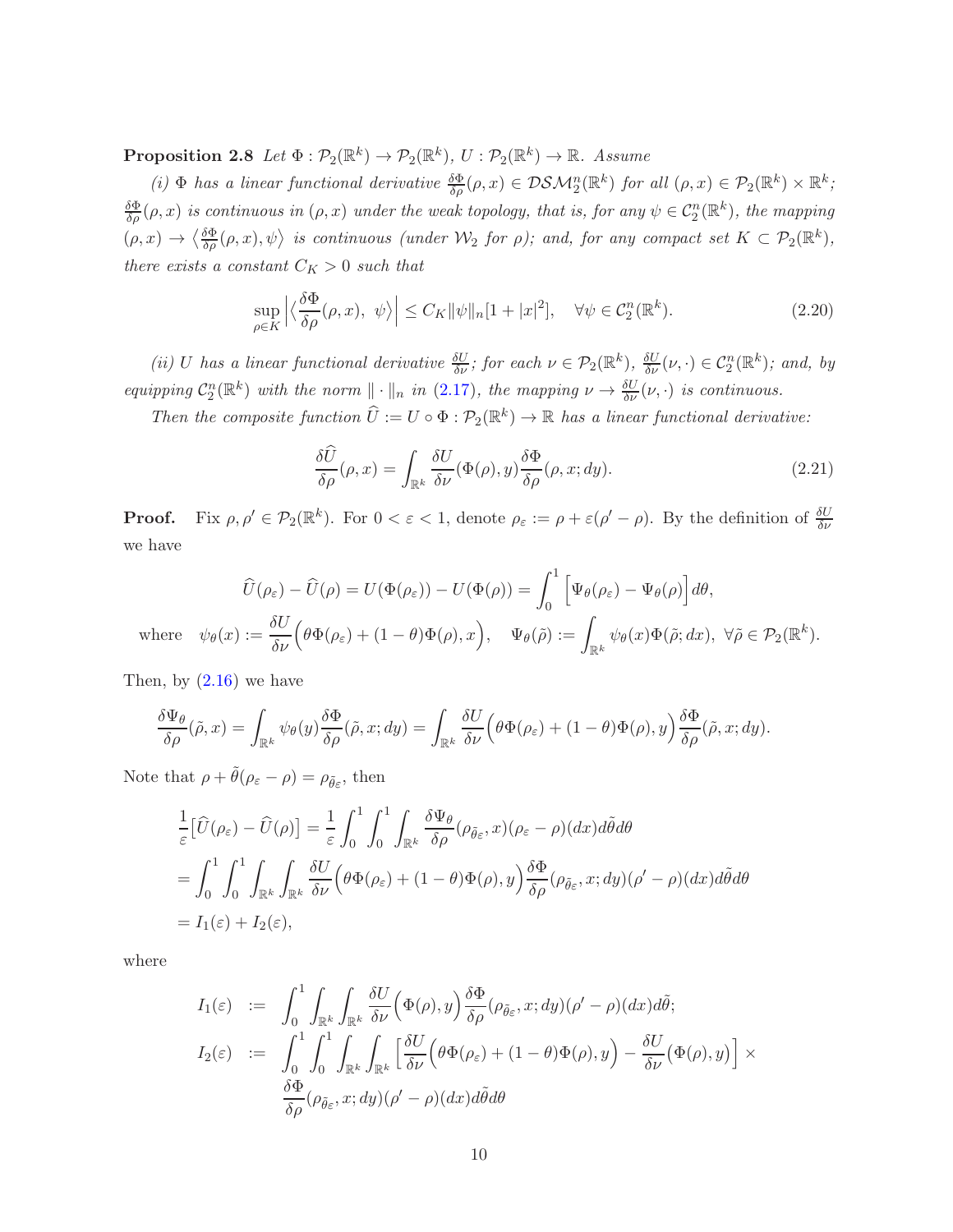**Proposition 2.8** *Let $\Phi : \mathcal{P}_2(\mathbb{R}^k) \to \mathcal{P}_2(\mathbb{R}^k)$, $U : \mathcal{P}_2(\mathbb{R}^k) \to \mathbb{R}$. Assume*

*(i) $\Phi$ has a linear functional derivative $\frac{\delta \Phi}{\delta \rho}(\rho, x) \in \mathcal{DSM}_2^n(\mathbb{R}^k)$ for all $(\rho, x) \in \mathcal{P}_2(\mathbb{R}^k) \times \mathbb{R}^k$; $\frac{\delta \Phi}{\delta \rho}(\rho, x)$ is continuous in $(\rho, x)$ under the weak topology, that is, for any $\psi \in \mathcal{C}_2^n(\mathbb{R}^k)$, the mapping $(\rho, x) \to \big\langle \frac{\delta \Phi}{\delta \rho}(\rho, x), \psi \big\rangle$ is continuous (under $\mathcal{W}_2$ for $\rho$); and, for any compact set $K \subset \mathcal{P}_2(\mathbb{R}^k)$, there exists a constant $C_K > 0$ such that*

$$\sup_{\rho \in K} \Big| \Big\langle \frac{\delta \Phi}{\delta \rho}(\rho, x),\ \psi \Big\rangle \Big| \le C_K \|\psi\|_n [1 + |x|^2], \quad \forall \psi \in \mathcal{C}_2^n(\mathbb{R}^k). \tag{2.20}$$

*(ii) $U$ has a linear functional derivative $\frac{\delta U}{\delta \nu}$; for each $\nu \in \mathcal{P}_2(\mathbb{R}^k)$, $\frac{\delta U}{\delta \nu}(\nu, \cdot) \in \mathcal{C}_2^n(\mathbb{R}^k)$; and, by equipping $\mathcal{C}_2^n(\mathbb{R}^k)$ with the norm $\|\cdot\|_n$ in (2.17), the mapping $\nu \to \frac{\delta U}{\delta \nu}(\nu, \cdot)$ is continuous.*

*Then the composite function $\widehat{U} := U \circ \Phi : \mathcal{P}_2(\mathbb{R}^k) \to \mathbb{R}$ has a linear functional derivative:*

$$\frac{\delta \widehat{U}}{\delta \rho}(\rho, x) = \int_{\mathbb{R}^k} \frac{\delta U}{\delta \nu}(\Phi(\rho), y) \frac{\delta \Phi}{\delta \rho}(\rho, x; dy). \tag{2.21}$$

**Proof.** Fix $\rho, \rho' \in \mathcal{P}_2(\mathbb{R}^k)$. For $0 < \varepsilon < 1$, denote $\rho_\varepsilon := \rho + \varepsilon(\rho' - \rho)$. By the definition of $\frac{\delta U}{\delta \nu}$ we have

$$\widehat{U}(\rho_\varepsilon) - \widehat{U}(\rho) = U(\Phi(\rho_\varepsilon)) - U(\Phi(\rho)) = \int_0^1 \Big[\Psi_\theta(\rho_\varepsilon) - \Psi_\theta(\rho)\Big] d\theta,$$
$$\text{where} \quad \psi_\theta(x) := \frac{\delta U}{\delta \nu}\Big(\theta \Phi(\rho_\varepsilon) + (1-\theta)\Phi(\rho), x\Big), \quad \Psi_\theta(\tilde{\rho}) := \int_{\mathbb{R}^k} \psi_\theta(x) \Phi(\tilde{\rho}; dx),\ \forall \tilde{\rho} \in \mathcal{P}_2(\mathbb{R}^k).$$

Then, by (2.16) we have

$$\frac{\delta \Psi_\theta}{\delta \rho}(\tilde{\rho}, x) = \int_{\mathbb{R}^k} \psi_\theta(y) \frac{\delta \Phi}{\delta \rho}(\tilde{\rho}, x; dy) = \int_{\mathbb{R}^k} \frac{\delta U}{\delta \nu}\Big(\theta \Phi(\rho_\varepsilon) + (1-\theta)\Phi(\rho), y\Big) \frac{\delta \Phi}{\delta \rho}(\tilde{\rho}, x; dy).$$

Note that $\rho + \tilde{\theta}(\rho_\varepsilon - \rho) = \rho_{\tilde{\theta}\varepsilon}$, then

$$\begin{aligned}
&\frac{1}{\varepsilon}\big[\widehat{U}(\rho_\varepsilon) - \widehat{U}(\rho)\big] = \frac{1}{\varepsilon} \int_0^1 \int_0^1 \int_{\mathbb{R}^k} \frac{\delta \Psi_\theta}{\delta \rho}(\rho_{\tilde{\theta}\varepsilon}, x)(\rho_\varepsilon - \rho)(dx) d\tilde{\theta} d\theta \\
&= \int_0^1 \int_0^1 \int_{\mathbb{R}^k} \int_{\mathbb{R}^k} \frac{\delta U}{\delta \nu}\Big(\theta \Phi(\rho_\varepsilon) + (1-\theta)\Phi(\rho), y\Big) \frac{\delta \Phi}{\delta \rho}(\rho_{\tilde{\theta}\varepsilon}, x; dy)(\rho' - \rho)(dx) d\tilde{\theta} d\theta \\
&= I_1(\varepsilon) + I_2(\varepsilon),
\end{aligned}$$

where

$$\begin{aligned}
I_1(\varepsilon) &:= \int_0^1 \int_{\mathbb{R}^k} \int_{\mathbb{R}^k} \frac{\delta U}{\delta \nu}\Big(\Phi(\rho), y\Big) \frac{\delta \Phi}{\delta \rho}(\rho_{\tilde{\theta}\varepsilon}, x; dy)(\rho' - \rho)(dx) d\tilde{\theta}; \\
I_2(\varepsilon) &:= \int_0^1 \int_0^1 \int_{\mathbb{R}^k} \int_{\mathbb{R}^k} \Big[\frac{\delta U}{\delta \nu}\Big(\theta \Phi(\rho_\varepsilon) + (1-\theta)\Phi(\rho), y\Big) - \frac{\delta U}{\delta \nu}\big(\Phi(\rho), y\big)\Big] \times \\
&\qquad \frac{\delta \Phi}{\delta \rho}(\rho_{\tilde{\theta}\varepsilon}, x; dy)(\rho' - \rho)(dx) d\tilde{\theta} d\theta
\end{aligned}$$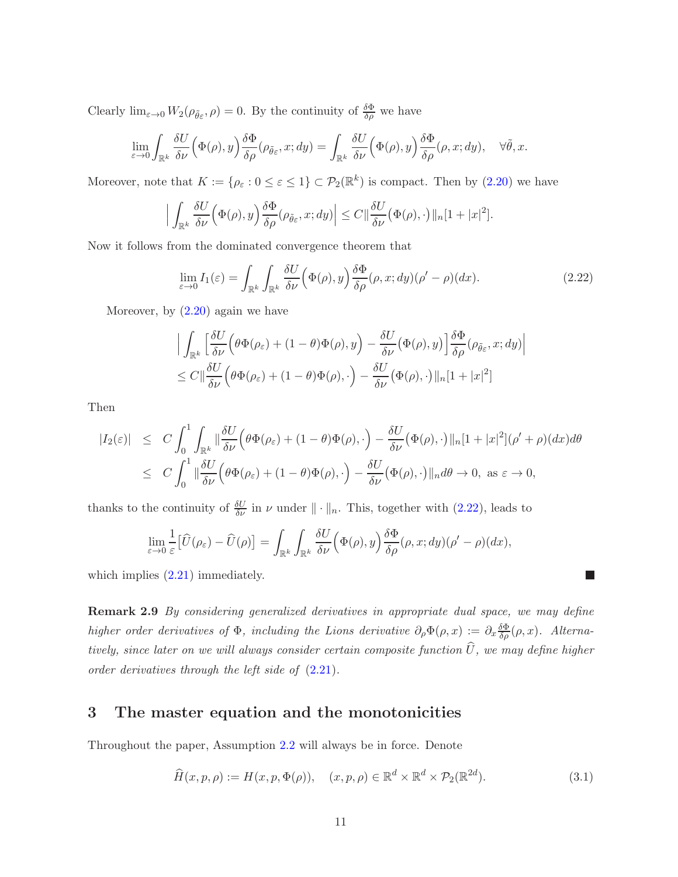Clearly $\lim_{\varepsilon\to 0} W_2(\rho_{\tilde\theta_\varepsilon}, \rho) = 0$. By the continuity of $\frac{\delta \Phi}{\delta \rho}$ we have

$$\lim_{\varepsilon\to 0}\int_{\mathbb{R}^k} \frac{\delta U}{\delta \nu}\Big(\Phi(\rho), y\Big)\frac{\delta \Phi}{\delta \rho}(\rho_{\tilde\theta_\varepsilon}, x; dy) = \int_{\mathbb{R}^k} \frac{\delta U}{\delta \nu}\Big(\Phi(\rho), y\Big)\frac{\delta \Phi}{\delta \rho}(\rho, x; dy), \quad \forall \tilde\theta, x.$$

Moreover, note that $K := \{\rho_\varepsilon : 0 \le \varepsilon \le 1\} \subset \mathcal{P}_2(\mathbb{R}^k)$ is compact. Then by (2.20) we have

$$\Big|\int_{\mathbb{R}^k} \frac{\delta U}{\delta \nu}\Big(\Phi(\rho), y\Big)\frac{\delta \Phi}{\delta \rho}(\rho_{\tilde\theta_\varepsilon}, x; dy)\Big| \le C\|\frac{\delta U}{\delta \nu}\Big(\Phi(\rho), \cdot\Big)\|_n[1+|x|^2].$$

Now it follows from the dominated convergence theorem that

$$\lim_{\varepsilon\to 0} I_1(\varepsilon) = \int_{\mathbb{R}^k}\int_{\mathbb{R}^k} \frac{\delta U}{\delta \nu}\Big(\Phi(\rho), y\Big)\frac{\delta \Phi}{\delta \rho}(\rho, x; dy)(\rho'-\rho)(dx). \tag{2.22}$$

Moreover, by (2.20) again we have

$$\begin{aligned}
&\Big|\int_{\mathbb{R}^k}\Big[\frac{\delta U}{\delta \nu}\Big(\theta\Phi(\rho_\varepsilon) + (1-\theta)\Phi(\rho), y\Big) - \frac{\delta U}{\delta \nu}\Big(\Phi(\rho), y\Big)\Big]\frac{\delta \Phi}{\delta \rho}(\rho_{\tilde\theta_\varepsilon}, x; dy)\Big| \\
&\le C\|\frac{\delta U}{\delta \nu}\Big(\theta\Phi(\rho_\varepsilon) + (1-\theta)\Phi(\rho), \cdot\Big) - \frac{\delta U}{\delta \nu}\Big(\Phi(\rho), \cdot\Big)\|_n[1+|x|^2]
\end{aligned}$$

Then

$$\begin{aligned}
|I_2(\varepsilon)| &\le C\int_0^1\int_{\mathbb{R}^k}\|\frac{\delta U}{\delta \nu}\Big(\theta\Phi(\rho_\varepsilon) + (1-\theta)\Phi(\rho), \cdot\Big) - \frac{\delta U}{\delta \nu}\Big(\Phi(\rho), \cdot\Big)\|_n[1+|x|^2](\rho'+\rho)(dx)d\theta \\
&\le C\int_0^1\|\frac{\delta U}{\delta \nu}\Big(\theta\Phi(\rho_\varepsilon) + (1-\theta)\Phi(\rho), \cdot\Big) - \frac{\delta U}{\delta \nu}\Big(\Phi(\rho), \cdot\Big)\|_n d\theta \to 0, \text{ as } \varepsilon\to 0,
\end{aligned}$$

thanks to the continuity of $\frac{\delta U}{\delta \nu}$ in $\nu$ under $\|\cdot\|_n$. This, together with (2.22), leads to

$$\lim_{\varepsilon\to 0}\frac{1}{\varepsilon}\big[\widehat U(\rho_\varepsilon) - \widehat U(\rho)\big] = \int_{\mathbb{R}^k}\int_{\mathbb{R}^k} \frac{\delta U}{\delta \nu}\Big(\Phi(\rho), y\Big)\frac{\delta \Phi}{\delta \rho}(\rho, x; dy)(\rho'-\rho)(dx),$$

which implies (2.21) immediately. ■

**Remark 2.9** *By considering generalized derivatives in appropriate dual space, we may define higher order derivatives of $\Phi$, including the Lions derivative $\partial_\rho\Phi(\rho, x) := \partial_x\frac{\delta \Phi}{\delta \rho}(\rho, x)$. Alternatively, since later on we will always consider certain composite function $\widehat U$, we may define higher order derivatives through the left side of (2.21).*

# 3 The master equation and the monotonicities

Throughout the paper, Assumption 2.2 will always be in force. Denote

$$\widehat H(x, p, \rho) := H(x, p, \Phi(\rho)), \quad (x, p, \rho) \in \mathbb{R}^d\times\mathbb{R}^d\times\mathcal{P}_2(\mathbb{R}^{2d}). \tag{3.1}$$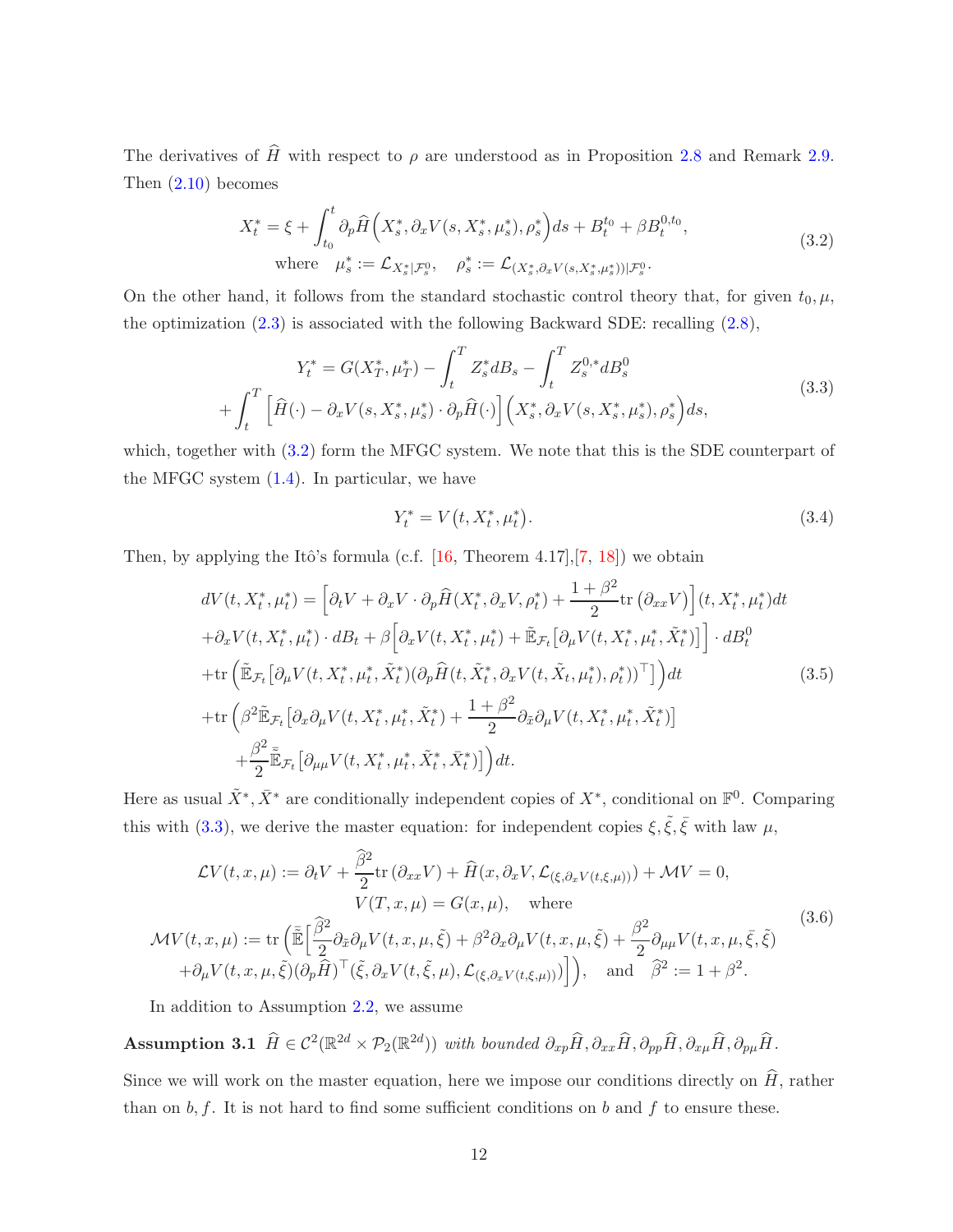The derivatives of $\widehat{H}$ with respect to $\rho$ are understood as in Proposition 2.8 and Remark 2.9. Then (2.10) becomes

$$
\begin{aligned}
X_t^* = \xi + \int_{t_0}^t \partial_p \widehat{H}\Big(X_s^*, \partial_x V(s, X_s^*, \mu_s^*), \rho_s^*\Big) ds + B_t^{t_0} + \beta B_t^{0,t_0}, \\
\text{where} \quad \mu_s^* := \mathcal{L}_{X_s^*|\mathcal{F}_s^0}, \quad \rho_s^* := \mathcal{L}_{(X_s^*, \partial_x V(s, X_s^*, \mu_s^*))|\mathcal{F}_s^0}.
\end{aligned}
\tag{3.2}
$$

On the other hand, it follows from the standard stochastic control theory that, for given $t_0, \mu$, the optimization (2.3) is associated with the following Backward SDE: recalling (2.8),

$$
\begin{aligned}
Y_t^* = G(X_T^*, \mu_T^*) - \int_t^T Z_s^* dB_s - \int_t^T Z_s^{0,*} dB_s^0 \\
+ \int_t^T \Big[\widehat{H}(\cdot) - \partial_x V(s, X_s^*, \mu_s^*) \cdot \partial_p \widehat{H}(\cdot)\Big]\Big(X_s^*, \partial_x V(s, X_s^*, \mu_s^*), \rho_s^*\Big) ds,
\end{aligned}
\tag{3.3}
$$

which, together with (3.2) form the MFGC system. We note that this is the SDE counterpart of the MFGC system (1.4). In particular, we have

$$
Y_t^* = V\big(t, X_t^*, \mu_t^*\big). \tag{3.4}
$$

Then, by applying the Itô's formula (c.f. [16, Theorem 4.17],[7, 18]) we obtain

$$
\begin{aligned}
&dV(t, X_t^*, \mu_t^*) = \Big[\partial_t V + \partial_x V \cdot \partial_p \widehat{H}(X_t^*, \partial_x V, \rho_t^*) + \frac{1+\beta^2}{2} \text{tr}\left(\partial_{xx} V\right)\Big](t, X_t^*, \mu_t^*) dt \\
&+ \partial_x V(t, X_t^*, \mu_t^*) \cdot dB_t + \beta \Big[\partial_x V(t, X_t^*, \mu_t^*) + \tilde{\mathbb{E}}_{\mathcal{F}_t}\big[\partial_\mu V(t, X_t^*, \mu_t^*, \tilde{X}_t^*)\big]\Big] \cdot dB_t^0 \\
&+ \text{tr}\Big(\tilde{\mathbb{E}}_{\mathcal{F}_t}\big[\partial_\mu V(t, X_t^*, \mu_t^*, \tilde{X}_t^*)(\partial_p \widehat{H}(t, \tilde{X}_t^*, \partial_x V(t, \tilde{X}_t, \mu_t^*), \rho_t^*))^\top\big]\Big) dt \\
&+ \text{tr}\Big(\beta^2 \tilde{\mathbb{E}}_{\mathcal{F}_t}\big[\partial_x \partial_\mu V(t, X_t^*, \mu_t^*, \tilde{X}_t^*) + \frac{1+\beta^2}{2} \partial_{\tilde{x}} \partial_\mu V(t, X_t^*, \mu_t^*, \tilde{X}_t^*)\big] \\
&\quad + \frac{\beta^2}{2} \bar{\tilde{\mathbb{E}}}_{\mathcal{F}_t}\big[\partial_{\mu\mu} V(t, X_t^*, \mu_t^*, \tilde{X}_t^*, \bar{X}_t^*)\big]\Big) dt.
\end{aligned}
\tag{3.5}
$$

Here as usual $\tilde{X}^*, \bar{X}^*$ are conditionally independent copies of $X^*$, conditional on $\mathbb{F}^0$. Comparing this with (3.3), we derive the master equation: for independent copies $\xi, \tilde{\xi}, \bar{\xi}$ with law $\mu$,

$$
\begin{aligned}
\mathcal{L}V(t, x, \mu) := \partial_t V + \frac{\widehat{\beta}^2}{2} \text{tr}\left(\partial_{xx} V\right) + \widehat{H}(x, \partial_x V, \mathcal{L}_{(\xi, \partial_x V(t, \xi, \mu))}) + \mathcal{M}V = 0, \\
V(T, x, \mu) = G(x, \mu), \quad \text{where} \\
\mathcal{M}V(t, x, \mu) := \text{tr}\Big(\bar{\tilde{\mathbb{E}}}\Big[\frac{\widehat{\beta}^2}{2} \partial_{\tilde{x}} \partial_\mu V(t, x, \mu, \tilde{\xi}) + \beta^2 \partial_x \partial_\mu V(t, x, \mu, \tilde{\xi}) + \frac{\beta^2}{2} \partial_{\mu\mu} V(t, x, \mu, \bar{\xi}, \tilde{\xi}) \\
+ \partial_\mu V(t, x, \mu, \tilde{\xi})(\partial_p \widehat{H})^\top(\tilde{\xi}, \partial_x V(t, \tilde{\xi}, \mu), \mathcal{L}_{(\xi, \partial_x V(t, \xi, \mu))})\Big]\Big), \quad \text{and} \quad \widehat{\beta}^2 := 1 + \beta^2.
\end{aligned}
\tag{3.6}
$$

In addition to Assumption 2.2, we assume

**Assumption 3.1** *$\widehat{H} \in \mathcal{C}^2(\mathbb{R}^{2d} \times \mathcal{P}_2(\mathbb{R}^{2d}))$ with bounded $\partial_{xp}\widehat{H}, \partial_{xx}\widehat{H}, \partial_{pp}\widehat{H}, \partial_{x\mu}\widehat{H}, \partial_{p\mu}\widehat{H}$.*

Since we will work on the master equation, here we impose our conditions directly on $\widehat{H}$, rather than on $b, f$. It is not hard to find some sufficient conditions on $b$ and $f$ to ensure these.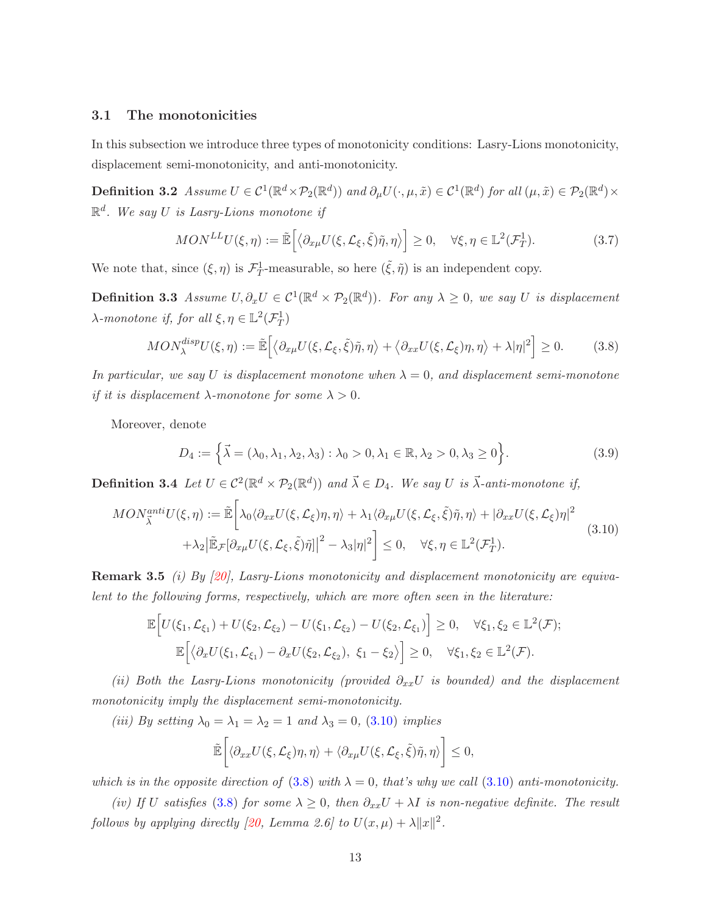### 3.1 The monotonicities

In this subsection we introduce three types of monotonicity conditions: Lasry-Lions monotonicity, displacement semi-monotonicity, and anti-monotonicity.

**Definition 3.2** *Assume $U \in \mathcal{C}^1(\mathbb{R}^d \times \mathcal{P}_2(\mathbb{R}^d))$ and $\partial_\mu U(\cdot, \mu, \tilde{x}) \in \mathcal{C}^1(\mathbb{R}^d)$ for all $(\mu, \tilde{x}) \in \mathcal{P}_2(\mathbb{R}^d) \times \mathbb{R}^d$. We say $U$ is Lasry-Lions monotone if*

$$MON^{LL}U(\xi, \eta) := \tilde{\mathbb{E}}\Big[\big\langle \partial_{x\mu} U(\xi, \mathcal{L}_\xi, \tilde{\xi})\tilde{\eta}, \eta\big\rangle\Big] \geq 0, \quad \forall \xi, \eta \in \mathbb{L}^2(\mathcal{F}_T^1). \tag{3.7}$$

We note that, since $(\xi, \eta)$ is $\mathcal{F}_T^1$-measurable, so here $(\tilde{\xi}, \tilde{\eta})$ is an independent copy.

**Definition 3.3** *Assume $U, \partial_x U \in \mathcal{C}^1(\mathbb{R}^d \times \mathcal{P}_2(\mathbb{R}^d))$. For any $\lambda \geq 0$, we say $U$ is displacement $\lambda$-monotone if, for all $\xi, \eta \in \mathbb{L}^2(\mathcal{F}_T^1)$*

$$MON_\lambda^{disp}U(\xi, \eta) := \tilde{\mathbb{E}}\Big[\big\langle \partial_{x\mu} U(\xi, \mathcal{L}_\xi, \tilde{\xi})\tilde{\eta}, \eta\big\rangle + \big\langle \partial_{xx} U(\xi, \mathcal{L}_\xi)\eta, \eta\big\rangle + \lambda|\eta|^2\Big] \geq 0. \tag{3.8}$$

*In particular, we say $U$ is displacement monotone when $\lambda = 0$, and displacement semi-monotone if it is displacement $\lambda$-monotone for some $\lambda > 0$.*

Moreover, denote

$$D_4 := \Big\{\vec{\lambda} = (\lambda_0, \lambda_1, \lambda_2, \lambda_3) : \lambda_0 > 0, \lambda_1 \in \mathbb{R}, \lambda_2 > 0, \lambda_3 \geq 0\Big\}. \tag{3.9}$$

**Definition 3.4** *Let $U \in \mathcal{C}^2(\mathbb{R}^d \times \mathcal{P}_2(\mathbb{R}^d))$ and $\vec{\lambda} \in D_4$. We say $U$ is $\vec{\lambda}$-anti-monotone if,*

$$\begin{aligned} MON_{\vec{\lambda}}^{anti}U(\xi, \eta) := \tilde{\mathbb{E}}\bigg[&\lambda_0 \langle \partial_{xx} U(\xi, \mathcal{L}_\xi)\eta, \eta\rangle + \lambda_1 \langle \partial_{x\mu} U(\xi, \mathcal{L}_\xi, \tilde{\xi})\tilde{\eta}, \eta\rangle + |\partial_{xx} U(\xi, \mathcal{L}_\xi)\eta|^2 \\ &+ \lambda_2 \big|\tilde{\mathbb{E}}_{\mathcal{F}}[\partial_{x\mu} U(\xi, \mathcal{L}_\xi, \tilde{\xi})\tilde{\eta}]\big|^2 - \lambda_3 |\eta|^2\bigg] \leq 0, \quad \forall \xi, \eta \in \mathbb{L}^2(\mathcal{F}_T^1). \end{aligned} \tag{3.10}$$

**Remark 3.5** *(i) By [20], Lasry-Lions monotonicity and displacement monotonicity are equivalent to the following forms, respectively, which are more often seen in the literature:*

$$\mathbb{E}\Big[U(\xi_1, \mathcal{L}_{\xi_1}) + U(\xi_2, \mathcal{L}_{\xi_2}) - U(\xi_1, \mathcal{L}_{\xi_2}) - U(\xi_2, \mathcal{L}_{\xi_1})\Big] \geq 0, \quad \forall \xi_1, \xi_2 \in \mathbb{L}^2(\mathcal{F});$$

$$\mathbb{E}\Big[\big\langle \partial_x U(\xi_1, \mathcal{L}_{\xi_1}) - \partial_x U(\xi_2, \mathcal{L}_{\xi_2}),\ \xi_1 - \xi_2\big\rangle\Big] \geq 0, \quad \forall \xi_1, \xi_2 \in \mathbb{L}^2(\mathcal{F}).$$

*(ii) Both the Lasry-Lions monotonicity (provided $\partial_{xx} U$ is bounded) and the displacement monotonicity imply the displacement semi-monotonicity.*

*(iii) By setting $\lambda_0 = \lambda_1 = \lambda_2 = 1$ and $\lambda_3 = 0$, (3.10) implies*

$$\tilde{\mathbb{E}}\bigg[\langle \partial_{xx} U(\xi, \mathcal{L}_\xi)\eta, \eta\rangle + \langle \partial_{x\mu} U(\xi, \mathcal{L}_\xi, \tilde{\xi})\tilde{\eta}, \eta\rangle\bigg] \leq 0,$$

*which is in the opposite direction of (3.8) with $\lambda = 0$, that's why we call (3.10) anti-monotonicity.*

*(iv) If $U$ satisfies (3.8) for some $\lambda \geq 0$, then $\partial_{xx} U + \lambda I$ is non-negative definite. The result follows by applying directly [20, Lemma 2.6] to $U(x, \mu) + \lambda \|x\|^2$.*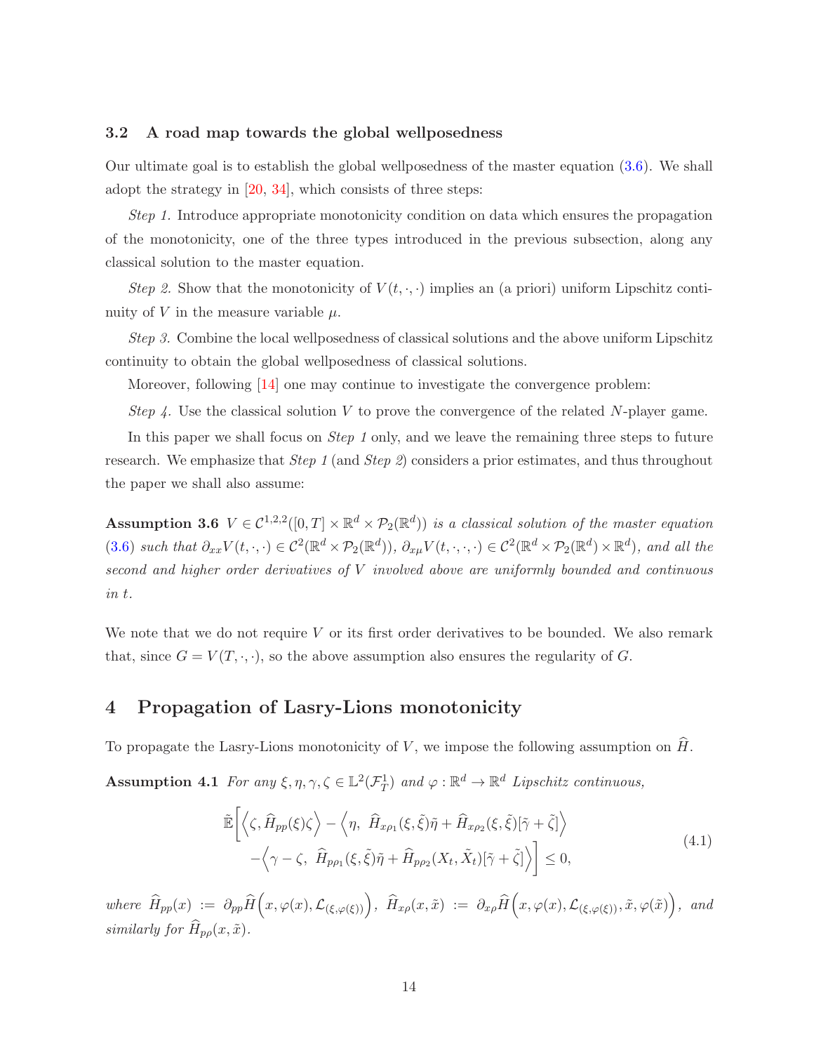### 3.2 A road map towards the global wellposedness

Our ultimate goal is to establish the global wellposedness of the master equation (3.6). We shall adopt the strategy in [20, 34], which consists of three steps:

*Step 1.* Introduce appropriate monotonicity condition on data which ensures the propagation of the monotonicity, one of the three types introduced in the previous subsection, along any classical solution to the master equation.

*Step 2.* Show that the monotonicity of $V(t,\cdot,\cdot)$ implies an (a priori) uniform Lipschitz continuity of $V$ in the measure variable $\mu$.

*Step 3.* Combine the local wellposedness of classical solutions and the above uniform Lipschitz continuity to obtain the global wellposedness of classical solutions.

Moreover, following [14] one may continue to investigate the convergence problem:

*Step 4.* Use the classical solution $V$ to prove the convergence of the related $N$-player game.

In this paper we shall focus on *Step 1* only, and we leave the remaining three steps to future research. We emphasize that *Step 1* (and *Step 2*) considers a prior estimates, and thus throughout the paper we shall also assume:

**Assumption 3.6** *$V \in \mathcal{C}^{1,2,2}([0,T]\times\mathbb{R}^d\times\mathcal{P}_2(\mathbb{R}^d))$ is a classical solution of the master equation (3.6) such that $\partial_{xx}V(t,\cdot,\cdot)\in\mathcal{C}^2(\mathbb{R}^d\times\mathcal{P}_2(\mathbb{R}^d))$, $\partial_{x\mu}V(t,\cdot,\cdot,\cdot)\in\mathcal{C}^2(\mathbb{R}^d\times\mathcal{P}_2(\mathbb{R}^d)\times\mathbb{R}^d)$, and all the second and higher order derivatives of $V$ involved above are uniformly bounded and continuous in $t$.*

We note that we do not require $V$ or its first order derivatives to be bounded. We also remark that, since $G = V(T,\cdot,\cdot)$, so the above assumption also ensures the regularity of $G$.

## 4 Propagation of Lasry-Lions monotonicity

To propagate the Lasry-Lions monotonicity of $V$, we impose the following assumption on $\widehat{H}$.

**Assumption 4.1** *For any $\xi,\eta,\gamma,\zeta\in\mathbb{L}^2(\mathcal{F}_T^1)$ and $\varphi:\mathbb{R}^d\to\mathbb{R}^d$ Lipschitz continuous,*

$$
\begin{aligned}
\tilde{\mathbb{E}}\Big[\Big\langle\zeta,\,\widehat{H}_{pp}(\xi)\zeta\Big\rangle - \Big\langle\eta,\ \widehat{H}_{x\rho_1}(\xi,\tilde{\xi})\tilde{\eta}+\widehat{H}_{x\rho_2}(\xi,\tilde{\xi})[\tilde{\gamma}+\tilde{\zeta}]\Big\rangle \\
-\Big\langle\gamma-\zeta,\ \widehat{H}_{p\rho_1}(\xi,\tilde{\xi})\tilde{\eta}+\widehat{H}_{p\rho_2}(X_t,\tilde{X}_t)[\tilde{\gamma}+\tilde{\zeta}]\Big\rangle\Big]\le 0,
\end{aligned}
\tag{4.1}
$$

*where $\widehat{H}_{pp}(x) := \partial_{pp}\widehat{H}\Big(x,\varphi(x),\mathcal{L}_{(\xi,\varphi(\xi))}\Big)$, $\widehat{H}_{x\rho}(x,\tilde{x}) := \partial_{x\rho}\widehat{H}\Big(x,\varphi(x),\mathcal{L}_{(\xi,\varphi(\xi))},\tilde{x},\varphi(\tilde{x})\Big)$, and similarly for $\widehat{H}_{p\rho}(x,\tilde{x})$.*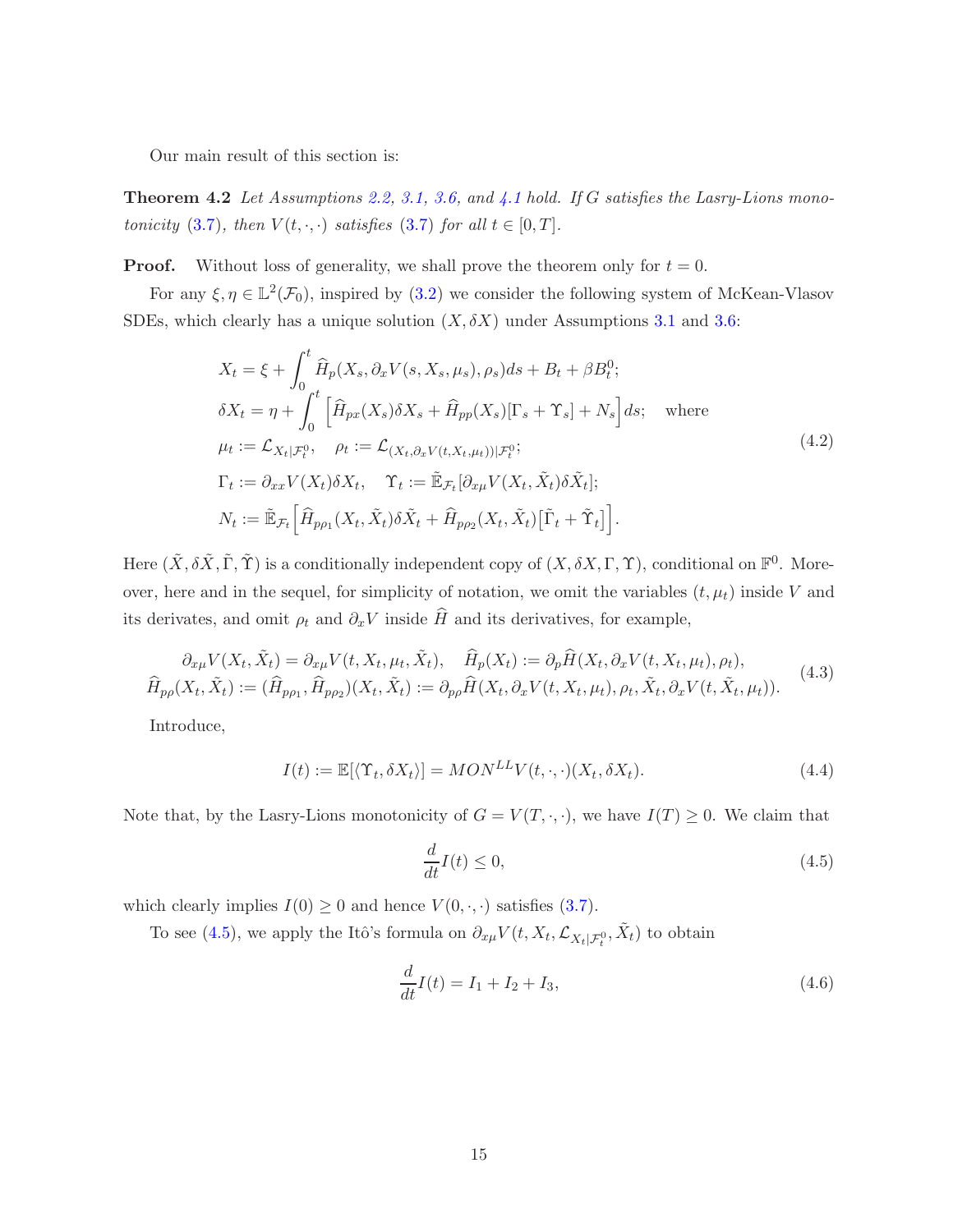Our main result of this section is:

**Theorem 4.2** *Let Assumptions 2.2, 3.1, 3.6, and 4.1 hold. If $G$ satisfies the Lasry-Lions monotonicity (3.7), then $V(t,\cdot,\cdot)$ satisfies (3.7) for all $t \in [0,T]$.*

**Proof.** Without loss of generality, we shall prove the theorem only for $t = 0$.

For any $\xi, \eta \in \mathbb{L}^2(\mathcal{F}_0)$, inspired by (3.2) we consider the following system of McKean-Vlasov SDEs, which clearly has a unique solution $(X, \delta X)$ under Assumptions 3.1 and 3.6:

$$
\begin{aligned}
&X_t = \xi + \int_0^t \widehat{H}_p(X_s, \partial_x V(s, X_s, \mu_s), \rho_s) ds + B_t + \beta B_t^0;\\
&\delta X_t = \eta + \int_0^t \Big[\widehat{H}_{px}(X_s)\delta X_s + \widehat{H}_{pp}(X_s)[\Gamma_s + \Upsilon_s] + N_s\Big] ds; \quad \text{where}\\
&\mu_t := \mathcal{L}_{X_t|\mathcal{F}_t^0}, \quad \rho_t := \mathcal{L}_{(X_t, \partial_x V(t, X_t, \mu_t))|\mathcal{F}_t^0};\\
&\Gamma_t := \partial_{xx} V(X_t)\delta X_t, \quad \Upsilon_t := \tilde{\mathbb{E}}_{\mathcal{F}_t}[\partial_{x\mu} V(X_t, \tilde{X}_t)\delta \tilde{X}_t];\\
&N_t := \tilde{\mathbb{E}}_{\mathcal{F}_t}\Big[\widehat{H}_{p\rho_1}(X_t, \tilde{X}_t)\delta \tilde{X}_t + \widehat{H}_{p\rho_2}(X_t, \tilde{X}_t)\big[\tilde{\Gamma}_t + \tilde{\Upsilon}_t\big]\Big].
\end{aligned}
\tag{4.2}
$$

Here $(\tilde{X}, \delta\tilde{X}, \tilde{\Gamma}, \tilde{\Upsilon})$ is a conditionally independent copy of $(X, \delta X, \Gamma, \Upsilon)$, conditional on $\mathbb{F}^0$. Moreover, here and in the sequel, for simplicity of notation, we omit the variables $(t, \mu_t)$ inside $V$ and its derivates, and omit $\rho_t$ and $\partial_x V$ inside $\widehat{H}$ and its derivatives, for example,

$$
\begin{aligned}
&\partial_{x\mu} V(X_t, \tilde{X}_t) = \partial_{x\mu} V(t, X_t, \mu_t, \tilde{X}_t), \quad \widehat{H}_p(X_t) := \partial_p \widehat{H}(X_t, \partial_x V(t, X_t, \mu_t), \rho_t),\\
&\widehat{H}_{p\rho}(X_t, \tilde{X}_t) := (\widehat{H}_{p\rho_1}, \widehat{H}_{p\rho_2})(X_t, \tilde{X}_t) := \partial_{p\rho}\widehat{H}(X_t, \partial_x V(t, X_t, \mu_t), \rho_t, \tilde{X}_t, \partial_x V(t, \tilde{X}_t, \mu_t)).
\end{aligned}
\tag{4.3}
$$

Introduce,

$$
I(t) := \mathbb{E}[\langle \Upsilon_t, \delta X_t \rangle] = MON^{LL} V(t,\cdot,\cdot)(X_t, \delta X_t). \tag{4.4}
$$

Note that, by the Lasry-Lions monotonicity of $G = V(T,\cdot,\cdot)$, we have $I(T) \geq 0$. We claim that

$$
\frac{d}{dt} I(t) \leq 0, \tag{4.5}
$$

which clearly implies $I(0) \geq 0$ and hence $V(0,\cdot,\cdot)$ satisfies (3.7).

To see (4.5), we apply the Itô's formula on $\partial_{x\mu} V(t, X_t, \mathcal{L}_{X_t|\mathcal{F}_t^0}, \tilde{X}_t)$ to obtain

$$
\frac{d}{dt} I(t) = I_1 + I_2 + I_3, \tag{4.6}
$$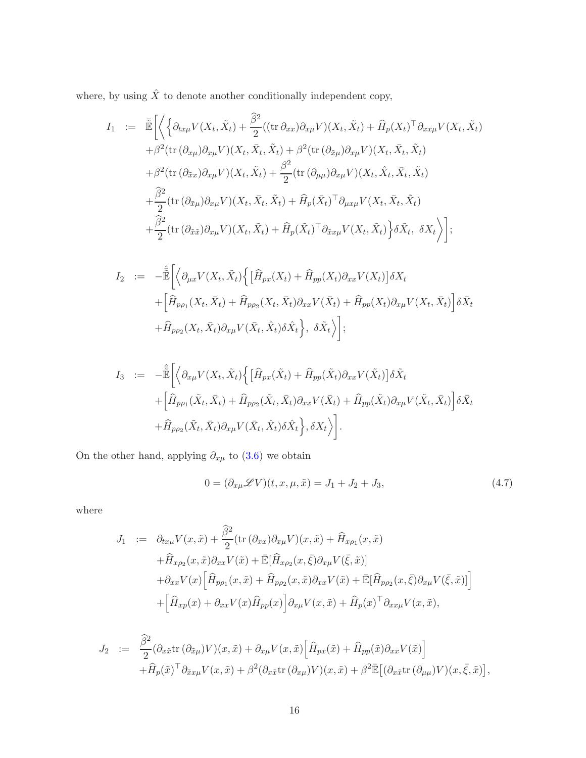where, by using $\hat{X}$ to denote another conditionally independent copy,

$$
\begin{aligned}
I_1 \;:=\; & \bar{\tilde{\mathbb{E}}}\bigg[\Big\langle \Big\{ \partial_{tx\mu} V(X_t,\tilde{X}_t) + \frac{\widehat{\beta}^2}{2}((\mathrm{tr}\,\partial_{xx})\partial_{x\mu}V)(X_t,\tilde{X}_t) + \widehat{H}_p(X_t)^\top \partial_{xx\mu}V(X_t,\tilde{X}_t) \\
& + \beta^2 (\mathrm{tr}\,(\partial_{x\mu})\partial_{x\mu}V)(X_t,\bar{X}_t,\tilde{X}_t) + \beta^2(\mathrm{tr}\,(\partial_{\bar{x}\mu})\partial_{x\mu}V)(X_t,\bar{X}_t,\tilde{X}_t) \\
& + \beta^2(\mathrm{tr}\,(\partial_{\tilde{x}x})\partial_{x\mu}V)(X_t,\tilde{X}_t) + \frac{\beta^2}{2}(\mathrm{tr}\,(\partial_{\mu\mu})\partial_{x\mu}V)(X_t,\hat{X}_t,\bar{X}_t,\tilde{X}_t) \\
& + \frac{\widehat{\beta}^2}{2}(\mathrm{tr}\,(\partial_{\bar{x}\mu})\partial_{x\mu}V)(X_t,\bar{X}_t,\tilde{X}_t) + \widehat{H}_p(\bar{X}_t)^\top \partial_{\mu x\mu}V(X_t,\bar{X}_t,\tilde{X}_t) \\
& + \frac{\widehat{\beta}^2}{2}(\mathrm{tr}\,(\partial_{\tilde{x}\tilde{x}})\partial_{x\mu}V)(X_t,\tilde{X}_t) + \widehat{H}_p(\tilde{X}_t)^\top \partial_{\tilde{x}x\mu}V(X_t,\tilde{X}_t)\Big\}\delta\tilde{X}_t,\ \delta X_t\Big\rangle\bigg];
\end{aligned}
$$

$$
\begin{aligned}
I_2 \;:=\; & -\hat{\bar{\tilde{\mathbb{E}}}}\bigg[\Big\langle \partial_{\mu x}V(X_t,\tilde{X}_t)\Big\{\big[\widehat{H}_{px}(X_t) + \widehat{H}_{pp}(X_t)\partial_{xx}V(X_t)\big]\delta X_t \\
& + \Big[\widehat{H}_{p\rho_1}(X_t,\bar{X}_t) + \widehat{H}_{p\rho_2}(X_t,\bar{X}_t)\partial_{xx}V(\bar{X}_t) + \widehat{H}_{pp}(X_t)\partial_{x\mu}V(X_t,\bar{X}_t)\Big]\delta\bar{X}_t \\
& + \widehat{H}_{p\rho_2}(X_t,\bar{X}_t)\partial_{x\mu}V(\bar{X}_t,\hat{X}_t)\delta\hat{X}_t\Big\},\ \delta\tilde{X}_t\Big\rangle\bigg];
\end{aligned}
$$

$$
\begin{aligned}
I_3 \;:=\; & -\hat{\bar{\tilde{\mathbb{E}}}}\bigg[\Big\langle \partial_{x\mu}V(X_t,\tilde{X}_t)\Big\{\big[\widehat{H}_{px}(\tilde{X}_t) + \widehat{H}_{pp}(\tilde{X}_t)\partial_{xx}V(\tilde{X}_t)\big]\delta\tilde{X}_t \\
& + \Big[\widehat{H}_{p\rho_1}(\tilde{X}_t,\bar{X}_t) + \widehat{H}_{p\rho_2}(\tilde{X}_t,\bar{X}_t)\partial_{xx}V(\bar{X}_t) + \widehat{H}_{pp}(\tilde{X}_t)\partial_{x\mu}V(\tilde{X}_t,\bar{X}_t)\Big]\delta\bar{X}_t \\
& + \widehat{H}_{p\rho_2}(\tilde{X}_t,\bar{X}_t)\partial_{x\mu}V(\bar{X}_t,\hat{X}_t)\delta\hat{X}_t\Big\},\delta X_t\Big\rangle\bigg].
\end{aligned}
$$

On the other hand, applying $\partial_{x\mu}$ to (3.6) we obtain

$$
0 = (\partial_{x\mu}\mathscr{L}V)(t,x,\mu,\tilde{x}) = J_1 + J_2 + J_3, \tag{4.7}
$$

where

$$
\begin{aligned}
J_1 \;:=\; & \partial_{tx\mu}V(x,\tilde{x}) + \frac{\widehat{\beta}^2}{2}(\mathrm{tr}\,(\partial_{xx})\partial_{x\mu}V)(x,\tilde{x}) + \widehat{H}_{x\rho_1}(x,\tilde{x}) \\
& + \widehat{H}_{x\rho_2}(x,\tilde{x})\partial_{xx}V(\tilde{x}) + \bar{\mathbb{E}}[\widehat{H}_{x\rho_2}(x,\bar{\xi})\partial_{x\mu}V(\bar{\xi},\tilde{x})] \\
& + \partial_{xx}V(x)\Big[\widehat{H}_{p\rho_1}(x,\tilde{x}) + \widehat{H}_{p\rho_2}(x,\tilde{x})\partial_{xx}V(\tilde{x}) + \bar{\mathbb{E}}[\widehat{H}_{p\rho_2}(x,\bar{\xi})\partial_{x\mu}V(\bar{\xi},\tilde{x})]\Big] \\
& + \Big[\widehat{H}_{xp}(x) + \partial_{xx}V(x)\widehat{H}_{pp}(x)\Big]\partial_{x\mu}V(x,\tilde{x}) + \widehat{H}_p(x)^\top \partial_{xx\mu}V(x,\tilde{x}),
\end{aligned}
$$

$$
\begin{aligned}
J_2 \;:=\; & \frac{\widehat{\beta}^2}{2}(\partial_{x\tilde{x}}\mathrm{tr}\,(\partial_{\tilde{x}\mu})V)(x,\tilde{x}) + \partial_{x\mu}V(x,\tilde{x})\Big[\widehat{H}_{px}(\tilde{x}) + \widehat{H}_{pp}(\tilde{x})\partial_{xx}V(\tilde{x})\Big] \\
& + \widehat{H}_p(\tilde{x})^\top \partial_{\tilde{x}x\mu}V(x,\tilde{x}) + \beta^2(\partial_{x\tilde{x}}\mathrm{tr}\,(\partial_{x\mu})V)(x,\tilde{x}) + \beta^2\bar{\mathbb{E}}\big[(\partial_{x\tilde{x}}\mathrm{tr}\,(\partial_{\mu\mu})V)(x,\bar{\xi},\tilde{x})\big],
\end{aligned}
$$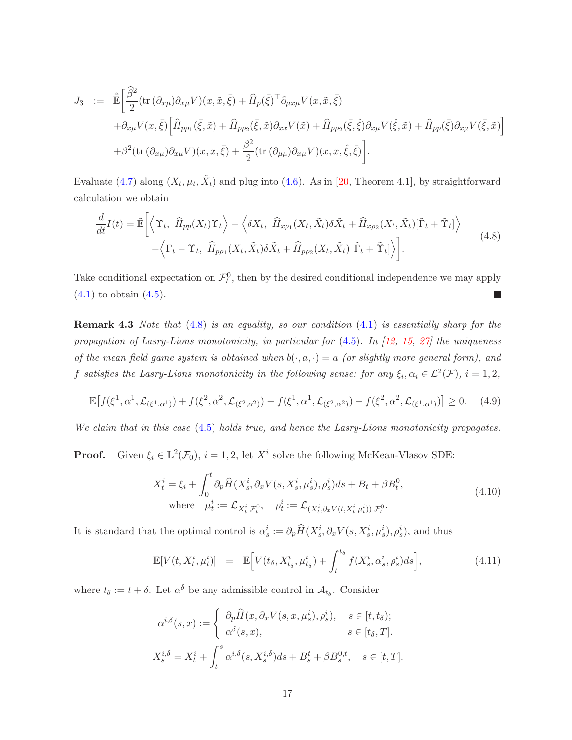$$
\begin{aligned}
J_3 \;:=\; & \hat{\bar{\mathbb{E}}}\Big[\frac{\widehat{\beta}^2}{2}(\mathrm{tr}\,(\partial_{\bar{x}\mu})\partial_{x\mu}V)(x,\tilde{x},\bar{\xi}) + \widehat{H}_p(\bar{\xi})^\top\partial_{\mu x\mu}V(x,\tilde{x},\bar{\xi}) \\
& +\partial_{x\mu}V(x,\bar{\xi})\Big[\widehat{H}_{p\rho_1}(\bar{\xi},\tilde{x}) + \widehat{H}_{p\rho_2}(\bar{\xi},\tilde{x})\partial_{xx}V(\tilde{x}) + \widehat{H}_{p\rho_2}(\bar{\xi},\hat{\xi})\partial_{x\mu}V(\hat{\xi},\tilde{x}) + \widehat{H}_{pp}(\bar{\xi})\partial_{x\mu}V(\bar{\xi},\tilde{x})\Big] \\
& +\beta^2(\mathrm{tr}\,(\partial_{x\mu})\partial_{x\mu}V)(x,\tilde{x},\bar{\xi}) + \frac{\beta^2}{2}(\mathrm{tr}\,(\partial_{\mu\mu})\partial_{x\mu}V)(x,\tilde{x},\hat{\xi},\bar{\xi})\Big].
\end{aligned}
$$

Evaluate (4.7) along $(X_t,\mu_t,\tilde{X}_t)$ and plug into (4.6). As in [20, Theorem 4.1], by straightforward calculation we obtain

$$
\begin{aligned}
\frac{d}{dt}I(t) = \tilde{\mathbb{E}}\Big[&\Big\langle \Upsilon_t,\ \widehat{H}_{pp}(X_t)\Upsilon_t\Big\rangle - \Big\langle \delta X_t,\ \widehat{H}_{xp_1}(X_t,\tilde{X}_t)\delta\tilde{X}_t + \widehat{H}_{xp_2}(X_t,\tilde{X}_t)[\tilde{\Gamma}_t+\tilde{\Upsilon}_t]\Big\rangle \\
&-\Big\langle \Gamma_t-\Upsilon_t,\ \widehat{H}_{p\rho_1}(X_t,\tilde{X}_t)\delta\tilde{X}_t + \widehat{H}_{p\rho_2}(X_t,\tilde{X}_t)\big[\tilde{\Gamma}_t+\tilde{\Upsilon}_t]\Big\rangle\Big].
\end{aligned} \tag{4.8}
$$

Take conditional expectation on $\mathcal{F}^0_t$, then by the desired conditional independence we may apply (4.1) to obtain (4.5). ■

**Remark 4.3** *Note that (4.8) is an equality, so our condition (4.1) is essentially sharp for the propagation of Lasry-Lions monotonicity, in particular for (4.5). In [12, 15, 27] the uniqueness of the mean field game system is obtained when $b(\cdot,a,\cdot)=a$ (or slightly more general form), and $f$ satisfies the Lasry-Lions monotonicity in the following sense: for any $\xi_i,\alpha_i\in\mathcal{L}^2(\mathcal{F})$, $i=1,2$,*

$$
\mathbb{E}\big[f(\xi^1,\alpha^1,\mathcal{L}_{(\xi^1,\alpha^1)}) + f(\xi^2,\alpha^2,\mathcal{L}_{(\xi^2,\alpha^2)}) - f(\xi^1,\alpha^1,\mathcal{L}_{(\xi^2,\alpha^2)}) - f(\xi^2,\alpha^2,\mathcal{L}_{(\xi^1,\alpha^1)})\big]\geq 0. \tag{4.9}
$$

*We claim that in this case (4.5) holds true, and hence the Lasry-Lions monotonicity propagates.*

**Proof.** Given $\xi_i\in\mathbb{L}^2(\mathcal{F}_0)$, $i=1,2$, let $X^i$ solve the following McKean-Vlasov SDE:

$$
\begin{aligned}
X^i_t = \xi_i + \int_0^t \partial_p\widehat{H}(X^i_s,\partial_x V(s,X^i_s,\mu^i_s),\rho^i_s)ds + B_t + \beta B^0_t,& \\
\text{where}\quad \mu^i_t := \mathcal{L}_{X^i_t|\mathcal{F}^0_t},\quad \rho^i_t := \mathcal{L}_{(X^i_t,\partial_x V(t,X^i_t,\mu^i_t))|\mathcal{F}^0_t}.&
\end{aligned} \tag{4.10}
$$

It is standard that the optimal control is $\alpha^i_s := \partial_p\widehat{H}(X^i_s,\partial_x V(s,X^i_s,\mu^i_s),\rho^i_s)$, and thus

$$
\mathbb{E}[V(t,X^i_t,\mu^i_t)] \;=\; \mathbb{E}\Big[V(t_\delta,X^i_{t_\delta},\mu^i_{t_\delta}) + \int_t^{t_\delta} f(X^i_s,\alpha^i_s,\rho^i_s)ds\Big], \tag{4.11}
$$

where $t_\delta := t+\delta$. Let $\alpha^\delta$ be any admissible control in $\mathcal{A}_{t_\delta}$. Consider

$$
\alpha^{i,\delta}(s,x) := \begin{cases} \partial_p\widehat{H}(x,\partial_x V(s,x,\mu^i_s),\rho^i_s), & s\in[t,t_\delta); \\ \alpha^\delta(s,x), & s\in[t_\delta,T]. \end{cases}
$$

$$
X^{i,\delta}_s = X^i_t + \int_t^s \alpha^{i,\delta}(s,X^{i,\delta}_s)ds + B^t_s + \beta B^{0,t}_s,\quad s\in[t,T].
$$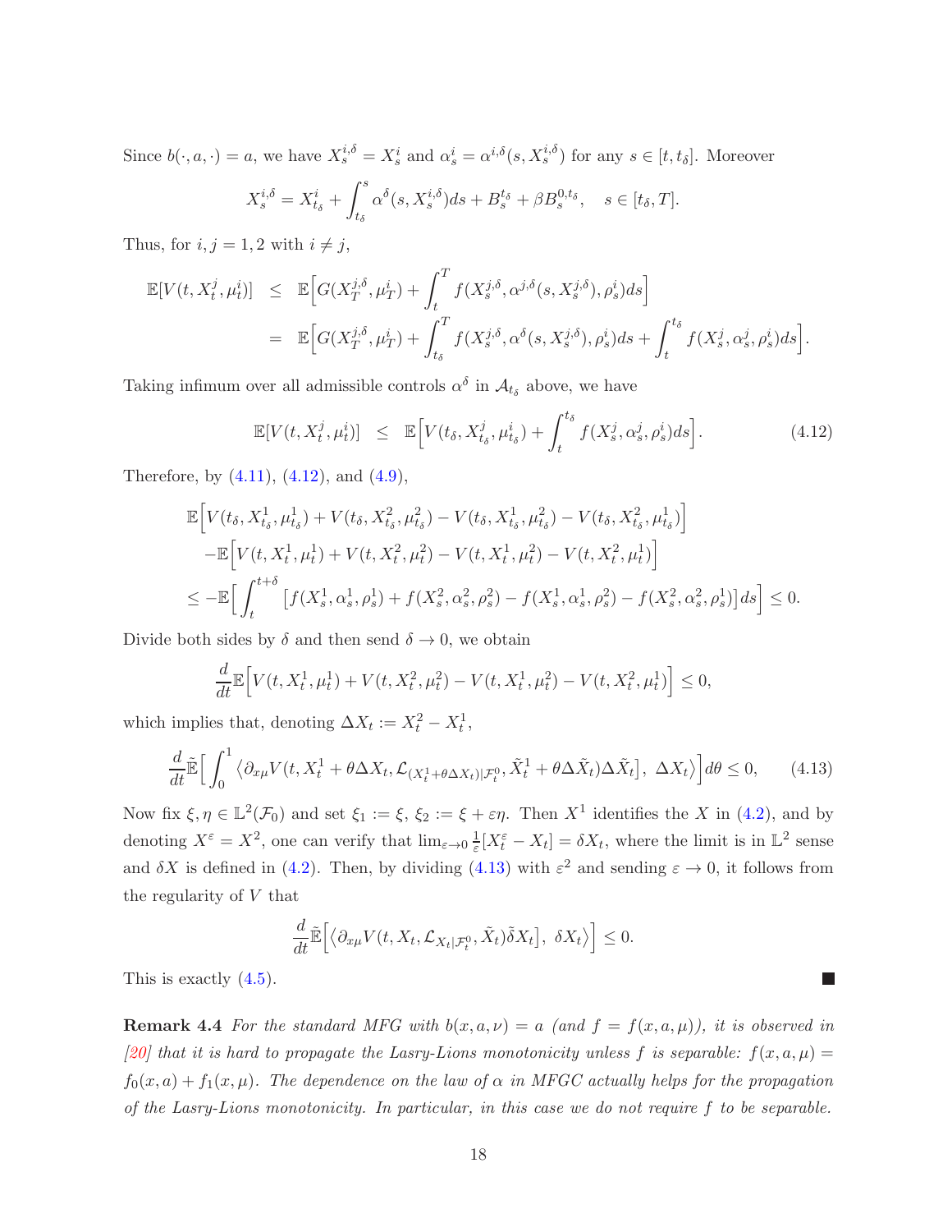Since $b(\cdot, a, \cdot) = a$, we have $X_s^{i,\delta} = X_s^i$ and $\alpha_s^i = \alpha^{i,\delta}(s, X_s^{i,\delta})$ for any $s \in [t, t_\delta]$. Moreover

$$X_s^{i,\delta} = X_{t_\delta}^i + \int_{t_\delta}^s \alpha^\delta(s, X_s^{i,\delta})ds + B_s^{t_\delta} + \beta B_s^{0,t_\delta}, \quad s \in [t_\delta, T].$$

Thus, for $i, j = 1, 2$ with $i \neq j$,

$$\begin{aligned}
\mathbb{E}[V(t, X_t^j, \mu_t^i)] &\leq \mathbb{E}\Big[G(X_T^{j,\delta}, \mu_T^i) + \int_t^T f(X_s^{j,\delta}, \alpha^{j,\delta}(s, X_s^{j,\delta}), \rho_s^i)ds\Big] \\
&= \mathbb{E}\Big[G(X_T^{j,\delta}, \mu_T^i) + \int_{t_\delta}^T f(X_s^{j,\delta}, \alpha^\delta(s, X_s^{j,\delta}), \rho_s^i)ds + \int_t^{t_\delta} f(X_s^j, \alpha_s^j, \rho_s^i)ds\Big].
\end{aligned}$$

Taking infimum over all admissible controls $\alpha^\delta$ in $\mathcal{A}_{t_\delta}$ above, we have

$$\mathbb{E}[V(t, X_t^j, \mu_t^i)] \leq \mathbb{E}\Big[V(t_\delta, X_{t_\delta}^j, \mu_{t_\delta}^i) + \int_t^{t_\delta} f(X_s^j, \alpha_s^j, \rho_s^i)ds\Big]. \tag{4.12}$$

Therefore, by (4.11), (4.12), and (4.9),

$$\begin{aligned}
&\mathbb{E}\Big[V(t_\delta, X_{t_\delta}^1, \mu_{t_\delta}^1) + V(t_\delta, X_{t_\delta}^2, \mu_{t_\delta}^2) - V(t_\delta, X_{t_\delta}^1, \mu_{t_\delta}^2) - V(t_\delta, X_{t_\delta}^2, \mu_{t_\delta}^1)\Big] \\
&-\mathbb{E}\Big[V(t, X_t^1, \mu_t^1) + V(t, X_t^2, \mu_t^2) - V(t, X_t^1, \mu_t^2) - V(t, X_t^2, \mu_t^1)\Big] \\
&\leq -\mathbb{E}\Big[\int_t^{t+\delta} \big[f(X_s^1, \alpha_s^1, \rho_s^1) + f(X_s^2, \alpha_s^2, \rho_s^2) - f(X_s^1, \alpha_s^1, \rho_s^2) - f(X_s^2, \alpha_s^2, \rho_s^1)\big]ds\Big] \leq 0.
\end{aligned}$$

Divide both sides by $\delta$ and then send $\delta \to 0$, we obtain

$$\frac{d}{dt}\mathbb{E}\Big[V(t, X_t^1, \mu_t^1) + V(t, X_t^2, \mu_t^2) - V(t, X_t^1, \mu_t^2) - V(t, X_t^2, \mu_t^1)\Big] \leq 0,$$

which implies that, denoting $\Delta X_t := X_t^2 - X_t^1$,

$$\frac{d}{dt}\tilde{\mathbb{E}}\Big[\int_0^1 \big\langle \partial_{x\mu} V(t, X_t^1 + \theta\Delta X_t, \mathcal{L}_{(X_t^1 + \theta\Delta X_t)|\mathcal{F}_t^0}, \tilde{X}_t^1 + \theta\Delta\tilde{X}_t)\Delta\tilde{X}_t\big],\ \Delta X_t\big\rangle\Big]d\theta \leq 0, \tag{4.13}$$

Now fix $\xi, \eta \in \mathbb{L}^2(\mathcal{F}_0)$ and set $\xi_1 := \xi$, $\xi_2 := \xi + \varepsilon\eta$. Then $X^1$ identifies the $X$ in (4.2), and by denoting $X^\varepsilon = X^2$, one can verify that $\lim_{\varepsilon\to 0} \frac{1}{\varepsilon}[X_t^\varepsilon - X_t] = \delta X_t$, where the limit is in $\mathbb{L}^2$ sense and $\delta X$ is defined in (4.2). Then, by dividing (4.13) with $\varepsilon^2$ and sending $\varepsilon \to 0$, it follows from the regularity of $V$ that

$$\frac{d}{dt}\tilde{\mathbb{E}}\Big[\big\langle \partial_{x\mu} V(t, X_t, \mathcal{L}_{X_t|\mathcal{F}_t^0}, \tilde{X}_t)\tilde{\delta} X_t\big],\ \delta X_t\big\rangle\Big] \leq 0.$$

This is exactly (4.5). ■

**Remark 4.4** *For the standard MFG with $b(x, a, \nu) = a$ (and $f = f(x, a, \mu)$), it is observed in [20] that it is hard to propagate the Lasry-Lions monotonicity unless $f$ is separable: $f(x, a, \mu) = f_0(x, a) + f_1(x, \mu)$. The dependence on the law of $\alpha$ in MFGC actually helps for the propagation of the Lasry-Lions monotonicity. In particular, in this case we do not require $f$ to be separable.*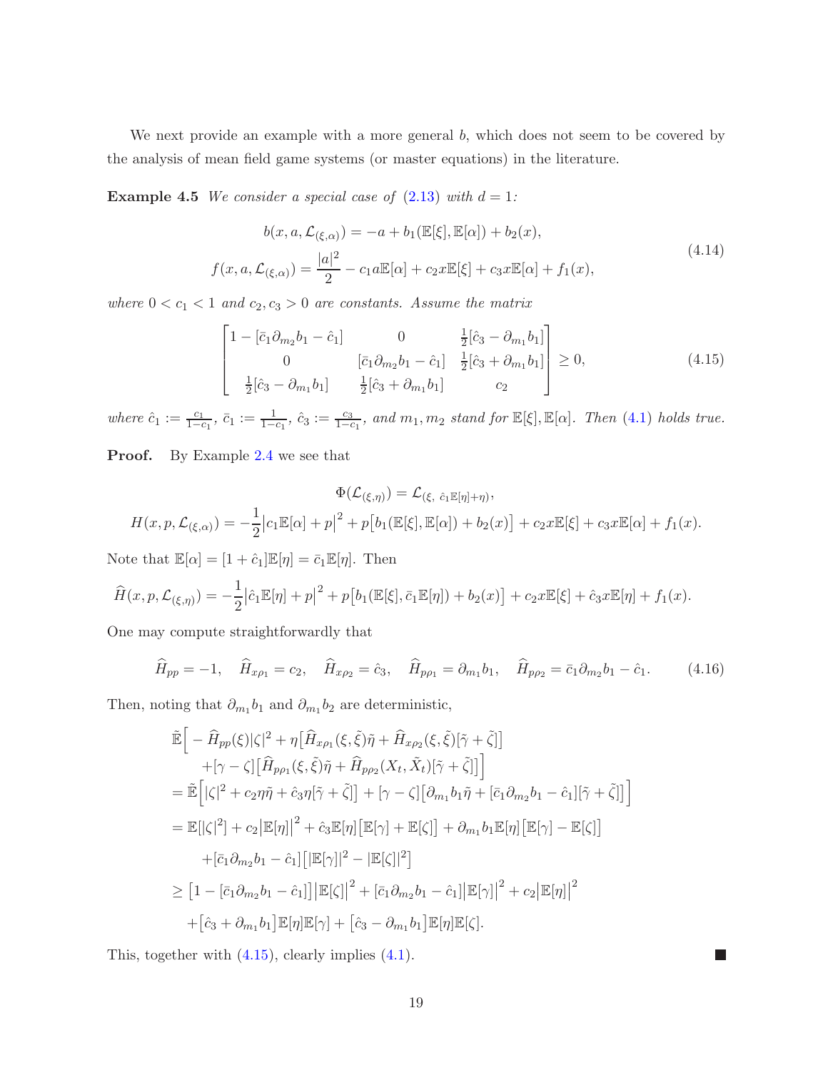We next provide an example with a more general $b$, which does not seem to be covered by the analysis of mean field game systems (or master equations) in the literature.

**Example 4.5** *We consider a special case of* (2.13) *with* $d=1$*:*

$$
\begin{aligned}
&b(x,a,\mathcal{L}_{(\xi,\alpha)}) = -a + b_1(\mathbb{E}[\xi],\mathbb{E}[\alpha]) + b_2(x),\\
&f(x,a,\mathcal{L}_{(\xi,\alpha)}) = \frac{|a|^2}{2} - c_1 a\mathbb{E}[\alpha] + c_2 x\mathbb{E}[\xi] + c_3 x\mathbb{E}[\alpha] + f_1(x),
\end{aligned}
\tag{4.14}
$$

*where* $0<c_1<1$ *and* $c_2, c_3>0$ *are constants. Assume the matrix*

$$
\begin{bmatrix}
1-[\bar c_1\partial_{m_2}b_1 - \hat c_1] & 0 & \frac12[\hat c_3 - \partial_{m_1}b_1]\\
0 & [\bar c_1\partial_{m_2}b_1 - \hat c_1] & \frac12[\hat c_3 + \partial_{m_1}b_1]\\
\frac12[\hat c_3 - \partial_{m_1}b_1] & \frac12[\hat c_3 + \partial_{m_1}b_1] & c_2
\end{bmatrix} \geq 0,
\tag{4.15}
$$

*where* $\hat c_1 := \frac{c_1}{1-c_1}$, $\bar c_1 := \frac{1}{1-c_1}$, $\hat c_3 := \frac{c_3}{1-c_1}$, *and* $m_1, m_2$ *stand for* $\mathbb{E}[\xi], \mathbb{E}[\alpha]$*. Then* (4.1) *holds true.*

**Proof.** By Example 2.4 we see that

$$
\begin{aligned}
&\Phi(\mathcal{L}_{(\xi,\eta)}) = \mathcal{L}_{(\xi,\ \hat c_1\mathbb{E}[\eta]+\eta)},\\
&H(x,p,\mathcal{L}_{(\xi,\alpha)}) = -\frac12\big|c_1\mathbb{E}[\alpha] + p\big|^2 + p\big[b_1(\mathbb{E}[\xi],\mathbb{E}[\alpha]) + b_2(x)\big] + c_2x\mathbb{E}[\xi] + c_3x\mathbb{E}[\alpha] + f_1(x).
\end{aligned}
$$

Note that $\mathbb{E}[\alpha] = [1+\hat c_1]\mathbb{E}[\eta] = \bar c_1\mathbb{E}[\eta]$. Then

$$
\widehat H(x,p,\mathcal{L}_{(\xi,\eta)}) = -\frac12\big|\hat c_1\mathbb{E}[\eta] + p\big|^2 + p\big[b_1(\mathbb{E}[\xi],\bar c_1\mathbb{E}[\eta]) + b_2(x)\big] + c_2x\mathbb{E}[\xi] + \hat c_3x\mathbb{E}[\eta] + f_1(x).
$$

One may compute straightforwardly that

$$
\widehat H_{pp} = -1, \quad \widehat H_{x\rho_1} = c_2, \quad \widehat H_{x\rho_2} = \hat c_3, \quad \widehat H_{p\rho_1} = \partial_{m_1}b_1, \quad \widehat H_{p\rho_2} = \bar c_1\partial_{m_2}b_1 - \hat c_1.
\tag{4.16}
$$

Then, noting that $\partial_{m_1}b_1$ and $\partial_{m_1}b_2$ are deterministic,

$$
\begin{aligned}
&\tilde{\mathbb{E}}\Big[-\widehat H_{pp}(\xi)|\zeta|^2 + \eta\big[\widehat H_{x\rho_1}(\xi,\tilde\xi)\tilde\eta + \widehat H_{x\rho_2}(\xi,\tilde\xi)[\tilde\gamma+\tilde\zeta]\big]\\
&\qquad + [\gamma-\zeta]\big[\widehat H_{p\rho_1}(\xi,\tilde\xi)\tilde\eta + \widehat H_{p\rho_2}(X_t,\tilde X_t)[\tilde\gamma+\tilde\zeta]\big]\Big]\\
&= \tilde{\mathbb{E}}\Big[|\zeta|^2 + c_2\eta\tilde\eta + \hat c_3\eta[\tilde\gamma+\tilde\zeta] + [\gamma-\zeta]\big[\partial_{m_1}b_1\tilde\eta + [\bar c_1\partial_{m_2}b_1 - \hat c_1][\tilde\gamma+\tilde\zeta]\big]\Big]\\
&= \mathbb{E}[|\zeta|^2] + c_2\big|\mathbb{E}[\eta]\big|^2 + \hat c_3\mathbb{E}[\eta]\big[\mathbb{E}[\gamma]+\mathbb{E}[\zeta]\big] + \partial_{m_1}b_1\mathbb{E}[\eta]\big[\mathbb{E}[\gamma]-\mathbb{E}[\zeta]\big]\\
&\qquad + [\bar c_1\partial_{m_2}b_1 - \hat c_1]\big[|\mathbb{E}[\gamma]|^2 - |\mathbb{E}[\zeta]|^2\big]\\
&\geq \big[1-[\bar c_1\partial_{m_2}b_1 - \hat c_1]\big]\big|\mathbb{E}[\zeta]\big|^2 + [\bar c_1\partial_{m_2}b_1 - \hat c_1]\big|\mathbb{E}[\gamma]\big|^2 + c_2\big|\mathbb{E}[\eta]\big|^2\\
&\qquad + \big[\hat c_3 + \partial_{m_1}b_1\big]\mathbb{E}[\eta]\mathbb{E}[\gamma] + \big[\hat c_3 - \partial_{m_1}b_1\big]\mathbb{E}[\eta]\mathbb{E}[\zeta].
\end{aligned}
$$

This, together with (4.15), clearly implies (4.1). ■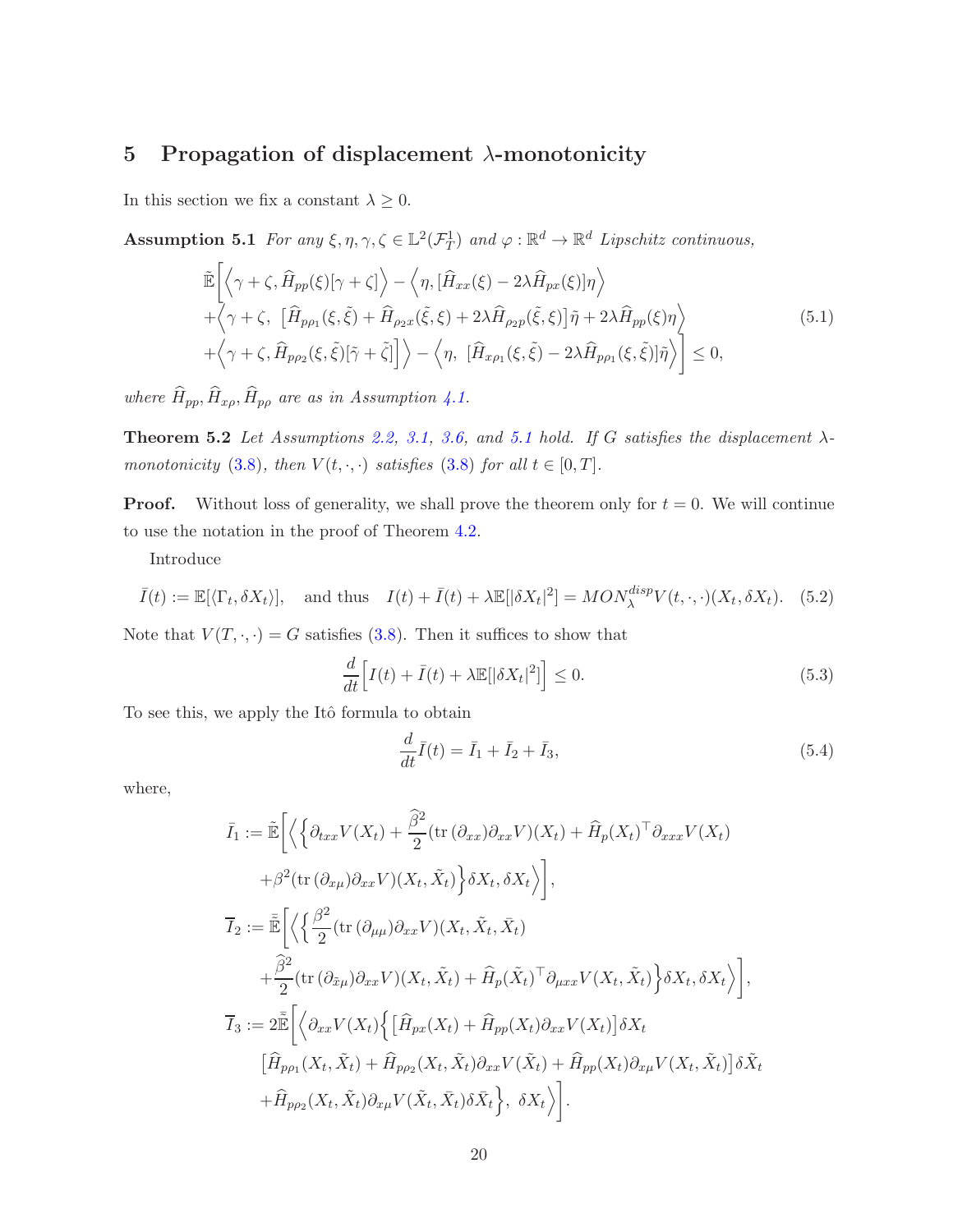## 5 Propagation of displacement $\lambda$-monotonicity

In this section we fix a constant $\lambda \geq 0$.

**Assumption 5.1** *For any $\xi, \eta, \gamma, \zeta \in \mathbb{L}^2(\mathcal{F}_T^1)$ and $\varphi : \mathbb{R}^d \to \mathbb{R}^d$ Lipschitz continuous,*

$$
\begin{aligned}
&\tilde{\mathbb{E}}\Big[\Big\langle \gamma+\zeta, \widehat{H}_{pp}(\xi)[\gamma+\zeta]\Big\rangle - \Big\langle \eta, [\widehat{H}_{xx}(\xi) - 2\lambda \widehat{H}_{px}(\xi)]\eta\Big\rangle \\
&+\Big\langle \gamma+\zeta,\ \big[\widehat{H}_{p\rho_1}(\xi,\tilde{\xi}) + \widehat{H}_{\rho_2 x}(\tilde{\xi},\xi) + 2\lambda \widehat{H}_{\rho_2 p}(\tilde{\xi},\xi)\big]\tilde{\eta} + 2\lambda \widehat{H}_{pp}(\xi)\eta\Big\rangle \\
&+\Big\langle \gamma+\zeta, \widehat{H}_{p\rho_2}(\xi,\tilde{\xi})[\tilde{\gamma}+\tilde{\zeta}]\Big] \Big\rangle - \Big\langle \eta,\ [\widehat{H}_{x\rho_1}(\xi,\tilde{\xi}) - 2\lambda \widehat{H}_{p\rho_1}(\xi,\tilde{\xi})]\tilde{\eta}\Big\rangle\Big] \leq 0,
\end{aligned}
\tag{5.1}
$$

*where $\widehat{H}_{pp}, \widehat{H}_{x\rho}, \widehat{H}_{p\rho}$ are as in Assumption 4.1.*

**Theorem 5.2** *Let Assumptions 2.2, 3.1, 3.6, and 5.1 hold. If $G$ satisfies the displacement $\lambda$-monotonicity (3.8), then $V(t,\cdot,\cdot)$ satisfies (3.8) for all $t \in [0,T]$.*

**Proof.** Without loss of generality, we shall prove the theorem only for $t = 0$. We will continue to use the notation in the proof of Theorem 4.2.

Introduce

$$
\bar{I}(t) := \mathbb{E}[\langle \Gamma_t, \delta X_t\rangle], \quad \text{and thus} \quad I(t) + \bar{I}(t) + \lambda \mathbb{E}[|\delta X_t|^2] = MON_\lambda^{disp} V(t,\cdot,\cdot)(X_t, \delta X_t). \tag{5.2}
$$

Note that $V(T,\cdot,\cdot) = G$ satisfies (3.8). Then it suffices to show that

$$
\frac{d}{dt}\Big[I(t) + \bar{I}(t) + \lambda \mathbb{E}[|\delta X_t|^2]\Big] \leq 0. \tag{5.3}
$$

To see this, we apply the Itô formula to obtain

$$
\frac{d}{dt}\bar{I}(t) = \bar{I}_1 + \bar{I}_2 + \bar{I}_3, \tag{5.4}
$$

where,

$$
\begin{aligned}
\bar{I}_1 :=\ & \tilde{\mathbb{E}}\Big[\Big\langle \Big\{\partial_{txx} V(X_t) + \frac{\widehat{\beta}^2}{2}(\mathrm{tr}\,(\partial_{xx})\partial_{xx} V)(X_t) + \widehat{H}_p(X_t)^\top \partial_{xxx} V(X_t) \\
&+ \beta^2 (\mathrm{tr}\,(\partial_{x\mu})\partial_{xx} V)(X_t, \tilde{X}_t)\Big\}\delta X_t, \delta X_t\Big\rangle\Big], \\
\overline{I}_2 :=\ & \bar{\tilde{\mathbb{E}}}\Big[\Big\langle \Big\{\frac{\beta^2}{2}(\mathrm{tr}\,(\partial_{\mu\mu})\partial_{xx} V)(X_t, \tilde{X}_t, \bar{X}_t) \\
&+ \frac{\widehat{\beta}^2}{2}(\mathrm{tr}\,(\partial_{\tilde{x}\mu})\partial_{xx} V)(X_t, \tilde{X}_t) + \widehat{H}_p(\tilde{X}_t)^\top \partial_{\mu xx} V(X_t, \tilde{X}_t)\Big\}\delta X_t, \delta X_t\Big\rangle\Big], \\
\overline{I}_3 :=\ & 2\bar{\tilde{\mathbb{E}}}\Big[\Big\langle \partial_{xx} V(X_t)\Big\{\big[\widehat{H}_{px}(X_t) + \widehat{H}_{pp}(X_t)\partial_{xx} V(X_t)\big]\delta X_t \\
&\big[\widehat{H}_{p\rho_1}(X_t, \tilde{X}_t) + \widehat{H}_{p\rho_2}(X_t, \tilde{X}_t)\partial_{xx} V(\tilde{X}_t) + \widehat{H}_{pp}(X_t)\partial_{x\mu} V(X_t, \tilde{X}_t)\big]\delta \tilde{X}_t \\
&+ \widehat{H}_{p\rho_2}(X_t, \tilde{X}_t)\partial_{x\mu} V(\tilde{X}_t, \bar{X}_t)\delta \bar{X}_t\Big\},\ \delta X_t\Big\rangle\Big].
\end{aligned}
$$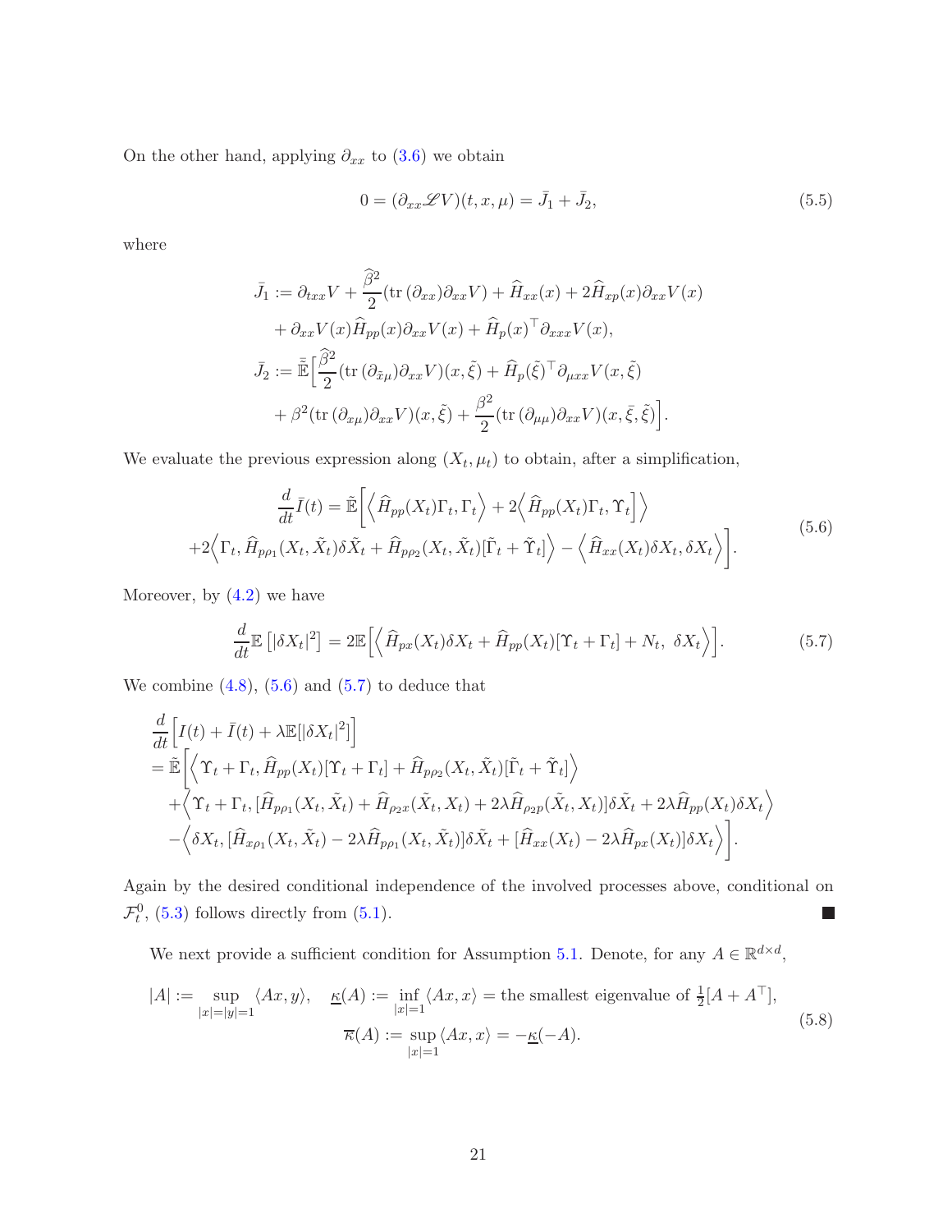On the other hand, applying $\partial_{xx}$ to (3.6) we obtain

$$0 = (\partial_{xx}\mathscr{L}V)(t,x,\mu) = \bar{J}_1 + \bar{J}_2, \tag{5.5}$$

where

$$\begin{aligned}
\bar{J}_1 &:= \partial_{txx}V + \frac{\widehat{\beta}^2}{2}(\mathrm{tr}\,(\partial_{xx})\partial_{xx}V) + \widehat{H}_{xx}(x) + 2\widehat{H}_{xp}(x)\partial_{xx}V(x) \\
&\quad + \partial_{xx}V(x)\widehat{H}_{pp}(x)\partial_{xx}V(x) + \widehat{H}_p(x)^\top \partial_{xxx}V(x), \\
\bar{J}_2 &:= \bar{\tilde{\mathbb{E}}}\Big[\frac{\widehat{\beta}^2}{2}(\mathrm{tr}\,(\partial_{\tilde{x}\mu})\partial_{xx}V)(x,\tilde{\xi}) + \widehat{H}_p(\tilde{\xi})^\top \partial_{\mu xx}V(x,\tilde{\xi}) \\
&\quad + \beta^2(\mathrm{tr}\,(\partial_{x\mu})\partial_{xx}V)(x,\tilde{\xi}) + \frac{\beta^2}{2}(\mathrm{tr}\,(\partial_{\mu\mu})\partial_{xx}V)(x,\bar{\xi},\tilde{\xi})\Big].
\end{aligned}$$

We evaluate the previous expression along $(X_t,\mu_t)$ to obtain, after a simplification,

$$\begin{aligned}
\frac{d}{dt}\bar{I}(t) &= \tilde{\mathbb{E}}\Big[\Big\langle \widehat{H}_{pp}(X_t)\Gamma_t, \Gamma_t\Big\rangle + 2\Big\langle \widehat{H}_{pp}(X_t)\Gamma_t, \Upsilon_t\Big]\Big\rangle \\
&+2\Big\langle \Gamma_t, \widehat{H}_{p\rho_1}(X_t,\tilde{X}_t)\delta\tilde{X}_t + \widehat{H}_{p\rho_2}(X_t,\tilde{X}_t)[\tilde{\Gamma}_t + \tilde{\Upsilon}_t]\Big\rangle - \Big\langle \widehat{H}_{xx}(X_t)\delta X_t, \delta X_t\Big\rangle\Big].
\end{aligned} \tag{5.6}$$

Moreover, by (4.2) we have

$$\frac{d}{dt}\mathbb{E}\left[|\delta X_t|^2\right] = 2\mathbb{E}\Big[\Big\langle \widehat{H}_{px}(X_t)\delta X_t + \widehat{H}_{pp}(X_t)[\Upsilon_t + \Gamma_t] + N_t,\ \delta X_t\Big\rangle\Big]. \tag{5.7}$$

We combine (4.8), (5.6) and (5.7) to deduce that

$$\begin{aligned}
&\frac{d}{dt}\Big[I(t) + \bar{I}(t) + \lambda\mathbb{E}[|\delta X_t|^2]\Big] \\
&= \tilde{\mathbb{E}}\Big[\Big\langle \Upsilon_t + \Gamma_t, \widehat{H}_{pp}(X_t)[\Upsilon_t + \Gamma_t] + \widehat{H}_{p\rho_2}(X_t,\tilde{X}_t)[\tilde{\Gamma}_t + \tilde{\Upsilon}_t]\Big\rangle \\
&\quad + \Big\langle \Upsilon_t + \Gamma_t, [\widehat{H}_{p\rho_1}(X_t,\tilde{X}_t) + \widehat{H}_{\rho_2 x}(\tilde{X}_t,X_t) + 2\lambda\widehat{H}_{\rho_2 p}(\tilde{X}_t,X_t)]\delta\tilde{X}_t + 2\lambda\widehat{H}_{pp}(X_t)\delta X_t\Big\rangle \\
&\quad - \Big\langle \delta X_t, [\widehat{H}_{x\rho_1}(X_t,\tilde{X}_t) - 2\lambda\widehat{H}_{p\rho_1}(X_t,\tilde{X}_t)]\delta\tilde{X}_t + [\widehat{H}_{xx}(X_t) - 2\lambda\widehat{H}_{px}(X_t)]\delta X_t\Big\rangle\Big].
\end{aligned}$$

Again by the desired conditional independence of the involved processes above, conditional on $\mathcal{F}^0_t$, (5.3) follows directly from (5.1). ■

We next provide a sufficient condition for Assumption 5.1. Denote, for any $A \in \mathbb{R}^{d\times d}$,

$$\begin{aligned}
|A| := \sup_{|x|=|y|=1}\langle Ax, y\rangle, \quad \underline{\kappa}(A) := \inf_{|x|=1}\langle Ax, x\rangle = \text{the smallest eigenvalue of } \tfrac{1}{2}[A + A^\top], \\
\overline{\kappa}(A) := \sup_{|x|=1}\langle Ax, x\rangle = -\underline{\kappa}(-A).
\end{aligned} \tag{5.8}$$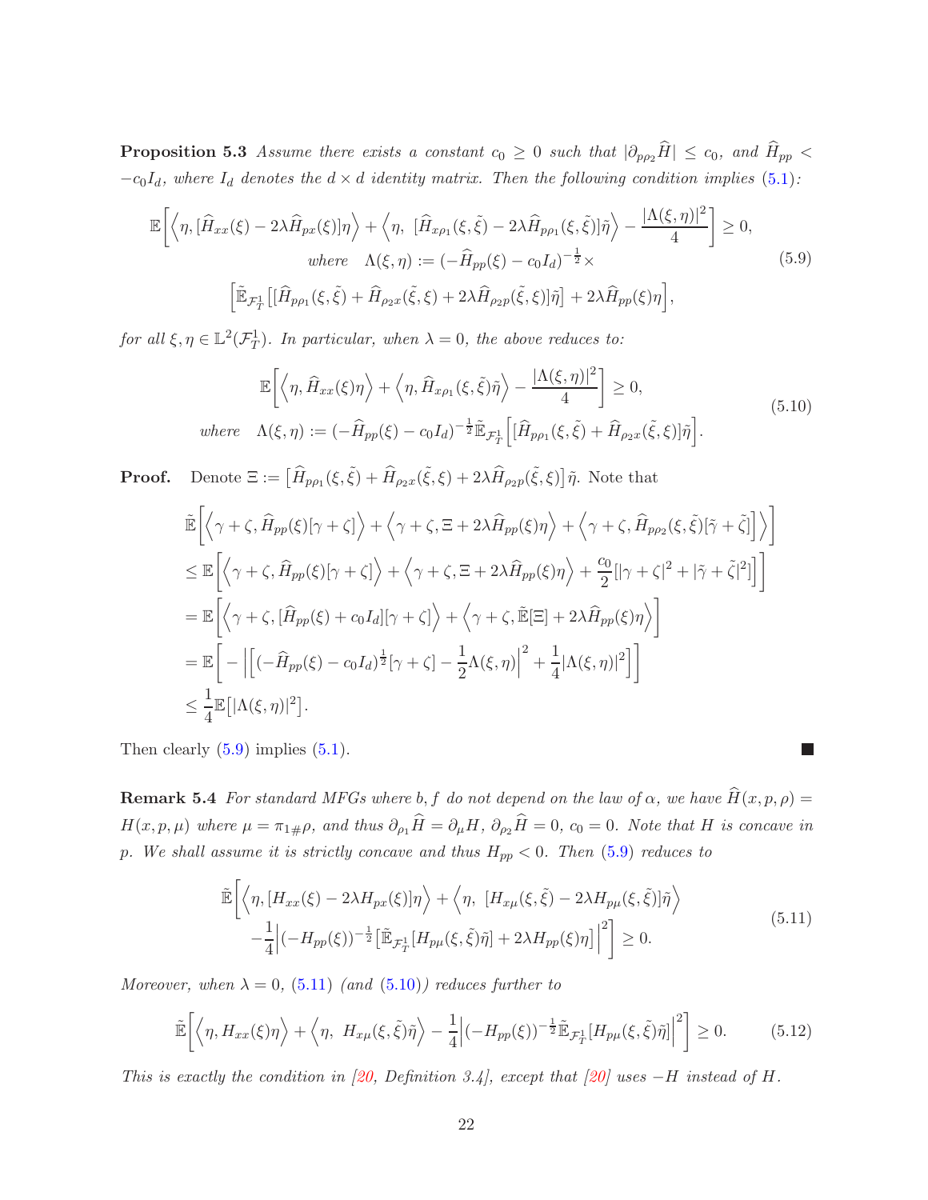**Proposition 5.3** *Assume there exists a constant $c_0 \geq 0$ such that $|\partial_{p\rho_2}\widehat{H}| \leq c_0$, and $\widehat{H}_{pp} < -c_0 I_d$, where $I_d$ denotes the $d \times d$ identity matrix. Then the following condition implies (5.1):*

$$
\begin{gathered}
\mathbb{E}\bigg[\Big\langle \eta, [\widehat{H}_{xx}(\xi) - 2\lambda \widehat{H}_{px}(\xi)]\eta\Big\rangle + \Big\langle \eta,\ [\widehat{H}_{x\rho_1}(\xi,\tilde{\xi}) - 2\lambda \widehat{H}_{p\rho_1}(\xi,\tilde{\xi})]\tilde{\eta}\Big\rangle - \frac{|\Lambda(\xi,\eta)|^2}{4}\bigg] \geq 0, \\
\textit{where} \quad \Lambda(\xi,\eta) := (-\widehat{H}_{pp}(\xi) - c_0 I_d)^{-\frac{1}{2}} \times \\
\Big[\tilde{\mathbb{E}}_{\mathcal{F}^1_T}\big[[\widehat{H}_{p\rho_1}(\xi,\tilde{\xi}) + \widehat{H}_{\rho_2 x}(\tilde{\xi},\xi) + 2\lambda \widehat{H}_{\rho_2 p}(\tilde{\xi},\xi)]\tilde{\eta}\big] + 2\lambda \widehat{H}_{pp}(\xi)\eta\Big],
\end{gathered}
\tag{5.9}
$$

*for all $\xi, \eta \in \mathbb{L}^2(\mathcal{F}^1_T)$. In particular, when $\lambda = 0$, the above reduces to:*

$$
\begin{gathered}
\mathbb{E}\bigg[\Big\langle \eta, \widehat{H}_{xx}(\xi)\eta\Big\rangle + \Big\langle \eta, \widehat{H}_{x\rho_1}(\xi,\tilde{\xi})\tilde{\eta}\Big\rangle - \frac{|\Lambda(\xi,\eta)|^2}{4}\bigg] \geq 0, \\
\textit{where} \quad \Lambda(\xi,\eta) := (-\widehat{H}_{pp}(\xi) - c_0 I_d)^{-\frac{1}{2}}\tilde{\mathbb{E}}_{\mathcal{F}^1_T}\Big[[\widehat{H}_{p\rho_1}(\xi,\tilde{\xi}) + \widehat{H}_{\rho_2 x}(\tilde{\xi},\xi)]\tilde{\eta}\Big].
\end{gathered}
\tag{5.10}
$$

**Proof.** Denote $\Xi := \big[\widehat{H}_{p\rho_1}(\xi,\tilde{\xi}) + \widehat{H}_{\rho_2 x}(\tilde{\xi},\xi) + 2\lambda \widehat{H}_{\rho_2 p}(\tilde{\xi},\xi)\big]\tilde{\eta}$. Note that

$$
\begin{aligned}
&\tilde{\mathbb{E}}\bigg[\Big\langle \gamma+\zeta, \widehat{H}_{pp}(\xi)[\gamma+\zeta]\Big\rangle + \Big\langle \gamma+\zeta, \Xi + 2\lambda \widehat{H}_{pp}(\xi)\eta\Big\rangle + \Big\langle \gamma+\zeta, \widehat{H}_{p\rho_2}(\xi,\tilde{\xi})[\tilde{\gamma}+\tilde{\zeta}]\Big\rangle\bigg] \\
&\leq \mathbb{E}\bigg[\Big\langle \gamma+\zeta, \widehat{H}_{pp}(\xi)[\gamma+\zeta]\Big\rangle + \Big\langle \gamma+\zeta, \Xi + 2\lambda \widehat{H}_{pp}(\xi)\eta\Big\rangle + \frac{c_0}{2}[|\gamma+\zeta|^2 + |\tilde{\gamma}+\tilde{\zeta}|^2]\bigg] \\
&= \mathbb{E}\bigg[\Big\langle \gamma+\zeta, [\widehat{H}_{pp}(\xi) + c_0 I_d][\gamma+\zeta]\Big\rangle + \Big\langle \gamma+\zeta, \tilde{\mathbb{E}}[\Xi] + 2\lambda \widehat{H}_{pp}(\xi)\eta\Big\rangle\bigg] \\
&= \mathbb{E}\bigg[-\Big|\Big[(-\widehat{H}_{pp}(\xi) - c_0 I_d)^{\frac{1}{2}}[\gamma+\zeta] - \frac{1}{2}\Lambda(\xi,\eta)\Big|^2 + \frac{1}{4}|\Lambda(\xi,\eta)|^2\bigg] \\
&\leq \frac{1}{4}\mathbb{E}\big[|\Lambda(\xi,\eta)|^2\big].
\end{aligned}
$$

Then clearly (5.9) implies (5.1). ■

**Remark 5.4** *For standard MFGs where $b, f$ do not depend on the law of $\alpha$, we have $\widehat{H}(x,p,\rho) = H(x,p,\mu)$ where $\mu = \pi_{1\#}\rho$, and thus $\partial_{\rho_1}\widehat{H} = \partial_\mu H$, $\partial_{\rho_2}\widehat{H} = 0$, $c_0 = 0$. Note that $H$ is concave in $p$. We shall assume it is strictly concave and thus $H_{pp} < 0$. Then (5.9) reduces to*

$$
\begin{aligned}
\tilde{\mathbb{E}}\bigg[&\Big\langle \eta, [H_{xx}(\xi) - 2\lambda H_{px}(\xi)]\eta\Big\rangle + \Big\langle \eta,\ [H_{x\mu}(\xi,\tilde{\xi}) - 2\lambda H_{p\mu}(\xi,\tilde{\xi})]\tilde{\eta}\Big\rangle \\
&-\frac{1}{4}\Big|(-H_{pp}(\xi))^{-\frac{1}{2}}\big[\tilde{\mathbb{E}}_{\mathcal{F}^1_T}[H_{p\mu}(\xi,\tilde{\xi})\tilde{\eta}] + 2\lambda H_{pp}(\xi)\eta\big]\Big|^2\bigg] \geq 0.
\end{aligned}
\tag{5.11}
$$

*Moreover, when $\lambda = 0$, (5.11) (and (5.10)) reduces further to*

$$
\tilde{\mathbb{E}}\bigg[\Big\langle \eta, H_{xx}(\xi)\eta\Big\rangle + \Big\langle \eta,\ H_{x\mu}(\xi,\tilde{\xi})\tilde{\eta}\Big\rangle - \frac{1}{4}\Big|(-H_{pp}(\xi))^{-\frac{1}{2}}\tilde{\mathbb{E}}_{\mathcal{F}^1_T}[H_{p\mu}(\xi,\tilde{\xi})\tilde{\eta}]\Big|^2\bigg] \geq 0. \tag{5.12}
$$

*This is exactly the condition in [20, Definition 3.4], except that [20] uses $-H$ instead of $H$.*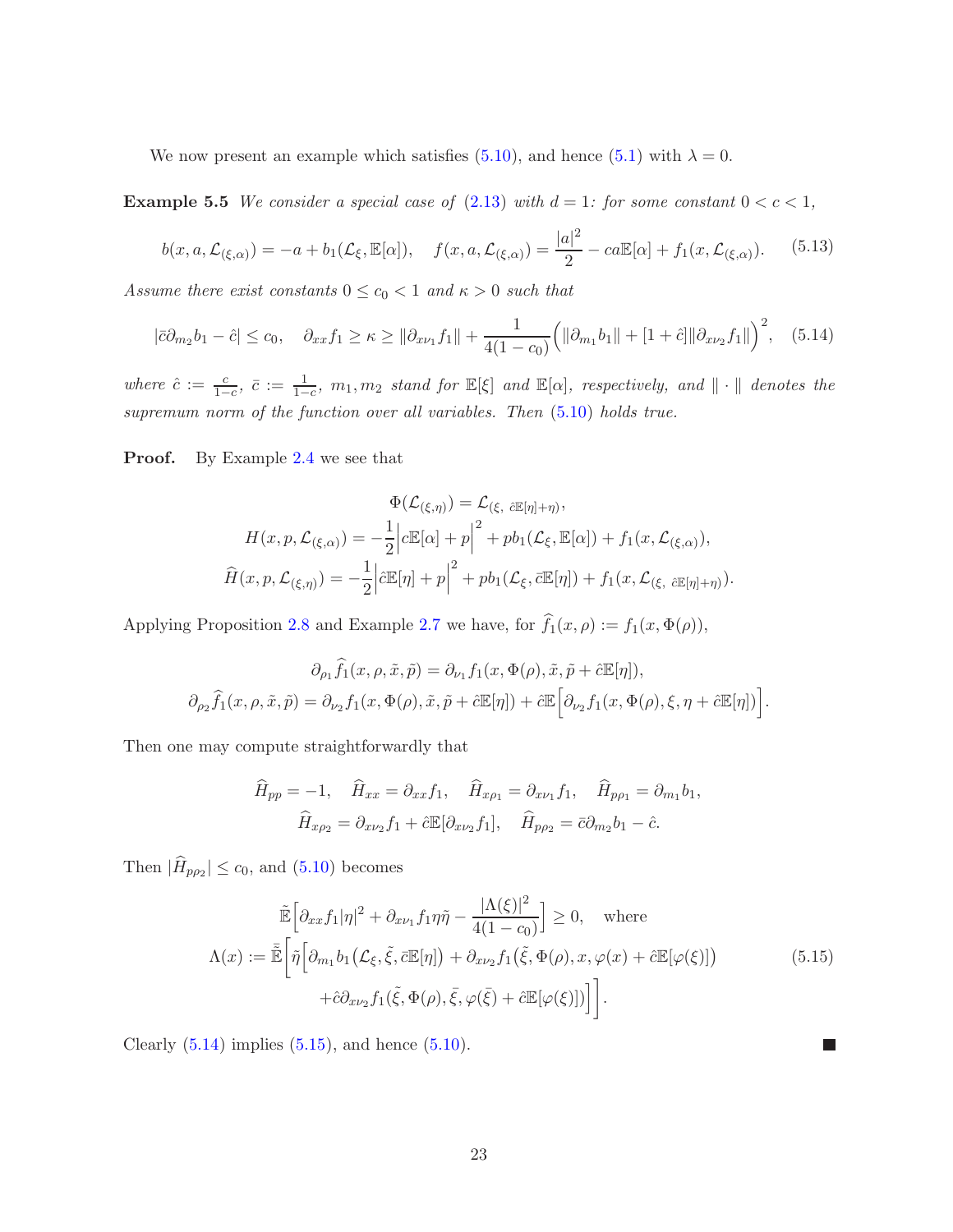We now present an example which satisfies (5.10), and hence (5.1) with $\lambda = 0$.

**Example 5.5** *We consider a special case of* (2.13) *with* $d = 1$*: for some constant* $0 < c < 1$*,*

$$
b(x, a, \mathcal{L}_{(\xi,\alpha)}) = -a + b_1(\mathcal{L}_\xi, \mathbb{E}[\alpha]), \quad f(x, a, \mathcal{L}_{(\xi,\alpha)}) = \frac{|a|^2}{2} - ca\mathbb{E}[\alpha] + f_1(x, \mathcal{L}_{(\xi,\alpha)}). \tag{5.13}
$$

*Assume there exist constants* $0 \le c_0 < 1$ *and* $\kappa > 0$ *such that*

$$
|\bar{c}\partial_{m_2} b_1 - \hat{c}| \le c_0, \quad \partial_{xx} f_1 \ge \kappa \ge \|\partial_{x\nu_1} f_1\| + \frac{1}{4(1-c_0)}\Big(\|\partial_{m_1} b_1\| + [1+\hat{c}]\|\partial_{x\nu_2} f_1\|\Big)^2, \tag{5.14}
$$

*where* $\hat{c} := \frac{c}{1-c}$*,* $\bar{c} := \frac{1}{1-c}$*,* $m_1, m_2$ *stand for* $\mathbb{E}[\xi]$ *and* $\mathbb{E}[\alpha]$*, respectively, and* $\|\cdot\|$ *denotes the supremum norm of the function over all variables. Then* (5.10) *holds true.*

**Proof.** By Example 2.4 we see that

$$
\Phi(\mathcal{L}_{(\xi,\eta)}) = \mathcal{L}_{(\xi,\ \hat{c}\mathbb{E}[\eta]+\eta)},
$$

$$
H(x, p, \mathcal{L}_{(\xi,\alpha)}) = -\frac{1}{2}\Big|c\mathbb{E}[\alpha] + p\Big|^2 + pb_1(\mathcal{L}_\xi, \mathbb{E}[\alpha]) + f_1(x, \mathcal{L}_{(\xi,\alpha)}),
$$

$$
\widehat{H}(x, p, \mathcal{L}_{(\xi,\eta)}) = -\frac{1}{2}\Big|\hat{c}\mathbb{E}[\eta] + p\Big|^2 + pb_1(\mathcal{L}_\xi, \bar{c}\mathbb{E}[\eta]) + f_1(x, \mathcal{L}_{(\xi,\ \hat{c}\mathbb{E}[\eta]+\eta)}).
$$

Applying Proposition 2.8 and Example 2.7 we have, for $\widehat{f}_1(x, \rho) := f_1(x, \Phi(\rho))$,

$$
\partial_{\rho_1}\widehat{f}_1(x, \rho, \tilde{x}, \tilde{p}) = \partial_{\nu_1} f_1(x, \Phi(\rho), \tilde{x}, \tilde{p} + \hat{c}\mathbb{E}[\eta]),
$$

$$
\partial_{\rho_2}\widehat{f}_1(x, \rho, \tilde{x}, \tilde{p}) = \partial_{\nu_2} f_1(x, \Phi(\rho), \tilde{x}, \tilde{p} + \hat{c}\mathbb{E}[\eta]) + \hat{c}\mathbb{E}\Big[\partial_{\nu_2} f_1(x, \Phi(\rho), \xi, \eta + \hat{c}\mathbb{E}[\eta])\Big].
$$

Then one may compute straightforwardly that

$$
\widehat{H}_{pp} = -1, \quad \widehat{H}_{xx} = \partial_{xx} f_1, \quad \widehat{H}_{x\rho_1} = \partial_{x\nu_1} f_1, \quad \widehat{H}_{p\rho_1} = \partial_{m_1} b_1,
$$

$$
\widehat{H}_{x\rho_2} = \partial_{x\nu_2} f_1 + \hat{c}\mathbb{E}[\partial_{x\nu_2} f_1], \quad \widehat{H}_{p\rho_2} = \bar{c}\partial_{m_2} b_1 - \hat{c}.
$$

Then $|\widehat{H}_{p\rho_2}| \le c_0$, and (5.10) becomes

$$
\begin{aligned}
&\tilde{\mathbb{E}}\Big[\partial_{xx} f_1 |\eta|^2 + \partial_{x\nu_1} f_1 \eta\tilde{\eta} - \frac{|\Lambda(\xi)|^2}{4(1-c_0)}\Big] \ge 0, \quad \text{where} \\
\Lambda(x) := \tilde{\bar{\mathbb{E}}}\bigg[&\tilde{\eta}\Big[\partial_{m_1} b_1\big(\mathcal{L}_\xi, \tilde{\xi}, \bar{c}\mathbb{E}[\eta]\big) + \partial_{x\nu_2} f_1\big(\tilde{\xi}, \Phi(\rho), x, \varphi(x) + \hat{c}\mathbb{E}[\varphi(\xi)]\big) \\
&+ \hat{c}\partial_{x\nu_2} f_1\big(\tilde{\xi}, \Phi(\rho), \bar{\xi}, \varphi(\bar{\xi}) + \hat{c}\mathbb{E}[\varphi(\xi)]\big)\Big]\bigg].
\end{aligned} \tag{5.15}
$$

Clearly (5.14) implies (5.15), and hence (5.10). ■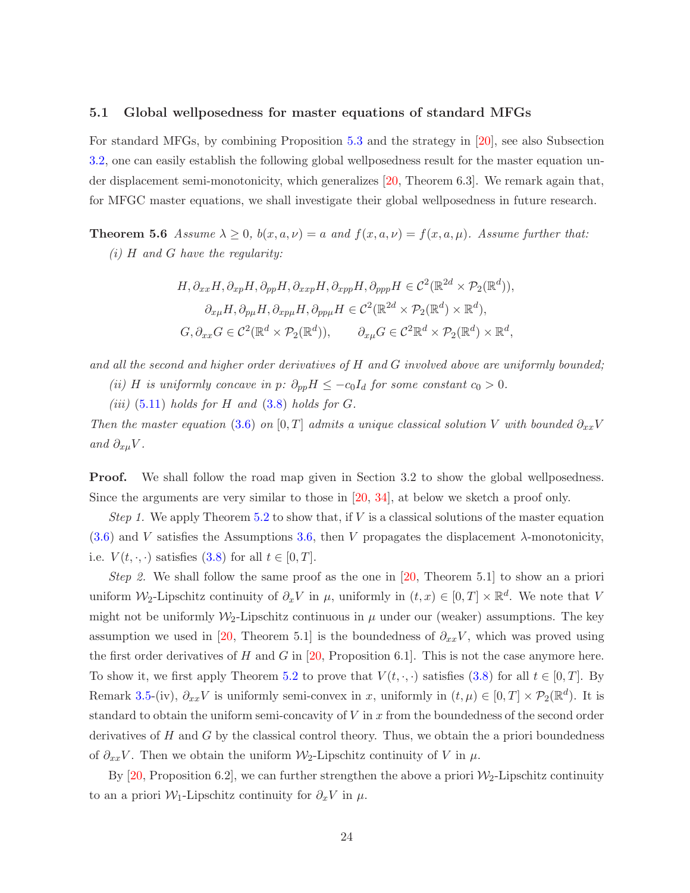### 5.1 Global wellposedness for master equations of standard MFGs

For standard MFGs, by combining Proposition 5.3 and the strategy in [20], see also Subsection 3.2, one can easily establish the following global wellposedness result for the master equation under displacement semi-monotonicity, which generalizes [20, Theorem 6.3]. We remark again that, for MFGC master equations, we shall investigate their global wellposedness in future research.

**Theorem 5.6** *Assume $\lambda \geq 0$, $b(x, a, \nu) = a$ and $f(x, a, \nu) = f(x, a, \mu)$. Assume further that:*

*(i) $H$ and $G$ have the regularity:*

$$
\begin{gathered}
H, \partial_{xx}H, \partial_{xp}H, \partial_{pp}H, \partial_{xxp}H, \partial_{xpp}H, \partial_{ppp}H \in \mathcal{C}^2(\mathbb{R}^{2d} \times \mathcal{P}_2(\mathbb{R}^d)), \\
\partial_{x\mu}H, \partial_{p\mu}H, \partial_{xp\mu}H, \partial_{pp\mu}H \in \mathcal{C}^2(\mathbb{R}^{2d} \times \mathcal{P}_2(\mathbb{R}^d) \times \mathbb{R}^d), \\
G, \partial_{xx}G \in \mathcal{C}^2(\mathbb{R}^d \times \mathcal{P}_2(\mathbb{R}^d)), \qquad \partial_{x\mu}G \in \mathcal{C}^2\mathbb{R}^d \times \mathcal{P}_2(\mathbb{R}^d) \times \mathbb{R}^d,
\end{gathered}
$$

*and all the second and higher order derivatives of $H$ and $G$ involved above are uniformly bounded;*

*(ii) $H$ is uniformly concave in $p$: $\partial_{pp}H \leq -c_0 I_d$ for some constant $c_0 > 0$.*

*(iii) (5.11) holds for $H$ and (3.8) holds for $G$.*

*Then the master equation (3.6) on $[0, T]$ admits a unique classical solution $V$ with bounded $\partial_{xx}V$ and $\partial_{x\mu}V$.*

**Proof.** We shall follow the road map given in Section 3.2 to show the global wellposedness. Since the arguments are very similar to those in [20, 34], at below we sketch a proof only.

*Step 1.* We apply Theorem 5.2 to show that, if $V$ is a classical solutions of the master equation (3.6) and $V$ satisfies the Assumptions 3.6, then $V$ propagates the displacement $\lambda$-monotonicity, i.e. $V(t, \cdot, \cdot)$ satisfies (3.8) for all $t \in [0, T]$.

*Step 2.* We shall follow the same proof as the one in [20, Theorem 5.1] to show an a priori uniform $\mathcal{W}_2$-Lipschitz continuity of $\partial_x V$ in $\mu$, uniformly in $(t, x) \in [0, T] \times \mathbb{R}^d$. We note that $V$ might not be uniformly $\mathcal{W}_2$-Lipschitz continuous in $\mu$ under our (weaker) assumptions. The key assumption we used in [20, Theorem 5.1] is the boundedness of $\partial_{xx}V$, which was proved using the first order derivatives of $H$ and $G$ in [20, Proposition 6.1]. This is not the case anymore here. To show it, we first apply Theorem 5.2 to prove that $V(t, \cdot, \cdot)$ satisfies (3.8) for all $t \in [0, T]$. By Remark 3.5-(iv), $\partial_{xx}V$ is uniformly semi-convex in $x$, uniformly in $(t, \mu) \in [0, T] \times \mathcal{P}_2(\mathbb{R}^d)$. It is standard to obtain the uniform semi-concavity of $V$ in $x$ from the boundedness of the second order derivatives of $H$ and $G$ by the classical control theory. Thus, we obtain the a priori boundedness of $\partial_{xx}V$. Then we obtain the uniform $\mathcal{W}_2$-Lipschitz continuity of $V$ in $\mu$.

By [20, Proposition 6.2], we can further strengthen the above a priori $\mathcal{W}_2$-Lipschitz continuity to an a priori $\mathcal{W}_1$-Lipschitz continuity for $\partial_x V$ in $\mu$.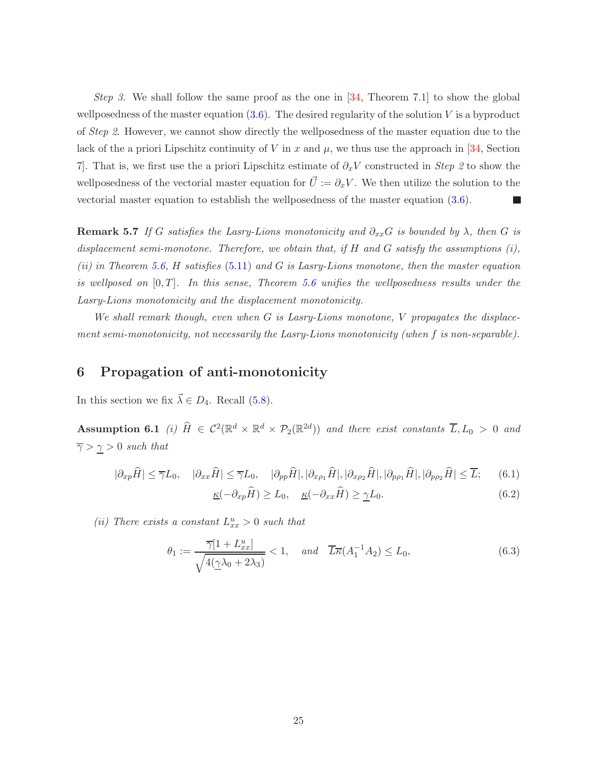*Step 3.* We shall follow the same proof as the one in [34, Theorem 7.1] to show the global wellposedness of the master equation (3.6). The desired regularity of the solution $V$ is a byproduct of *Step 2*. However, we cannot show directly the wellposedness of the master equation due to the lack of the a priori Lipschitz continuity of $V$ in $x$ and $\mu$, we thus use the approach in [34, Section 7]. That is, we first use the a priori Lipschitz estimate of $\partial_x V$ constructed in *Step 2* to show the wellposedness of the vectorial master equation for $\vec{U} := \partial_x V$. We then utilize the solution to the vectorial master equation to establish the wellposedness of the master equation (3.6). ■

**Remark 5.7** *If $G$ satisfies the Lasry-Lions monotonicity and $\partial_{xx} G$ is bounded by $\lambda$, then $G$ is displacement semi-monotone. Therefore, we obtain that, if $H$ and $G$ satisfy the assumptions (i), (ii) in Theorem 5.6, $H$ satisfies (5.11) and $G$ is Lasry-Lions monotone, then the master equation is wellposed on $[0,T]$. In this sense, Theorem 5.6 unifies the wellposedness results under the Lasry-Lions monotonicity and the displacement monotonicity.*

*We shall remark though, even when $G$ is Lasry-Lions monotone, $V$ propagates the displacement semi-monotonicity, not necessarily the Lasry-Lions monotonicity (when $f$ is non-separable).*

# 6 Propagation of anti-monotonicity

In this section we fix $\vec{\lambda} \in D_4$. Recall (5.8).

**Assumption 6.1** *(i) $\widehat{H} \in \mathcal{C}^2(\mathbb{R}^d \times \mathbb{R}^d \times \mathcal{P}_2(\mathbb{R}^{2d}))$ and there exist constants $\overline{L}, L_0 > 0$ and $\overline{\gamma} > \underline{\gamma} > 0$ such that*

$$
|\partial_{xp}\widehat{H}| \le \overline{\gamma} L_0, \quad |\partial_{xx}\widehat{H}| \le \overline{\gamma} L_0, \quad |\partial_{pp}\widehat{H}|, |\partial_{x\rho_1}\widehat{H}|, |\partial_{x\rho_2}\widehat{H}|, |\partial_{p\rho_1}\widehat{H}|, |\partial_{p\rho_2}\widehat{H}| \le \overline{L}; \tag{6.1}
$$

$$
\underline{\kappa}(-\partial_{xp}\widehat{H}) \ge L_0, \quad \underline{\kappa}(-\partial_{xx}\widehat{H}) \ge \underline{\gamma} L_0. \tag{6.2}
$$

*(ii) There exists a constant $L^u_{xx} > 0$ such that*

$$
\theta_1 := \frac{\overline{\gamma}[1 + L^u_{xx}]}{\sqrt{4(\underline{\gamma}\lambda_0 + 2\lambda_3)}} < 1, \quad \text{and} \quad \overline{L}\overline{\kappa}(A_1^{-1}A_2) \le L_0, \tag{6.3}
$$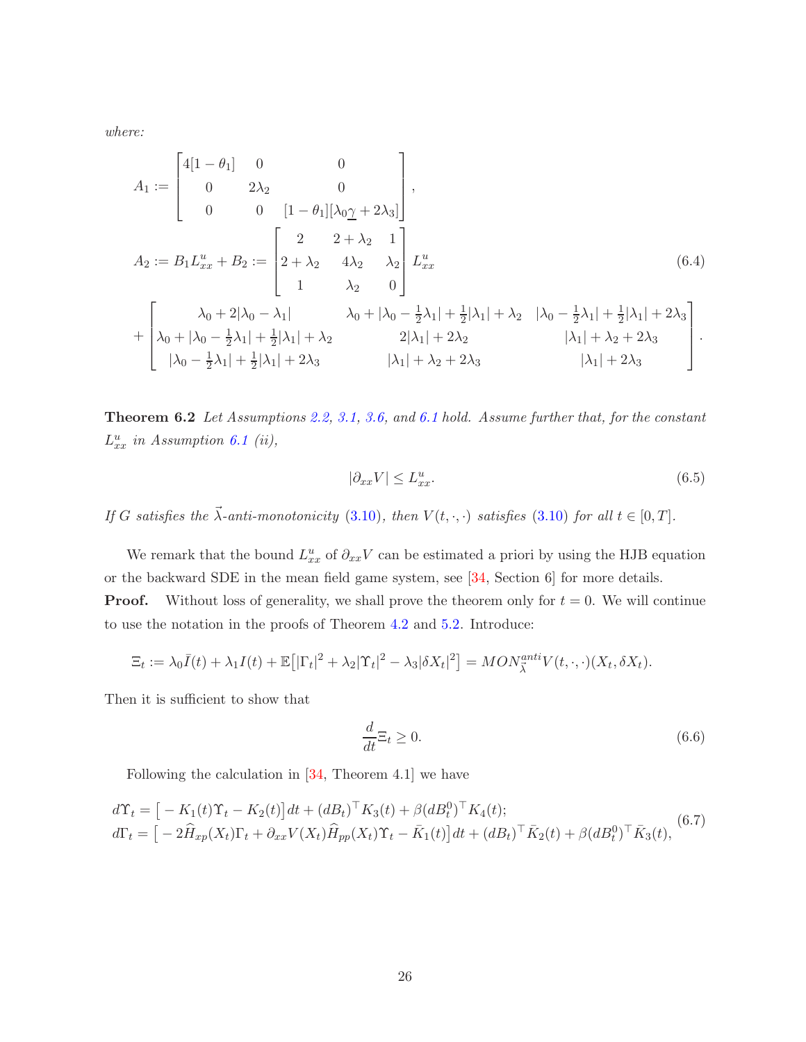*where:*

$$
\begin{aligned}
A_1 &:= \begin{bmatrix} 4[1-\theta_1] & 0 & 0 \\ 0 & 2\lambda_2 & 0 \\ 0 & 0 & [1-\theta_1][\lambda_0\underline{\gamma}+2\lambda_3] \end{bmatrix}, \\
A_2 &:= B_1 L^u_{xx} + B_2 := \begin{bmatrix} 2 & 2+\lambda_2 & 1 \\ 2+\lambda_2 & 4\lambda_2 & \lambda_2 \\ 1 & \lambda_2 & 0 \end{bmatrix} L^u_{xx} \\
&+ \begin{bmatrix} \lambda_0 + 2|\lambda_0-\lambda_1| & \lambda_0 + |\lambda_0 - \frac{1}{2}\lambda_1| + \frac{1}{2}|\lambda_1| + \lambda_2 & |\lambda_0 - \frac{1}{2}\lambda_1| + \frac{1}{2}|\lambda_1| + 2\lambda_3 \\ \lambda_0 + |\lambda_0 - \frac{1}{2}\lambda_1| + \frac{1}{2}|\lambda_1| + \lambda_2 & 2|\lambda_1| + 2\lambda_2 & |\lambda_1| + \lambda_2 + 2\lambda_3 \\ |\lambda_0 - \frac{1}{2}\lambda_1| + \frac{1}{2}|\lambda_1| + 2\lambda_3 & |\lambda_1| + \lambda_2 + 2\lambda_3 & |\lambda_1| + 2\lambda_3 \end{bmatrix}.
\end{aligned}
\tag{6.4}
$$

**Theorem 6.2** *Let Assumptions 2.2, 3.1, 3.6, and 6.1 hold. Assume further that, for the constant $L^u_{xx}$ in Assumption 6.1 (ii),*

$$
|\partial_{xx} V| \le L^u_{xx}. \tag{6.5}
$$

*If $G$ satisfies the $\vec{\lambda}$-anti-monotonicity (3.10), then $V(t,\cdot,\cdot)$ satisfies (3.10) for all $t \in [0,T]$.*

We remark that the bound $L^u_{xx}$ of $\partial_{xx}V$ can be estimated a priori by using the HJB equation or the backward SDE in the mean field game system, see [34, Section 6] for more details.

**Proof.** Without loss of generality, we shall prove the theorem only for $t = 0$. We will continue to use the notation in the proofs of Theorem 4.2 and 5.2. Introduce:

$$
\Xi_t := \lambda_0 \bar{I}(t) + \lambda_1 I(t) + \mathbb{E}\big[|\Gamma_t|^2 + \lambda_2|\Upsilon_t|^2 - \lambda_3|\delta X_t|^2\big] = MON^{anti}_{\vec{\lambda}} V(t,\cdot,\cdot)(X_t, \delta X_t).
$$

Then it is sufficient to show that

$$
\frac{d}{dt}\Xi_t \ge 0. \tag{6.6}
$$

Following the calculation in [34, Theorem 4.1] we have

$$
\begin{aligned}
d\Upsilon_t &= \big[-K_1(t)\Upsilon_t - K_2(t)\big]dt + (dB_t)^\top K_3(t) + \beta(dB^0_t)^\top K_4(t); \\
d\Gamma_t &= \big[-2\widehat{H}_{xp}(X_t)\Gamma_t + \partial_{xx}V(X_t)\widehat{H}_{pp}(X_t)\Upsilon_t - \bar{K}_1(t)\big]dt + (dB_t)^\top \bar{K}_2(t) + \beta(dB^0_t)^\top \bar{K}_3(t),
\end{aligned}
\tag{6.7}
$$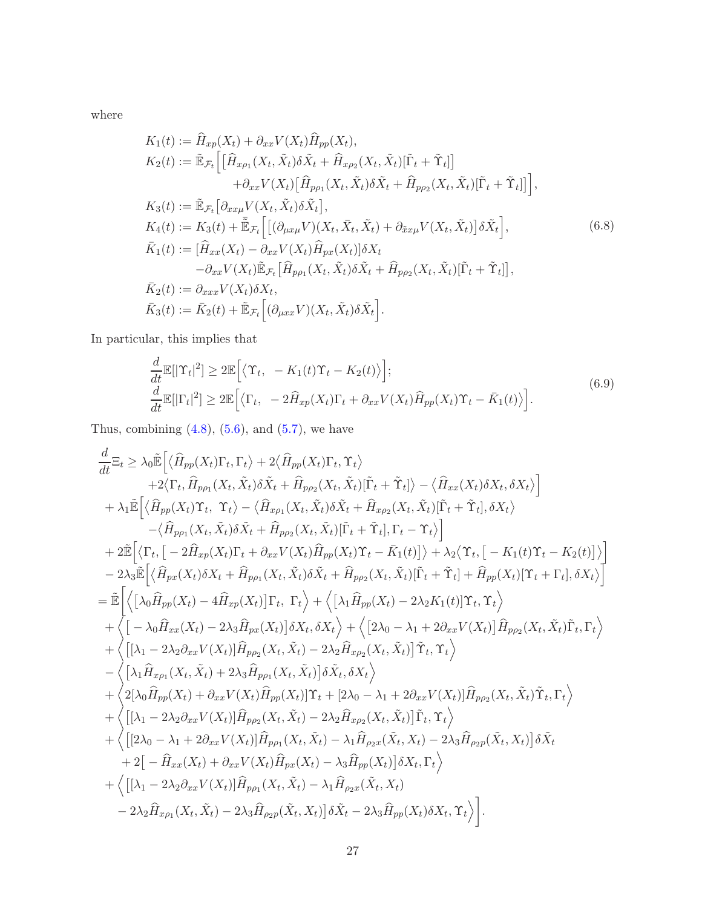where

$$
\begin{aligned}
K_1(t) &:= \widehat{H}_{xp}(X_t) + \partial_{xx}V(X_t)\widehat{H}_{pp}(X_t), \\
K_2(t) &:= \tilde{\mathbb{E}}_{\mathcal{F}_t}\Big[\big[\widehat{H}_{x\rho_1}(X_t,\tilde{X}_t)\delta\tilde{X}_t + \widehat{H}_{x\rho_2}(X_t,\tilde{X}_t)[\tilde{\Gamma}_t+\tilde{\Upsilon}_t]\big] \\
&\qquad\qquad + \partial_{xx}V(X_t)\big[\widehat{H}_{p\rho_1}(X_t,\tilde{X}_t)\delta\tilde{X}_t + \widehat{H}_{p\rho_2}(X_t,\tilde{X}_t)[\tilde{\Gamma}_t+\tilde{\Upsilon}_t]\big]\Big], \\
K_3(t) &:= \tilde{\mathbb{E}}_{\mathcal{F}_t}\big[\partial_{xx\mu}V(X_t,\tilde{X}_t)\delta\tilde{X}_t\big], \\
K_4(t) &:= K_3(t) + \bar{\tilde{\mathbb{E}}}_{\mathcal{F}_t}\Big[\big[(\partial_{\mu x\mu}V)(X_t,\bar{X}_t,\tilde{X}_t) + \partial_{\tilde{x}x\mu}V(X_t,\tilde{X}_t)\big]\delta\tilde{X}_t\Big], \\
\bar{K}_1(t) &:= [\widehat{H}_{xx}(X_t) - \partial_{xx}V(X_t)\widehat{H}_{px}(X_t)]\delta X_t \\
&\qquad - \partial_{xx}V(X_t)\tilde{\mathbb{E}}_{\mathcal{F}_t}\big[\widehat{H}_{p\rho_1}(X_t,\tilde{X}_t)\delta\tilde{X}_t + \widehat{H}_{p\rho_2}(X_t,\tilde{X}_t)[\tilde{\Gamma}_t+\tilde{\Upsilon}_t]\big], \\
\bar{K}_2(t) &:= \partial_{xxx}V(X_t)\delta X_t, \\
\bar{K}_3(t) &:= \bar{K}_2(t) + \tilde{\mathbb{E}}_{\mathcal{F}_t}\Big[(\partial_{\mu xx}V)(X_t,\tilde{X}_t)\delta\tilde{X}_t\Big].
\end{aligned}
\tag{6.8}
$$

In particular, this implies that

$$
\begin{aligned}
&\frac{d}{dt}\mathbb{E}[|\Upsilon_t|^2] \geq 2\mathbb{E}\Big[\big\langle \Upsilon_t,\ -K_1(t)\Upsilon_t - K_2(t)\big\rangle\Big]; \\
&\frac{d}{dt}\mathbb{E}[|\Gamma_t|^2] \geq 2\mathbb{E}\Big[\big\langle \Gamma_t,\ -2\widehat{H}_{xp}(X_t)\Gamma_t + \partial_{xx}V(X_t)\widehat{H}_{pp}(X_t)\Upsilon_t - \bar{K}_1(t)\big\rangle\Big].
\end{aligned}
\tag{6.9}
$$

Thus, combining (4.8), (5.6), and (5.7), we have

$$
\begin{aligned}
\frac{d}{dt}\Xi_t &\geq \lambda_0\tilde{\mathbb{E}}\Big[\big\langle \widehat{H}_{pp}(X_t)\Gamma_t,\Gamma_t\big\rangle + 2\big\langle \widehat{H}_{pp}(X_t)\Gamma_t,\Upsilon_t\big\rangle \\
&\qquad + 2\big\langle \Gamma_t, \widehat{H}_{p\rho_1}(X_t,\tilde{X}_t)\delta\tilde{X}_t + \widehat{H}_{p\rho_2}(X_t,\tilde{X}_t)[\tilde{\Gamma}_t+\tilde{\Upsilon}_t]\big\rangle - \big\langle \widehat{H}_{xx}(X_t)\delta X_t,\delta X_t\big\rangle\Big] \\
&\quad + \lambda_1\tilde{\mathbb{E}}\Big[\big\langle \widehat{H}_{pp}(X_t)\Upsilon_t,\ \Upsilon_t\big\rangle - \big\langle \widehat{H}_{x\rho_1}(X_t,\tilde{X}_t)\delta\tilde{X}_t + \widehat{H}_{x\rho_2}(X_t,\tilde{X}_t)[\tilde{\Gamma}_t+\tilde{\Upsilon}_t],\delta X_t\big\rangle \\
&\qquad - \big\langle \widehat{H}_{p\rho_1}(X_t,\tilde{X}_t)\delta\tilde{X}_t + \widehat{H}_{p\rho_2}(X_t,\tilde{X}_t)[\tilde{\Gamma}_t+\tilde{\Upsilon}_t],\Gamma_t-\Upsilon_t\big\rangle\Big] \\
&\quad + 2\tilde{\mathbb{E}}\Big[\big\langle \Gamma_t,\big[-2\widehat{H}_{xp}(X_t)\Gamma_t + \partial_{xx}V(X_t)\widehat{H}_{pp}(X_t)\Upsilon_t - \bar{K}_1(t)\big]\big\rangle + \lambda_2\big\langle \Upsilon_t,\big[-K_1(t)\Upsilon_t - K_2(t)\big]\big\rangle\Big] \\
&\quad - 2\lambda_3\tilde{\mathbb{E}}\Big[\big\langle \widehat{H}_{px}(X_t)\delta X_t + \widehat{H}_{p\rho_1}(X_t,\tilde{X}_t)\delta\tilde{X}_t + \widehat{H}_{p\rho_2}(X_t,\tilde{X}_t)[\tilde{\Gamma}_t+\tilde{\Upsilon}_t] + \widehat{H}_{pp}(X_t)[\Upsilon_t+\Gamma_t],\delta X_t\big\rangle\Big] \\
&= \tilde{\mathbb{E}}\Bigg[\Big\langle \big[\lambda_0\widehat{H}_{pp}(X_t) - 4\widehat{H}_{xp}(X_t)\big]\Gamma_t,\ \Gamma_t\Big\rangle + \Big\langle \big[\lambda_1\widehat{H}_{pp}(X_t) - 2\lambda_2K_1(t)\big]\Upsilon_t,\Upsilon_t\Big\rangle \\
&\quad + \Big\langle \big[-\lambda_0\widehat{H}_{xx}(X_t) - 2\lambda_3\widehat{H}_{px}(X_t)\big]\delta X_t,\delta X_t\Big\rangle + \Big\langle \big[2\lambda_0 - \lambda_1 + 2\partial_{xx}V(X_t)\big]\widehat{H}_{p\rho_2}(X_t,\tilde{X}_t)\tilde{\Gamma}_t,\Gamma_t\Big\rangle \\
&\quad + \Big\langle \big[[\lambda_1 - 2\lambda_2\partial_{xx}V(X_t)]\widehat{H}_{p\rho_2}(X_t,\tilde{X}_t) - 2\lambda_2\widehat{H}_{x\rho_2}(X_t,\tilde{X}_t)\big]\tilde{\Upsilon}_t,\Upsilon_t\Big\rangle \\
&\quad - \Big\langle \big[\lambda_1\widehat{H}_{x\rho_1}(X_t,\tilde{X}_t) + 2\lambda_3\widehat{H}_{p\rho_1}(X_t,\tilde{X}_t)\big]\delta\tilde{X}_t,\delta X_t\Big\rangle \\
&\quad + \Big\langle 2[\lambda_0\widehat{H}_{pp}(X_t) + \partial_{xx}V(X_t)\widehat{H}_{pp}(X_t)]\Upsilon_t + [2\lambda_0 - \lambda_1 + 2\partial_{xx}V(X_t)]\widehat{H}_{p\rho_2}(X_t,\tilde{X}_t)\tilde{\Upsilon}_t,\Gamma_t\Big\rangle \\
&\quad + \Big\langle \big[[\lambda_1 - 2\lambda_2\partial_{xx}V(X_t)]\widehat{H}_{p\rho_2}(X_t,\tilde{X}_t) - 2\lambda_2\widehat{H}_{x\rho_2}(X_t,\tilde{X}_t)\big]\tilde{\Gamma}_t,\Upsilon_t\Big\rangle \\
&\quad + \Big\langle \big[[2\lambda_0 - \lambda_1 + 2\partial_{xx}V(X_t)]\widehat{H}_{p\rho_1}(X_t,\tilde{X}_t) - \lambda_1\widehat{H}_{\rho_2x}(\tilde{X}_t,X_t) - 2\lambda_3\widehat{H}_{\rho_2p}(\tilde{X}_t,X_t)\big]\delta\tilde{X}_t \\
&\qquad + 2\big[-\widehat{H}_{xx}(X_t) + \partial_{xx}V(X_t)\widehat{H}_{px}(X_t) - \lambda_3\widehat{H}_{pp}(X_t)\big]\delta X_t,\Gamma_t\Big\rangle \\
&\quad + \Big\langle \big[[\lambda_1 - 2\lambda_2\partial_{xx}V(X_t)]\widehat{H}_{p\rho_1}(X_t,\tilde{X}_t) - \lambda_1\widehat{H}_{\rho_2x}(\tilde{X}_t,X_t) \\
&\qquad - 2\lambda_2\widehat{H}_{x\rho_1}(X_t,\tilde{X}_t) - 2\lambda_3\widehat{H}_{\rho_2p}(\tilde{X}_t,X_t)\big]\delta\tilde{X}_t - 2\lambda_3\widehat{H}_{pp}(X_t)\delta X_t,\Upsilon_t\Big\rangle\Bigg].
\end{aligned}
$$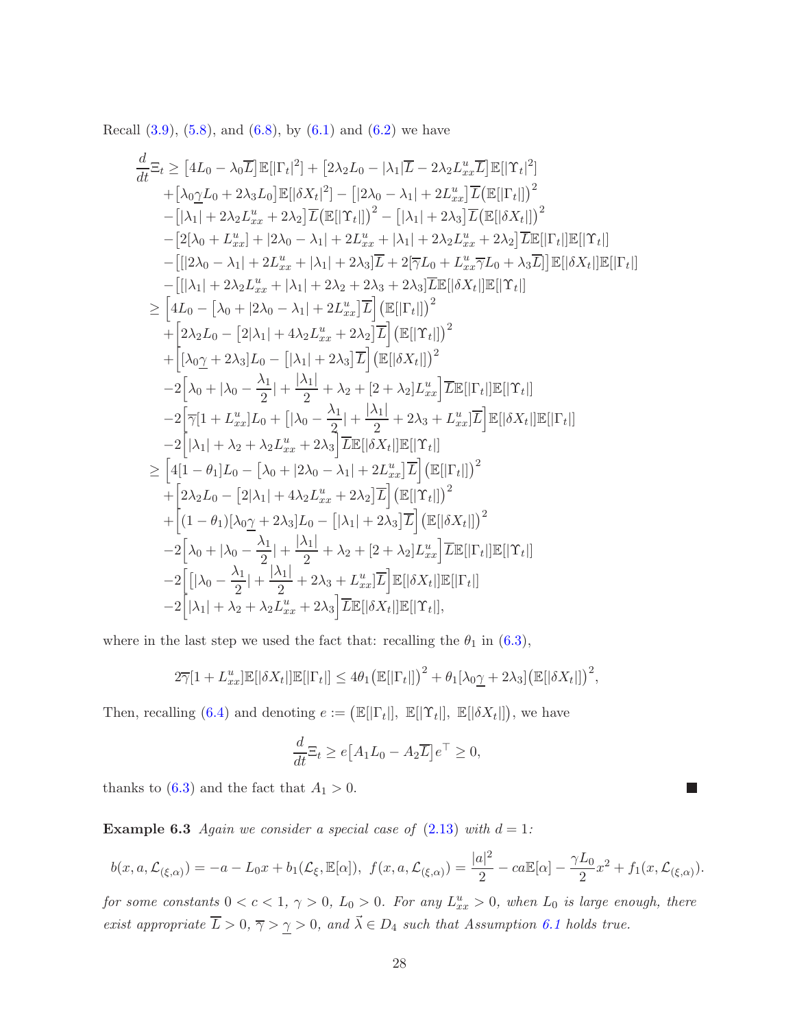Recall (3.9), (5.8), and (6.8), by (6.1) and (6.2) we have

$$
\begin{aligned}
\frac{d}{dt}\Xi_t \geq\ & \big[4L_0 - \lambda_0\overline{L}\big]\mathbb{E}[|\Gamma_t|^2] + \big[2\lambda_2 L_0 - |\lambda_1|\overline{L} - 2\lambda_2 L^u_{xx}\overline{L}\big]\mathbb{E}[|\Upsilon_t|^2] \\
& + \big[\lambda_0\underline{\gamma}L_0 + 2\lambda_3 L_0\big]\mathbb{E}[|\delta X_t|^2] - \big[|2\lambda_0 - \lambda_1| + 2L^u_{xx}\big]\overline{L}\big(\mathbb{E}[|\Gamma_t|]\big)^2 \\
& - \big[|\lambda_1| + 2\lambda_2 L^u_{xx} + 2\lambda_2\big]\overline{L}\big(\mathbb{E}[|\Upsilon_t|]\big)^2 - \big[|\lambda_1| + 2\lambda_3\big]\overline{L}\big(\mathbb{E}[|\delta X_t|]\big)^2 \\
& - \big[2[\lambda_0 + L^u_{xx}] + |2\lambda_0 - \lambda_1| + 2L^u_{xx} + |\lambda_1| + 2\lambda_2 L^u_{xx} + 2\lambda_2\big]\overline{L}\mathbb{E}[|\Gamma_t|]\mathbb{E}[|\Upsilon_t|] \\
& - \big[[|2\lambda_0 - \lambda_1| + 2L^u_{xx} + |\lambda_1| + 2\lambda_3]\overline{L} + 2[\overline{\gamma}L_0 + L^u_{xx}\overline{\gamma}L_0 + \lambda_3\overline{L}]\big]\mathbb{E}[|\delta X_t|]\mathbb{E}[|\Gamma_t|] \\
& - \big[[|\lambda_1| + 2\lambda_2 L^u_{xx} + |\lambda_1| + 2\lambda_2 + 2\lambda_3 + 2\lambda_3]\overline{L}\mathbb{E}[|\delta X_t|]\mathbb{E}[|\Upsilon_t|]\\
\geq\ & \Big[4L_0 - \big[\lambda_0 + |2\lambda_0 - \lambda_1| + 2L^u_{xx}\big]\overline{L}\Big]\big(\mathbb{E}[|\Gamma_t|]\big)^2 \\
& + \Big[2\lambda_2 L_0 - \big[2|\lambda_1| + 4\lambda_2 L^u_{xx} + 2\lambda_2\big]\overline{L}\Big]\big(\mathbb{E}[|\Upsilon_t|]\big)^2 \\
& + \Big[[\lambda_0\underline{\gamma} + 2\lambda_3]L_0 - \big[|\lambda_1| + 2\lambda_3\big]\overline{L}\Big]\big(\mathbb{E}[|\delta X_t|]\big)^2 \\
& - 2\Big[\lambda_0 + |\lambda_0 - \frac{\lambda_1}{2}| + \frac{|\lambda_1|}{2} + \lambda_2 + [2 + \lambda_2]L^u_{xx}\Big]\overline{L}\mathbb{E}[|\Gamma_t|]\mathbb{E}[|\Upsilon_t|] \\
& - 2\Big[\overline{\gamma}[1 + L^u_{xx}]L_0 + \big[|\lambda_0 - \frac{\lambda_1}{2}| + \frac{|\lambda_1|}{2} + 2\lambda_3 + L^u_{xx}\big]\overline{L}\Big]\mathbb{E}[|\delta X_t|]\mathbb{E}[|\Gamma_t|] \\
& - 2\Big[|\lambda_1| + \lambda_2 + \lambda_2 L^u_{xx} + 2\lambda_3\Big]\overline{L}\mathbb{E}[|\delta X_t|]\mathbb{E}[|\Upsilon_t|] \\
\geq\ & \Big[4[1 - \theta_1]L_0 - \big[\lambda_0 + |2\lambda_0 - \lambda_1| + 2L^u_{xx}\big]\overline{L}\Big]\big(\mathbb{E}[|\Gamma_t|]\big)^2 \\
& + \Big[2\lambda_2 L_0 - \big[2|\lambda_1| + 4\lambda_2 L^u_{xx} + 2\lambda_2\big]\overline{L}\Big]\big(\mathbb{E}[|\Upsilon_t|]\big)^2 \\
& + \Big[(1 - \theta_1)[\lambda_0\underline{\gamma} + 2\lambda_3]L_0 - \big[|\lambda_1| + 2\lambda_3\big]\overline{L}\Big]\big(\mathbb{E}[|\delta X_t|]\big)^2 \\
& - 2\Big[\lambda_0 + |\lambda_0 - \frac{\lambda_1}{2}| + \frac{|\lambda_1|}{2} + \lambda_2 + [2 + \lambda_2]L^u_{xx}\Big]\overline{L}\mathbb{E}[|\Gamma_t|]\mathbb{E}[|\Upsilon_t|] \\
& - 2\Big[\big[|\lambda_0 - \frac{\lambda_1}{2}| + \frac{|\lambda_1|}{2} + 2\lambda_3 + L^u_{xx}\big]\overline{L}\Big]\mathbb{E}[|\delta X_t|]\mathbb{E}[|\Gamma_t|] \\
& - 2\Big[|\lambda_1| + \lambda_2 + \lambda_2 L^u_{xx} + 2\lambda_3\Big]\overline{L}\mathbb{E}[|\delta X_t|]\mathbb{E}[|\Upsilon_t|],
\end{aligned}
$$

where in the last step we used the fact that: recalling the $\theta_1$ in (6.3),

$$
2\overline{\gamma}[1 + L^u_{xx}]\mathbb{E}[|\delta X_t|]\mathbb{E}[|\Gamma_t|] \leq 4\theta_1\big(\mathbb{E}[|\Gamma_t|]\big)^2 + \theta_1[\lambda_0\underline{\gamma} + 2\lambda_3]\big(\mathbb{E}[|\delta X_t|]\big)^2,
$$

Then, recalling (6.4) and denoting $e := \big(\mathbb{E}[|\Gamma_t|],\ \mathbb{E}[|\Upsilon_t|],\ \mathbb{E}[|\delta X_t|]\big)$, we have

$$
\frac{d}{dt}\Xi_t \geq e\big[A_1 L_0 - A_2\overline{L}\big]e^\top \geq 0,
$$

thanks to (6.3) and the fact that $A_1 > 0$. ∎

**Example 6.3** *Again we consider a special case of (2.13) with $d = 1$:*

$$
b(x, a, \mathcal{L}_{(\xi,\alpha)}) = -a - L_0 x + b_1(\mathcal{L}_\xi, \mathbb{E}[\alpha]),\ f(x, a, \mathcal{L}_{(\xi,\alpha)}) = \frac{|a|^2}{2} - ca\mathbb{E}[\alpha] - \frac{\gamma L_0}{2}x^2 + f_1(x, \mathcal{L}_{(\xi,\alpha)}).
$$

*for some constants $0 < c < 1$, $\gamma > 0$, $L_0 > 0$. For any $L^u_{xx} > 0$, when $L_0$ is large enough, there exist appropriate $\overline{L} > 0$, $\overline{\gamma} > \underline{\gamma} > 0$, and $\vec{\lambda} \in D_4$ such that Assumption 6.1 holds true.*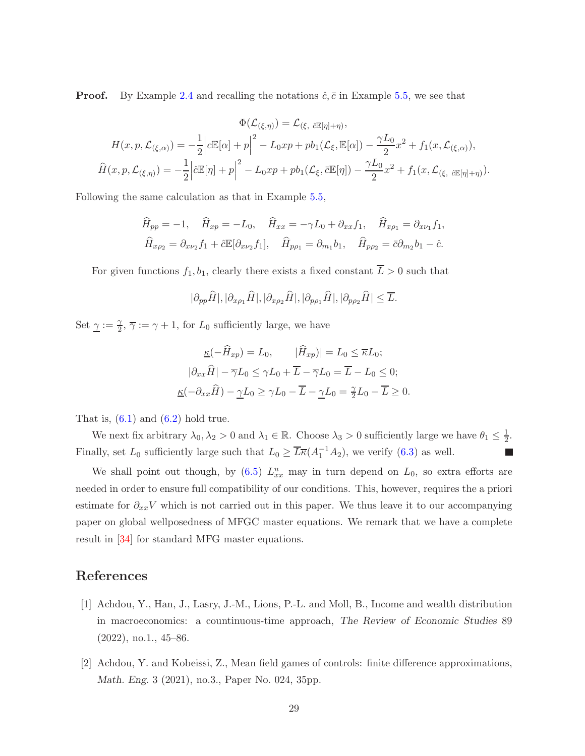**Proof.** By Example 2.4 and recalling the notations $\hat{c}, \bar{c}$ in Example 5.5, we see that

$$
\Phi(\mathcal{L}_{(\xi,\eta)}) = \mathcal{L}_{(\xi,\ \hat{c}\mathbb{E}[\eta]+\eta)},
$$

$$
H(x,p,\mathcal{L}_{(\xi,\alpha)}) = -\frac{1}{2}\Big|c\mathbb{E}[\alpha]+p\Big|^2 - L_0 xp + pb_1(\mathcal{L}_\xi, \mathbb{E}[\alpha]) - \frac{\gamma L_0}{2}x^2 + f_1(x,\mathcal{L}_{(\xi,\alpha)}),
$$

$$
\widehat{H}(x,p,\mathcal{L}_{(\xi,\eta)}) = -\frac{1}{2}\Big|\hat{c}\mathbb{E}[\eta]+p\Big|^2 - L_0 xp + pb_1(\mathcal{L}_\xi, \bar{c}\mathbb{E}[\eta]) - \frac{\gamma L_0}{2}x^2 + f_1(x,\mathcal{L}_{(\xi,\ \hat{c}\mathbb{E}[\eta]+\eta)}).
$$

Following the same calculation as that in Example 5.5,

$$
\widehat{H}_{pp} = -1, \quad \widehat{H}_{xp} = -L_0, \quad \widehat{H}_{xx} = -\gamma L_0 + \partial_{xx} f_1, \quad \widehat{H}_{x\rho_1} = \partial_{x\nu_1} f_1,
$$

$$
\widehat{H}_{x\rho_2} = \partial_{x\nu_2} f_1 + \hat{c}\mathbb{E}[\partial_{x\nu_2} f_1], \quad \widehat{H}_{p\rho_1} = \partial_{m_1} b_1, \quad \widehat{H}_{p\rho_2} = \bar{c}\partial_{m_2} b_1 - \hat{c}.
$$

For given functions $f_1, b_1$, clearly there exists a fixed constant $\overline{L} > 0$ such that

$$
|\partial_{pp}\widehat{H}|, |\partial_{x\rho_1}\widehat{H}|, |\partial_{x\rho_2}\widehat{H}|, |\partial_{p\rho_1}\widehat{H}|, |\partial_{p\rho_2}\widehat{H}| \le \overline{L}.
$$

Set $\underline{\gamma} := \frac{\gamma}{2}$, $\overline{\gamma} := \gamma + 1$, for $L_0$ sufficiently large, we have

$$
\underline{\kappa}(-\widehat{H}_{xp}) = L_0, \qquad |\widehat{H}_{xp})| = L_0 \le \overline{\kappa} L_0;
$$

$$
|\partial_{xx}\widehat{H}| - \overline{\gamma} L_0 \le \gamma L_0 + \overline{L} - \overline{\gamma} L_0 = \overline{L} - L_0 \le 0;
$$

$$
\underline{\kappa}(-\partial_{xx}\widehat{H}) - \underline{\gamma} L_0 \ge \gamma L_0 - \overline{L} - \underline{\gamma} L_0 = \tfrac{\gamma}{2} L_0 - \overline{L} \ge 0.
$$

That is, (6.1) and (6.2) hold true.

We next fix arbitrary $\lambda_0, \lambda_2 > 0$ and $\lambda_1 \in \mathbb{R}$. Choose $\lambda_3 > 0$ sufficiently large we have $\theta_1 \le \frac{1}{2}$. Finally, set $L_0$ sufficiently large such that $L_0 \ge \overline{L}\overline{\kappa}(A_1^{-1}A_2)$, we verify (6.3) as well. ∎

We shall point out though, by (6.5) $L^u_{xx}$ may in turn depend on $L_0$, so extra efforts are needed in order to ensure full compatibility of our conditions. This, however, requires the a priori estimate for $\partial_{xx}V$ which is not carried out in this paper. We thus leave it to our accompanying paper on global wellposedness of MFGC master equations. We remark that we have a complete result in [34] for standard MFG master equations.

## References

[1] Achdou, Y., Han, J., Lasry, J.-M., Lions, P.-L. and Moll, B., Income and wealth distribution in macroeconomics: a countinuous-time approach, *The Review of Economic Studies* 89 (2022), no.1., 45–86.

[2] Achdou, Y. and Kobeissi, Z., Mean field games of controls: finite difference approximations, *Math. Eng.* 3 (2021), no.3., Paper No. 024, 35pp.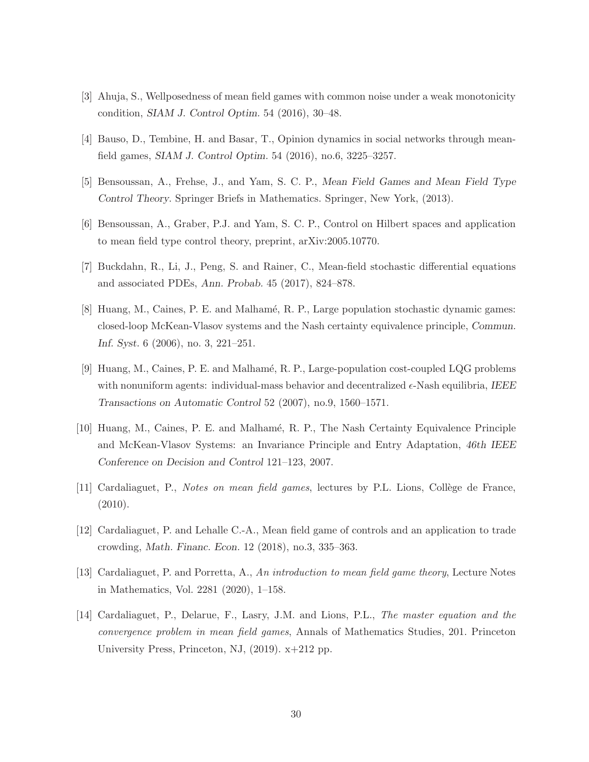[3] Ahuja, S., Wellposedness of mean field games with common noise under a weak monotonicity condition, *SIAM J. Control Optim.* 54 (2016), 30–48.

[4] Bauso, D., Tembine, H. and Basar, T., Opinion dynamics in social networks through mean-field games, *SIAM J. Control Optim.* 54 (2016), no.6, 3225–3257.

[5] Bensoussan, A., Frehse, J., and Yam, S. C. P., *Mean Field Games and Mean Field Type Control Theory*. Springer Briefs in Mathematics. Springer, New York, (2013).

[6] Bensoussan, A., Graber, P.J. and Yam, S. C. P., Control on Hilbert spaces and application to mean field type control theory, preprint, arXiv:2005.10770.

[7] Buckdahn, R., Li, J., Peng, S. and Rainer, C., Mean-field stochastic differential equations and associated PDEs, *Ann. Probab.* 45 (2017), 824–878.

[8] Huang, M., Caines, P. E. and Malhamé, R. P., Large population stochastic dynamic games: closed-loop McKean-Vlasov systems and the Nash certainty equivalence principle, *Commun. Inf. Syst.* 6 (2006), no. 3, 221–251.

[9] Huang, M., Caines, P. E. and Malhamé, R. P., Large-population cost-coupled LQG problems with nonuniform agents: individual-mass behavior and decentralized $\epsilon$-Nash equilibria, *IEEE Transactions on Automatic Control* 52 (2007), no.9, 1560–1571.

[10] Huang, M., Caines, P. E. and Malhamé, R. P., The Nash Certainty Equivalence Principle and McKean-Vlasov Systems: an Invariance Principle and Entry Adaptation, *46th IEEE Conference on Decision and Control* 121–123, 2007.

[11] Cardaliaguet, P., *Notes on mean field games*, lectures by P.L. Lions, Collège de France, (2010).

[12] Cardaliaguet, P. and Lehalle C.-A., Mean field game of controls and an application to trade crowding, *Math. Financ. Econ.* 12 (2018), no.3, 335–363.

[13] Cardaliaguet, P. and Porretta, A., *An introduction to mean field game theory*, Lecture Notes in Mathematics, Vol. 2281 (2020), 1–158.

[14] Cardaliaguet, P., Delarue, F., Lasry, J.M. and Lions, P.L., *The master equation and the convergence problem in mean field games*, Annals of Mathematics Studies, 201. Princeton University Press, Princeton, NJ, (2019). x+212 pp.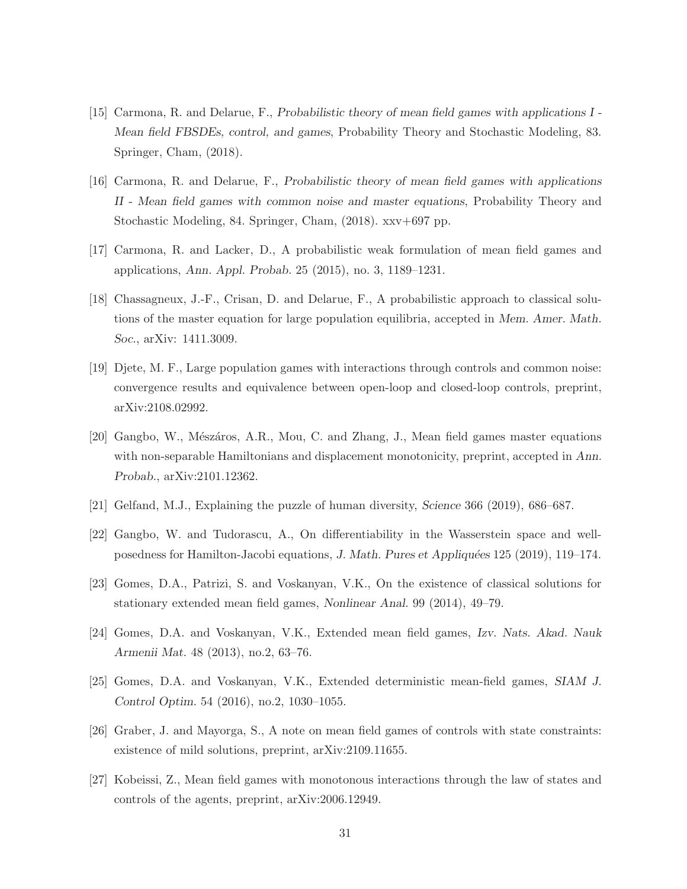[15] Carmona, R. and Delarue, F., *Probabilistic theory of mean field games with applications I - Mean field FBSDEs, control, and games*, Probability Theory and Stochastic Modeling, 83. Springer, Cham, (2018).

[16] Carmona, R. and Delarue, F., *Probabilistic theory of mean field games with applications II - Mean field games with common noise and master equations*, Probability Theory and Stochastic Modeling, 84. Springer, Cham, (2018). xxv+697 pp.

[17] Carmona, R. and Lacker, D., A probabilistic weak formulation of mean field games and applications, *Ann. Appl. Probab.* 25 (2015), no. 3, 1189–1231.

[18] Chassagneux, J.-F., Crisan, D. and Delarue, F., A probabilistic approach to classical solutions of the master equation for large population equilibria, accepted in *Mem. Amer. Math. Soc.*, arXiv: 1411.3009.

[19] Djete, M. F., Large population games with interactions through controls and common noise: convergence results and equivalence between open-loop and closed-loop controls, preprint, arXiv:2108.02992.

[20] Gangbo, W., Mészáros, A.R., Mou, C. and Zhang, J., Mean field games master equations with non-separable Hamiltonians and displacement monotonicity, preprint, accepted in *Ann. Probab.*, arXiv:2101.12362.

[21] Gelfand, M.J., Explaining the puzzle of human diversity, *Science* 366 (2019), 686–687.

[22] Gangbo, W. and Tudorascu, A., On differentiability in the Wasserstein space and well-posedness for Hamilton-Jacobi equations, *J. Math. Pures et Appliquées* 125 (2019), 119–174.

[23] Gomes, D.A., Patrizi, S. and Voskanyan, V.K., On the existence of classical solutions for stationary extended mean field games, *Nonlinear Anal.* 99 (2014), 49–79.

[24] Gomes, D.A. and Voskanyan, V.K., Extended mean field games, *Izv. Nats. Akad. Nauk Armenii Mat.* 48 (2013), no.2, 63–76.

[25] Gomes, D.A. and Voskanyan, V.K., Extended deterministic mean-field games, *SIAM J. Control Optim.* 54 (2016), no.2, 1030–1055.

[26] Graber, J. and Mayorga, S., A note on mean field games of controls with state constraints: existence of mild solutions, preprint, arXiv:2109.11655.

[27] Kobeissi, Z., Mean field games with monotonous interactions through the law of states and controls of the agents, preprint, arXiv:2006.12949.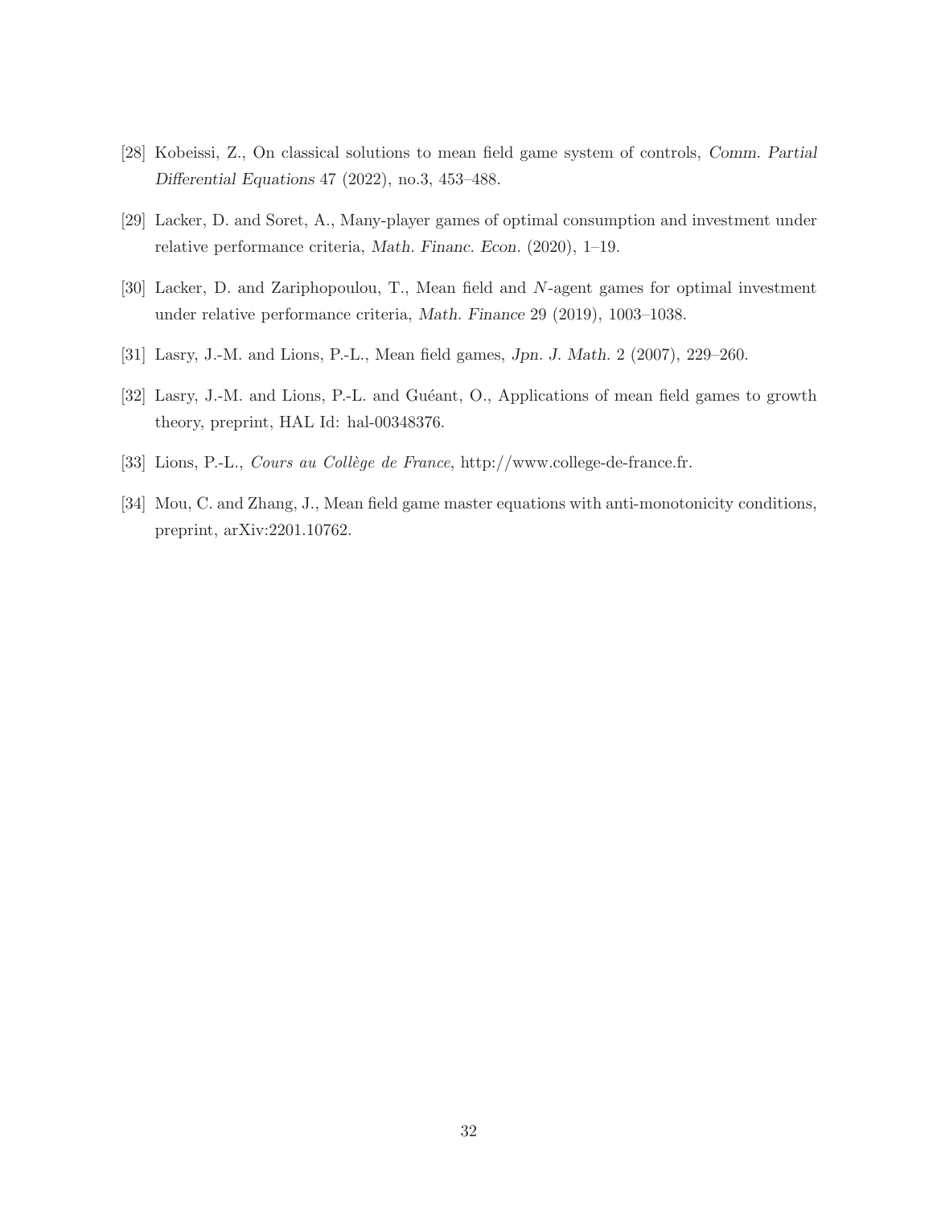[28] Kobeissi, Z., On classical solutions to mean field game system of controls, *Comm. Partial Differential Equations* 47 (2022), no.3, 453–488.

[29] Lacker, D. and Soret, A., Many-player games of optimal consumption and investment under relative performance criteria, *Math. Financ. Econ.* (2020), 1–19.

[30] Lacker, D. and Zariphopoulou, T., Mean field and $N$-agent games for optimal investment under relative performance criteria, *Math. Finance* 29 (2019), 1003–1038.

[31] Lasry, J.-M. and Lions, P.-L., Mean field games, *Jpn. J. Math.* 2 (2007), 229–260.

[32] Lasry, J.-M. and Lions, P.-L. and Guéant, O., Applications of mean field games to growth theory, preprint, HAL Id: hal-00348376.

[33] Lions, P.-L., *Cours au Collège de France*, http://www.college-de-france.fr.

[34] Mou, C. and Zhang, J., Mean field game master equations with anti-monotonicity conditions, preprint, arXiv:2201.10762.